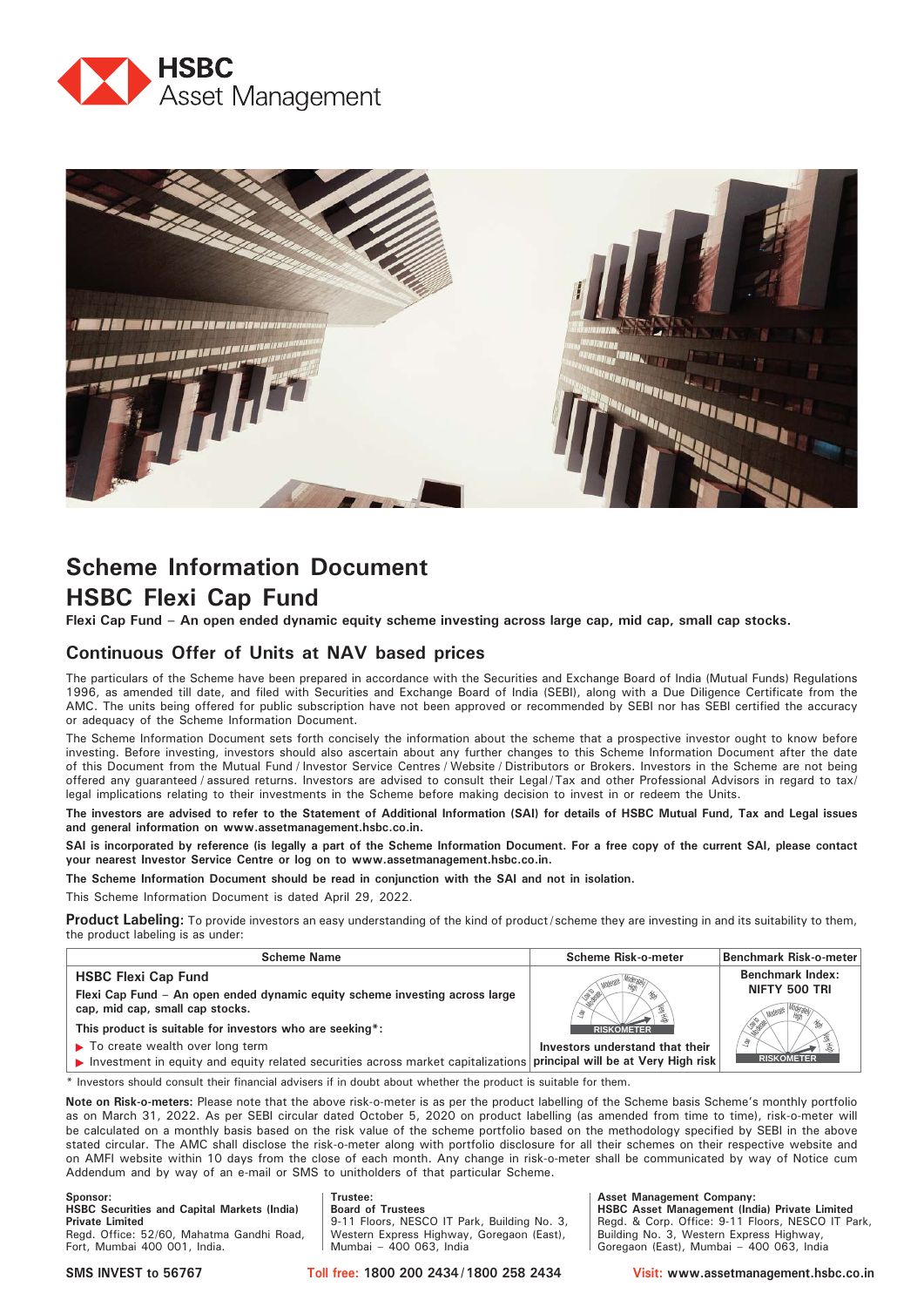HSBC Asset Management

# Scheme Information Document
# HSBC Flexi Cap Fund

**Flexi Cap Fund – An open ended dynamic equity scheme investing across large cap, mid cap, small cap stocks.**

## Continuous Offer of Units at NAV based prices

The particulars of the Scheme have been prepared in accordance with the Securities and Exchange Board of India (Mutual Funds) Regulations 1996, as amended till date, and filed with Securities and Exchange Board of India (SEBI), along with a Due Diligence Certificate from the AMC. The units being offered for public subscription have not been approved or recommended by SEBI nor has SEBI certified the accuracy or adequacy of the Scheme Information Document.

The Scheme Information Document sets forth concisely the information about the scheme that a prospective investor ought to know before investing. Before investing, investors should also ascertain about any further changes to this Scheme Information Document after the date of this Document from the Mutual Fund / Investor Service Centres / Website / Distributors or Brokers. Investors in the Scheme are not being offered any guaranteed / assured returns. Investors are advised to consult their Legal / Tax and other Professional Advisors in regard to tax/ legal implications relating to their investments in the Scheme before making decision to invest in or redeem the Units.

**The investors are advised to refer to the Statement of Additional Information (SAI) for details of HSBC Mutual Fund, Tax and Legal issues and general information on www.assetmanagement.hsbc.co.in.**

**SAI is incorporated by reference (is legally a part of the Scheme Information Document. For a free copy of the current SAI, please contact your nearest Investor Service Centre or log on to www.assetmanagement.hsbc.co.in.**

**The Scheme Information Document should be read in conjunction with the SAI and not in isolation.**

This Scheme Information Document is dated April 29, 2022.

**Product Labeling:** To provide investors an easy understanding of the kind of product / scheme they are investing in and its suitability to them, the product labeling is as under:

| Scheme Name | Scheme Risk-o-meter | Benchmark Risk-o-meter |
|---|---|---|
| **HSBC Flexi Cap Fund**<br>**Flexi Cap Fund – An open ended dynamic equity scheme investing across large cap, mid cap, small cap stocks.**<br>**This product is suitable for investors who are seeking*:**<br>▶ To create wealth over long term<br>▶ Investment in equity and equity related securities across market capitalizations | RISKOMETER<br>**Investors understand that their principal will be at Very High risk** | **Benchmark Index: NIFTY 500 TRI**<br>RISKOMETER |

\* Investors should consult their financial advisers if in doubt about whether the product is suitable for them.

**Note on Risk-o-meters:** Please note that the above risk-o-meter is as per the product labelling of the Scheme basis Scheme's monthly portfolio as on March 31, 2022. As per SEBI circular dated October 5, 2020 on product labelling (as amended from time to time), risk-o-meter will be calculated on a monthly basis based on the risk value of the scheme portfolio based on the methodology specified by SEBI in the above stated circular. The AMC shall disclose the risk-o-meter along with portfolio disclosure for all their schemes on their respective website and on AMFI website within 10 days from the close of each month. Any change in risk-o-meter shall be communicated by way of Notice cum Addendum and by way of an e-mail or SMS to unitholders of that particular Scheme.

**Sponsor:**
**HSBC Securities and Capital Markets (India) Private Limited**
Regd. Office: 52/60, Mahatma Gandhi Road, Fort, Mumbai 400 001, India.

**Trustee:**
**Board of Trustees**
9-11 Floors, NESCO IT Park, Building No. 3, Western Express Highway, Goregaon (East), Mumbai – 400 063, India

**Asset Management Company:**
**HSBC Asset Management (India) Private Limited**
Regd. & Corp. Office: 9-11 Floors, NESCO IT Park, Building No. 3, Western Express Highway, Goregaon (East), Mumbai – 400 063, India

**SMS INVEST to 56767** | Toll free: **1800 200 2434 / 1800 258 2434** | Visit: **www.assetmanagement.hsbc.co.in**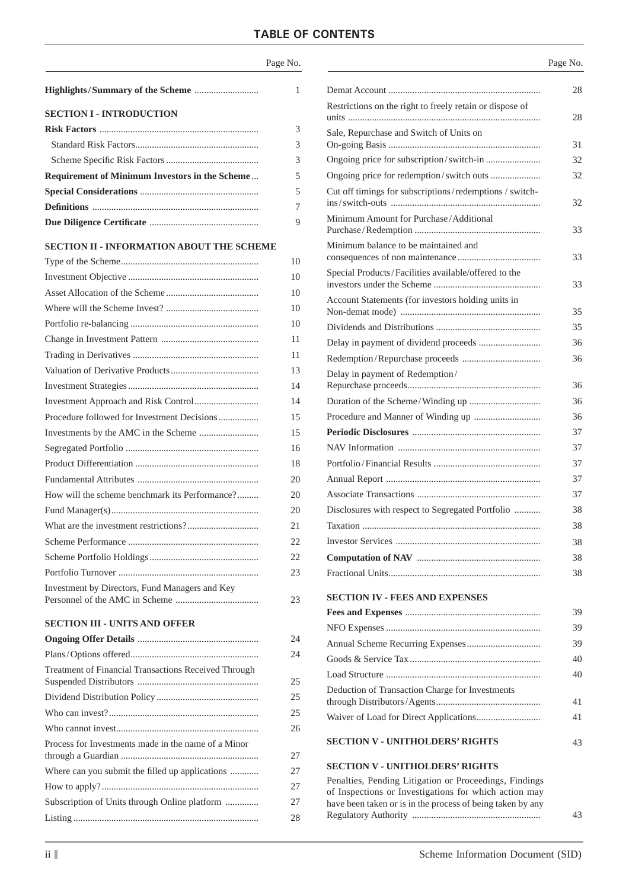# TABLE OF CONTENTS

| | Page No. |
|---|---|
| **Highlights/Summary of the Scheme** | 1 |
| **SECTION I - INTRODUCTION** | |
| **Risk Factors** | 3 |
| Standard Risk Factors | 3 |
| Scheme Specific Risk Factors | 3 |
| **Requirement of Minimum Investors in the Scheme** | 5 |
| **Special Considerations** | 5 |
| **Definitions** | 7 |
| **Due Diligence Certificate** | 9 |
| **SECTION II - INFORMATION ABOUT THE SCHEME** | |
| Type of the Scheme | 10 |
| Investment Objective | 10 |
| Asset Allocation of the Scheme | 10 |
| Where will the Scheme Invest? | 10 |
| Portfolio re-balancing | 10 |
| Change in Investment Pattern | 11 |
| Trading in Derivatives | 11 |
| Valuation of Derivative Products | 13 |
| Investment Strategies | 14 |
| Investment Approach and Risk Control | 14 |
| Procedure followed for Investment Decisions | 15 |
| Investments by the AMC in the Scheme | 15 |
| Segregated Portfolio | 16 |
| Product Differentiation | 18 |
| Fundamental Attributes | 20 |
| How will the scheme benchmark its Performance? | 20 |
| Fund Manager(s) | 20 |
| What are the investment restrictions? | 21 |
| Scheme Performance | 22 |
| Scheme Portfolio Holdings | 22 |
| Portfolio Turnover | 23 |
| Investment by Directors, Fund Managers and Key Personnel of the AMC in Scheme | 23 |
| **SECTION III - UNITS AND OFFER** | |
| **Ongoing Offer Details** | 24 |
| Plans/Options offered | 24 |
| Treatment of Financial Transactions Received Through Suspended Distributors | 25 |
| Dividend Distribution Policy | 25 |
| Who can invest? | 25 |
| Who cannot invest | 26 |
| Process for Investments made in the name of a Minor through a Guardian | 27 |
| Where can you submit the filled up applications | 27 |
| How to apply? | 27 |
| Subscription of Units through Online platform | 27 |
| Listing | 28 |
| Demat Account | 28 |
| Restrictions on the right to freely retain or dispose of units | 28 |
| Sale, Repurchase and Switch of Units on On-going Basis | 31 |
| Ongoing price for subscription/switch-in | 32 |
| Ongoing price for redemption/switch outs | 32 |
| Cut off timings for subscriptions/redemptions / switch-ins/switch-outs | 32 |
| Minimum Amount for Purchase/Additional Purchase/Redemption | 33 |
| Minimum balance to be maintained and consequences of non maintenance | 33 |
| Special Products/Facilities available/offered to the investors under the Scheme | 33 |
| Account Statements (for investors holding units in Non-demat mode) | 35 |
| Dividends and Distributions | 35 |
| Delay in payment of dividend proceeds | 36 |
| Redemption/Repurchase proceeds | 36 |
| Delay in payment of Redemption/Repurchase proceeds | 36 |
| Duration of the Scheme/Winding up | 36 |
| Procedure and Manner of Winding up | 36 |
| **Periodic Disclosures** | 37 |
| NAV Information | 37 |
| Portfolio/Financial Results | 37 |
| Annual Report | 37 |
| Associate Transactions | 37 |
| Disclosures with respect to Segregated Portfolio | 38 |
| Taxation | 38 |
| Investor Services | 38 |
| **Computation of NAV** | 38 |
| Fractional Units | 38 |
| **SECTION IV - FEES AND EXPENSES** | |
| **Fees and Expenses** | 39 |
| NFO Expenses | 39 |
| Annual Scheme Recurring Expenses | 39 |
| Goods & Service Tax | 40 |
| Load Structure | 40 |
| Deduction of Transaction Charge for Investments through Distributors/Agents | 41 |
| Waiver of Load for Direct Applications | 41 |
| **SECTION V - UNITHOLDERS' RIGHTS** | 43 |
| **SECTION V - UNITHOLDERS' RIGHTS** | |
| Penalties, Pending Litigation or Proceedings, Findings of Inspections or Investigations for which action may have been taken or is in the process of being taken by any Regulatory Authority | 43 |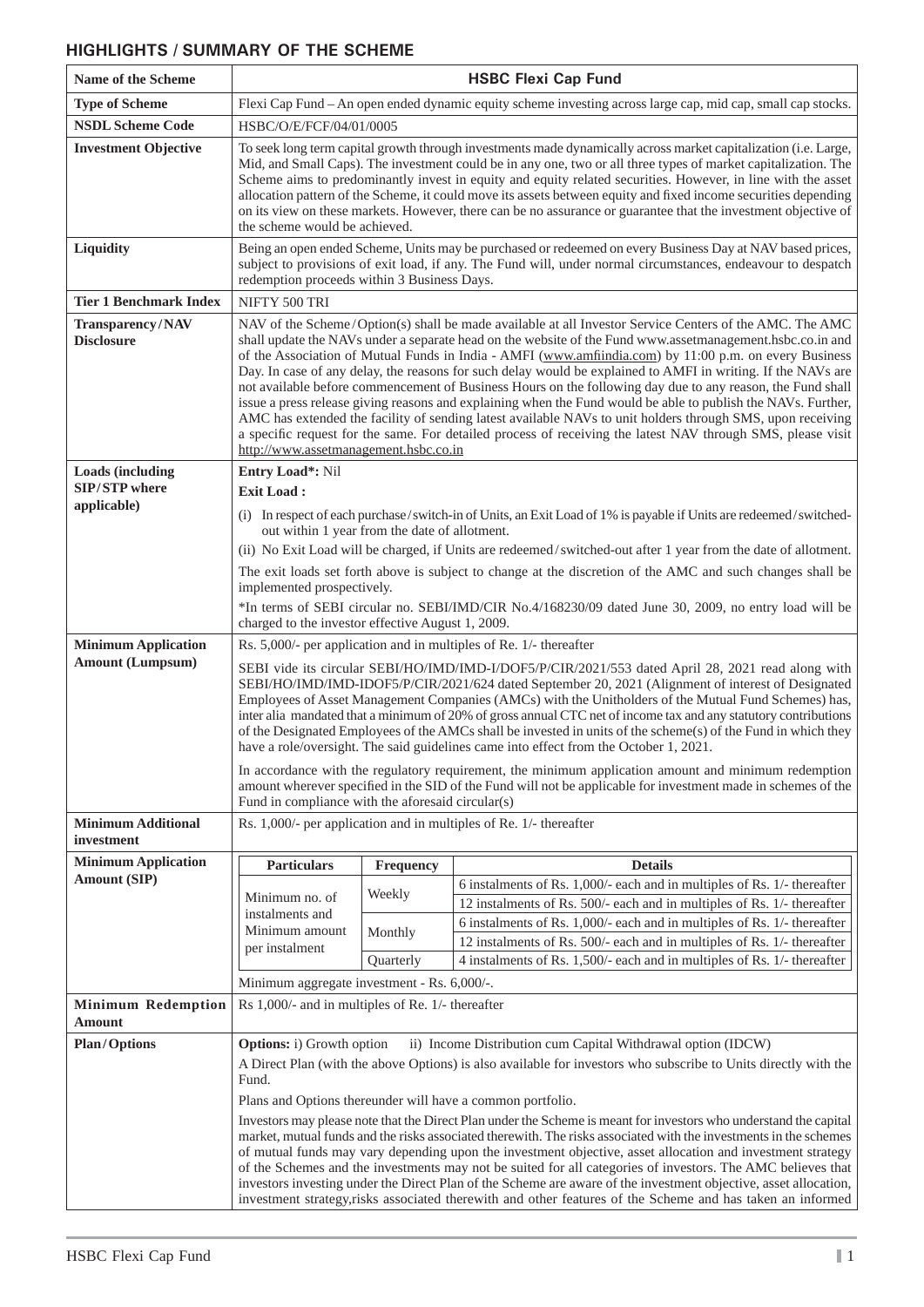## HIGHLIGHTS / SUMMARY OF THE SCHEME

| Name of the Scheme | HSBC Flexi Cap Fund |
|---|---|
| **Type of Scheme** | Flexi Cap Fund – An open ended dynamic equity scheme investing across large cap, mid cap, small cap stocks. |
| **NSDL Scheme Code** | HSBC/O/E/FCF/04/01/0005 |
| **Investment Objective** | To seek long term capital growth through investments made dynamically across market capitalization (i.e. Large, Mid, and Small Caps). The investment could be in any one, two or all three types of market capitalization. The Scheme aims to predominantly invest in equity and equity related securities. However, in line with the asset allocation pattern of the Scheme, it could move its assets between equity and fixed income securities depending on its view on these markets. However, there can be no assurance or guarantee that the investment objective of the scheme would be achieved. |
| **Liquidity** | Being an open ended Scheme, Units may be purchased or redeemed on every Business Day at NAV based prices, subject to provisions of exit load, if any. The Fund will, under normal circumstances, endeavour to despatch redemption proceeds within 3 Business Days. |
| **Tier 1 Benchmark Index** | NIFTY 500 TRI |
| **Transparency/NAV Disclosure** | NAV of the Scheme/Option(s) shall be made available at all Investor Service Centers of the AMC. The AMC shall update the NAVs under a separate head on the website of the Fund www.assetmanagement.hsbc.co.in and of the Association of Mutual Funds in India - AMFI (www.amfiindia.com) by 11:00 p.m. on every Business Day. In case of any delay, the reasons for such delay would be explained to AMFI in writing. If the NAVs are not available before commencement of Business Hours on the following day due to any reason, the Fund shall issue a press release giving reasons and explaining when the Fund would be able to publish the NAVs. Further, AMC has extended the facility of sending latest available NAVs to unit holders through SMS, upon receiving a specific request for the same. For detailed process of receiving the latest NAV through SMS, please visit http://www.assetmanagement.hsbc.co.in |
| **Loads (including SIP/STP where applicable)** | **Entry Load*:** Nil<br>**Exit Load :**<br>(i) In respect of each purchase/switch-in of Units, an Exit Load of 1% is payable if Units are redeemed/switched-out within 1 year from the date of allotment.<br>(ii) No Exit Load will be charged, if Units are redeemed/switched-out after 1 year from the date of allotment.<br>The exit loads set forth above is subject to change at the discretion of the AMC and such changes shall be implemented prospectively.<br>*In terms of SEBI circular no. SEBI/IMD/CIR No.4/168230/09 dated June 30, 2009, no entry load will be charged to the investor effective August 1, 2009. |
| **Minimum Application Amount (Lumpsum)** | Rs. 5,000/- per application and in multiples of Re. 1/- thereafter<br>SEBI vide its circular SEBI/HO/IMD/IMD-I/DOF5/P/CIR/2021/553 dated April 28, 2021 read along with SEBI/HO/IMD/IMD-IDOF5/P/CIR/2021/624 dated September 20, 2021 (Alignment of interest of Designated Employees of Asset Management Companies (AMCs) with the Unitholders of the Mutual Fund Schemes) has, inter alia mandated that a minimum of 20% of gross annual CTC net of income tax and any statutory contributions of the Designated Employees of the AMCs shall be invested in units of the scheme(s) of the Fund in which they have a role/oversight. The said guidelines came into effect from the October 1, 2021.<br>In accordance with the regulatory requirement, the minimum application amount and minimum redemption amount wherever specified in the SID of the Fund will not be applicable for investment made in schemes of the Fund in compliance with the aforesaid circular(s) |
| **Minimum Additional investment** | Rs. 1,000/- per application and in multiples of Re. 1/- thereafter |
| **Minimum Application Amount (SIP)** | See table below.<br>Minimum aggregate investment - Rs. 6,000/-. |
| **Minimum Redemption Amount** | Rs 1,000/- and in multiples of Re. 1/- thereafter |
| **Plan/Options** | **Options:** i) Growth option ii) Income Distribution cum Capital Withdrawal option (IDCW)<br>A Direct Plan (with the above Options) is also available for investors who subscribe to Units directly with the Fund.<br>Plans and Options thereunder will have a common portfolio.<br>Investors may please note that the Direct Plan under the Scheme is meant for investors who understand the capital market, mutual funds and the risks associated therewith. The risks associated with the investments in the schemes of mutual funds may vary depending upon the investment objective, asset allocation and investment strategy of the Schemes and the investments may not be suited for all categories of investors. The AMC believes that investors investing under the Direct Plan of the Scheme are aware of the investment objective, asset allocation, investment strategy,risks associated therewith and other features of the Scheme and has taken an informed |

**Minimum Application Amount (SIP):**

| Particulars | Frequency | Details |
|---|---|---|
| Minimum no. of instalments and Minimum amount per instalment | Weekly | 6 instalments of Rs. 1,000/- each and in multiples of Rs. 1/- thereafter |
| | | 12 instalments of Rs. 500/- each and in multiples of Rs. 1/- thereafter |
| | Monthly | 6 instalments of Rs. 1,000/- each and in multiples of Rs. 1/- thereafter |
| | | 12 instalments of Rs. 500/- each and in multiples of Rs. 1/- thereafter |
| | Quarterly | 4 instalments of Rs. 1,500/- each and in multiples of Rs. 1/- thereafter |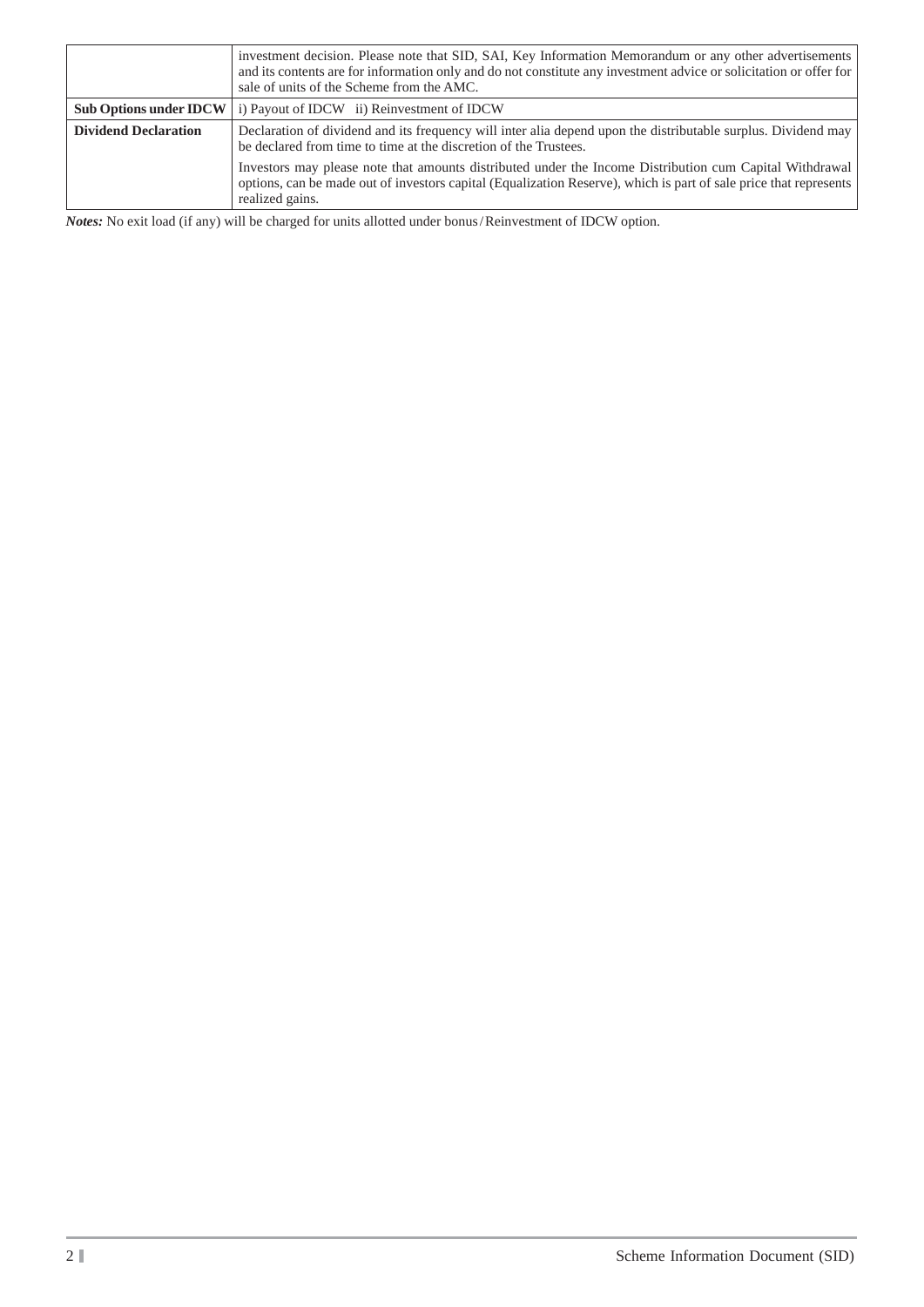| | |
|---|---|
| | investment decision. Please note that SID, SAI, Key Information Memorandum or any other advertisements and its contents are for information only and do not constitute any investment advice or solicitation or offer for sale of units of the Scheme from the AMC. |
| **Sub Options under IDCW** | i) Payout of IDCW ii) Reinvestment of IDCW |
| **Dividend Declaration** | Declaration of dividend and its frequency will inter alia depend upon the distributable surplus. Dividend may be declared from time to time at the discretion of the Trustees.<br><br>Investors may please note that amounts distributed under the Income Distribution cum Capital Withdrawal options, can be made out of investors capital (Equalization Reserve), which is part of sale price that represents realized gains. |

***Notes:*** No exit load (if any) will be charged for units allotted under bonus / Reinvestment of IDCW option.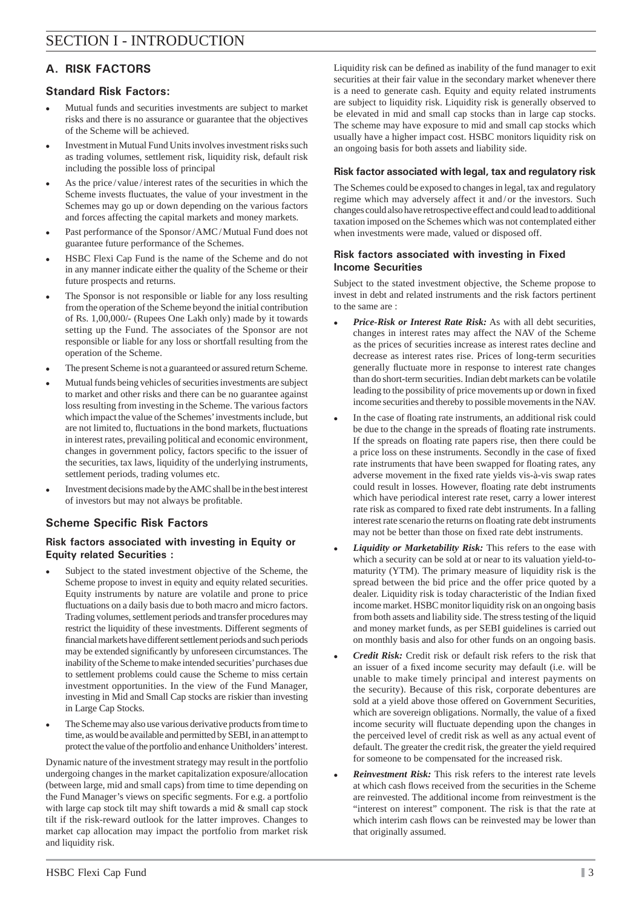# SECTION I - INTRODUCTION

## A. RISK FACTORS

### Standard Risk Factors:

- Mutual funds and securities investments are subject to market risks and there is no assurance or guarantee that the objectives of the Scheme will be achieved.
- Investment in Mutual Fund Units involves investment risks such as trading volumes, settlement risk, liquidity risk, default risk including the possible loss of principal
- As the price / value / interest rates of the securities in which the Scheme invests fluctuates, the value of your investment in the Schemes may go up or down depending on the various factors and forces affecting the capital markets and money markets.
- Past performance of the Sponsor / AMC / Mutual Fund does not guarantee future performance of the Schemes.
- HSBC Flexi Cap Fund is the name of the Scheme and do not in any manner indicate either the quality of the Scheme or their future prospects and returns.
- The Sponsor is not responsible or liable for any loss resulting from the operation of the Scheme beyond the initial contribution of Rs. 1,00,000/- (Rupees One Lakh only) made by it towards setting up the Fund. The associates of the Sponsor are not responsible or liable for any loss or shortfall resulting from the operation of the Scheme.
- The present Scheme is not a guaranteed or assured return Scheme.
- Mutual funds being vehicles of securities investments are subject to market and other risks and there can be no guarantee against loss resulting from investing in the Scheme. The various factors which impact the value of the Schemes' investments include, but are not limited to, fluctuations in the bond markets, fluctuations in interest rates, prevailing political and economic environment, changes in government policy, factors specific to the issuer of the securities, tax laws, liquidity of the underlying instruments, settlement periods, trading volumes etc.
- Investment decisions made by the AMC shall be in the best interest of investors but may not always be profitable.

### Scheme Specific Risk Factors

#### Risk factors associated with investing in Equity or Equity related Securities :

- Subject to the stated investment objective of the Scheme, the Scheme propose to invest in equity and equity related securities. Equity instruments by nature are volatile and prone to price fluctuations on a daily basis due to both macro and micro factors. Trading volumes, settlement periods and transfer procedures may restrict the liquidity of these investments. Different segments of financial markets have different settlement periods and such periods may be extended significantly by unforeseen circumstances. The inability of the Scheme to make intended securities' purchases due to settlement problems could cause the Scheme to miss certain investment opportunities. In the view of the Fund Manager, investing in Mid and Small Cap stocks are riskier than investing in Large Cap Stocks.
- The Scheme may also use various derivative products from time to time, as would be available and permitted by SEBI, in an attempt to protect the value of the portfolio and enhance Unitholders' interest.

Dynamic nature of the investment strategy may result in the portfolio undergoing changes in the market capitalization exposure/allocation (between large, mid and small caps) from time to time depending on the Fund Manager's views on specific segments. For e.g. a portfolio with large cap stock tilt may shift towards a mid & small cap stock tilt if the risk-reward outlook for the latter improves. Changes to market cap allocation may impact the portfolio from market risk and liquidity risk.

Liquidity risk can be defined as inability of the fund manager to exit securities at their fair value in the secondary market whenever there is a need to generate cash. Equity and equity related instruments are subject to liquidity risk. Liquidity risk is generally observed to be elevated in mid and small cap stocks than in large cap stocks. The scheme may have exposure to mid and small cap stocks which usually have a higher impact cost. HSBC monitors liquidity risk on an ongoing basis for both assets and liability side.

#### Risk factor associated with legal, tax and regulatory risk

The Schemes could be exposed to changes in legal, tax and regulatory regime which may adversely affect it and / or the investors. Such changes could also have retrospective effect and could lead to additional taxation imposed on the Schemes which was not contemplated either when investments were made, valued or disposed off.

#### Risk factors associated with investing in Fixed Income Securities

Subject to the stated investment objective, the Scheme propose to invest in debt and related instruments and the risk factors pertinent to the same are :

- ***Price-Risk or Interest Rate Risk:*** As with all debt securities, changes in interest rates may affect the NAV of the Scheme as the prices of securities increase as interest rates decline and decrease as interest rates rise. Prices of long-term securities generally fluctuate more in response to interest rate changes than do short-term securities. Indian debt markets can be volatile leading to the possibility of price movements up or down in fixed income securities and thereby to possible movements in the NAV.
- In the case of floating rate instruments, an additional risk could be due to the change in the spreads of floating rate instruments. If the spreads on floating rate papers rise, then there could be a price loss on these instruments. Secondly in the case of fixed rate instruments that have been swapped for floating rates, any adverse movement in the fixed rate yields vis-à-vis swap rates could result in losses. However, floating rate debt instruments which have periodical interest rate reset, carry a lower interest rate risk as compared to fixed rate debt instruments. In a falling interest rate scenario the returns on floating rate debt instruments may not be better than those on fixed rate debt instruments.
- ***Liquidity or Marketability Risk:*** This refers to the ease with which a security can be sold at or near to its valuation yield-to-maturity (YTM). The primary measure of liquidity risk is the spread between the bid price and the offer price quoted by a dealer. Liquidity risk is today characteristic of the Indian fixed income market. HSBC monitor liquidity risk on an ongoing basis from both assets and liability side. The stress testing of the liquid and money market funds, as per SEBI guidelines is carried out on monthly basis and also for other funds on an ongoing basis.
- ***Credit Risk:*** Credit risk or default risk refers to the risk that an issuer of a fixed income security may default (i.e. will be unable to make timely principal and interest payments on the security). Because of this risk, corporate debentures are sold at a yield above those offered on Government Securities, which are sovereign obligations. Normally, the value of a fixed income security will fluctuate depending upon the changes in the perceived level of credit risk as well as any actual event of default. The greater the credit risk, the greater the yield required for someone to be compensated for the increased risk.
- ***Reinvestment Risk:*** This risk refers to the interest rate levels at which cash flows received from the securities in the Scheme are reinvested. The additional income from reinvestment is the "interest on interest" component. The risk is that the rate at which interim cash flows can be reinvested may be lower than that originally assumed.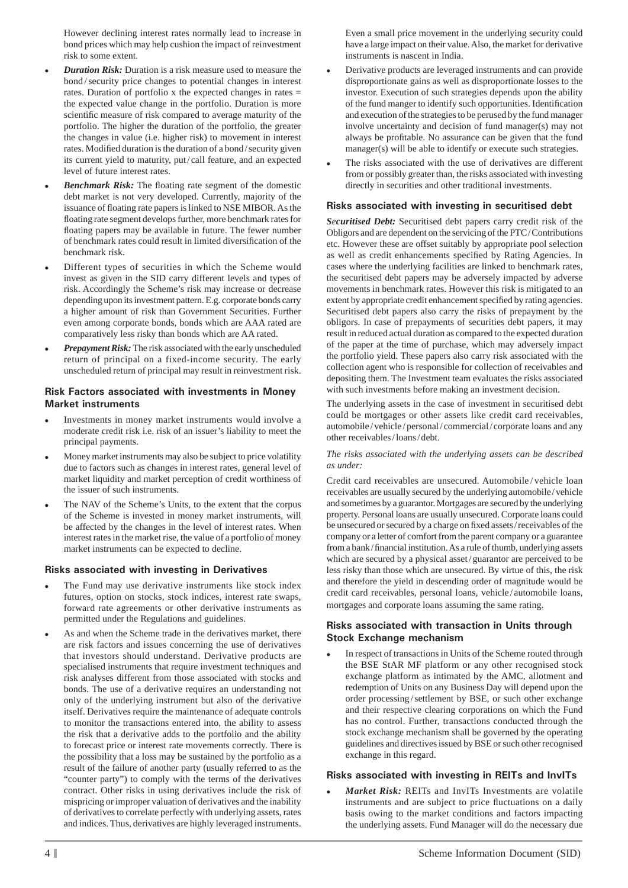However declining interest rates normally lead to increase in bond prices which may help cushion the impact of reinvestment risk to some extent.

- ***Duration Risk:*** Duration is a risk measure used to measure the bond / security price changes to potential changes in interest rates. Duration of portfolio x the expected changes in rates = the expected value change in the portfolio. Duration is more scientific measure of risk compared to average maturity of the portfolio. The higher the duration of the portfolio, the greater the changes in value (i.e. higher risk) to movement in interest rates. Modified duration is the duration of a bond / security given its current yield to maturity, put / call feature, and an expected level of future interest rates.
- ***Benchmark Risk:*** The floating rate segment of the domestic debt market is not very developed. Currently, majority of the issuance of floating rate papers is linked to NSE MIBOR. As the floating rate segment develops further, more benchmark rates for floating papers may be available in future. The fewer number of benchmark rates could result in limited diversification of the benchmark risk.
- Different types of securities in which the Scheme would invest as given in the SID carry different levels and types of risk. Accordingly the Scheme's risk may increase or decrease depending upon its investment pattern. E.g. corporate bonds carry a higher amount of risk than Government Securities. Further even among corporate bonds, bonds which are AAA rated are comparatively less risky than bonds which are AA rated.
- ***Prepayment Risk:*** The risk associated with the early unscheduled return of principal on a fixed-income security. The early unscheduled return of principal may result in reinvestment risk.

### Risk Factors associated with investments in Money Market instruments

- Investments in money market instruments would involve a moderate credit risk i.e. risk of an issuer's liability to meet the principal payments.
- Money market instruments may also be subject to price volatility due to factors such as changes in interest rates, general level of market liquidity and market perception of credit worthiness of the issuer of such instruments.
- The NAV of the Scheme's Units, to the extent that the corpus of the Scheme is invested in money market instruments, will be affected by the changes in the level of interest rates. When interest rates in the market rise, the value of a portfolio of money market instruments can be expected to decline.

### Risks associated with investing in Derivatives

- The Fund may use derivative instruments like stock index futures, option on stocks, stock indices, interest rate swaps, forward rate agreements or other derivative instruments as permitted under the Regulations and guidelines.
- As and when the Scheme trade in the derivatives market, there are risk factors and issues concerning the use of derivatives that investors should understand. Derivative products are specialised instruments that require investment techniques and risk analyses different from those associated with stocks and bonds. The use of a derivative requires an understanding not only of the underlying instrument but also of the derivative itself. Derivatives require the maintenance of adequate controls to monitor the transactions entered into, the ability to assess the risk that a derivative adds to the portfolio and the ability to forecast price or interest rate movements correctly. There is the possibility that a loss may be sustained by the portfolio as a result of the failure of another party (usually referred to as the "counter party") to comply with the terms of the derivatives contract. Other risks in using derivatives include the risk of mispricing or improper valuation of derivatives and the inability of derivatives to correlate perfectly with underlying assets, rates and indices. Thus, derivatives are highly leveraged instruments. Even a small price movement in the underlying security could have a large impact on their value. Also, the market for derivative instruments is nascent in India.
- Derivative products are leveraged instruments and can provide disproportionate gains as well as disproportionate losses to the investor. Execution of such strategies depends upon the ability of the fund manger to identify such opportunities. Identification and execution of the strategies to be perused by the fund manager involve uncertainty and decision of fund manager(s) may not always be profitable. No assurance can be given that the fund manager(s) will be able to identify or execute such strategies.
- The risks associated with the use of derivatives are different from or possibly greater than, the risks associated with investing directly in securities and other traditional investments.

### Risks associated with investing in securitised debt

***Securitised Debt:*** Securitised debt papers carry credit risk of the Obligors and are dependent on the servicing of the PTC / Contributions etc. However these are offset suitably by appropriate pool selection as well as credit enhancements specified by Rating Agencies. In cases where the underlying facilities are linked to benchmark rates, the securitised debt papers may be adversely impacted by adverse movements in benchmark rates. However this risk is mitigated to an extent by appropriate credit enhancement specified by rating agencies. Securitised debt papers also carry the risks of prepayment by the obligors. In case of prepayments of securities debt papers, it may result in reduced actual duration as compared to the expected duration of the paper at the time of purchase, which may adversely impact the portfolio yield. These papers also carry risk associated with the collection agent who is responsible for collection of receivables and depositing them. The Investment team evaluates the risks associated with such investments before making an investment decision.

The underlying assets in the case of investment in securitised debt could be mortgages or other assets like credit card receivables, automobile / vehicle / personal / commercial / corporate loans and any other receivables / loans / debt.

*The risks associated with the underlying assets can be described as under:*

Credit card receivables are unsecured. Automobile / vehicle loan receivables are usually secured by the underlying automobile / vehicle and sometimes by a guarantor. Mortgages are secured by the underlying property. Personal loans are usually unsecured. Corporate loans could be unsecured or secured by a charge on fixed assets / receivables of the company or a letter of comfort from the parent company or a guarantee from a bank / financial institution. As a rule of thumb, underlying assets which are secured by a physical asset / guarantor are perceived to be less risky than those which are unsecured. By virtue of this, the risk and therefore the yield in descending order of magnitude would be credit card receivables, personal loans, vehicle / automobile loans, mortgages and corporate loans assuming the same rating.

### Risks associated with transaction in Units through Stock Exchange mechanism

- In respect of transactions in Units of the Scheme routed through the BSE StAR MF platform or any other recognised stock exchange platform as intimated by the AMC, allotment and redemption of Units on any Business Day will depend upon the order processing / settlement by BSE, or such other exchange and their respective clearing corporations on which the Fund has no control. Further, transactions conducted through the stock exchange mechanism shall be governed by the operating guidelines and directives issued by BSE or such other recognised exchange in this regard.

### Risks associated with investing in REITs and InvITs

- ***Market Risk:*** REITs and InvITs Investments are volatile instruments and are subject to price fluctuations on a daily basis owing to the market conditions and factors impacting the underlying assets. Fund Manager will do the necessary due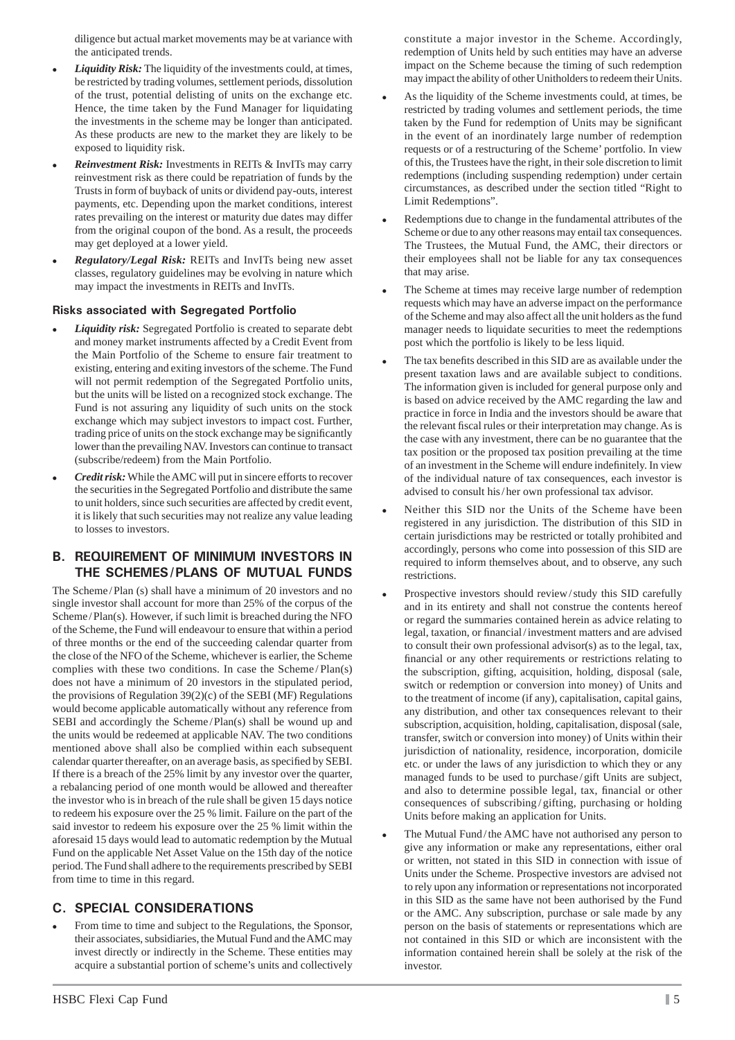diligence but actual market movements may be at variance with the anticipated trends.

- ***Liquidity Risk:*** The liquidity of the investments could, at times, be restricted by trading volumes, settlement periods, dissolution of the trust, potential delisting of units on the exchange etc. Hence, the time taken by the Fund Manager for liquidating the investments in the scheme may be longer than anticipated. As these products are new to the market they are likely to be exposed to liquidity risk.
- ***Reinvestment Risk:*** Investments in REITs & InvITs may carry reinvestment risk as there could be repatriation of funds by the Trusts in form of buyback of units or dividend pay-outs, interest payments, etc. Depending upon the market conditions, interest rates prevailing on the interest or maturity due dates may differ from the original coupon of the bond. As a result, the proceeds may get deployed at a lower yield.
- ***Regulatory/Legal Risk:*** REITs and InvITs being new asset classes, regulatory guidelines may be evolving in nature which may impact the investments in REITs and InvITs.

**Risks associated with Segregated Portfolio**

- ***Liquidity risk:*** Segregated Portfolio is created to separate debt and money market instruments affected by a Credit Event from the Main Portfolio of the Scheme to ensure fair treatment to existing, entering and exiting investors of the scheme. The Fund will not permit redemption of the Segregated Portfolio units, but the units will be listed on a recognized stock exchange. The Fund is not assuring any liquidity of such units on the stock exchange which may subject investors to impact cost. Further, trading price of units on the stock exchange may be significantly lower than the prevailing NAV. Investors can continue to transact (subscribe/redeem) from the Main Portfolio.
- ***Credit risk:*** While the AMC will put in sincere efforts to recover the securities in the Segregated Portfolio and distribute the same to unit holders, since such securities are affected by credit event, it is likely that such securities may not realize any value leading to losses to investors.

## B. REQUIREMENT OF MINIMUM INVESTORS IN THE SCHEMES / PLANS OF MUTUAL FUNDS

The Scheme / Plan (s) shall have a minimum of 20 investors and no single investor shall account for more than 25% of the corpus of the Scheme / Plan(s). However, if such limit is breached during the NFO of the Scheme, the Fund will endeavour to ensure that within a period of three months or the end of the succeeding calendar quarter from the close of the NFO of the Scheme, whichever is earlier, the Scheme complies with these two conditions. In case the Scheme / Plan(s) does not have a minimum of 20 investors in the stipulated period, the provisions of Regulation 39(2)(c) of the SEBI (MF) Regulations would become applicable automatically without any reference from SEBI and accordingly the Scheme / Plan(s) shall be wound up and the units would be redeemed at applicable NAV. The two conditions mentioned above shall also be complied within each subsequent calendar quarter thereafter, on an average basis, as specified by SEBI. If there is a breach of the 25% limit by any investor over the quarter, a rebalancing period of one month would be allowed and thereafter the investor who is in breach of the rule shall be given 15 days notice to redeem his exposure over the 25 % limit. Failure on the part of the said investor to redeem his exposure over the 25 % limit within the aforesaid 15 days would lead to automatic redemption by the Mutual Fund on the applicable Net Asset Value on the 15th day of the notice period. The Fund shall adhere to the requirements prescribed by SEBI from time to time in this regard.

## C. SPECIAL CONSIDERATIONS

- From time to time and subject to the Regulations, the Sponsor, their associates, subsidiaries, the Mutual Fund and the AMC may invest directly or indirectly in the Scheme. These entities may acquire a substantial portion of scheme's units and collectively constitute a major investor in the Scheme. Accordingly, redemption of Units held by such entities may have an adverse impact on the Scheme because the timing of such redemption may impact the ability of other Unitholders to redeem their Units.
- As the liquidity of the Scheme investments could, at times, be restricted by trading volumes and settlement periods, the time taken by the Fund for redemption of Units may be significant in the event of an inordinately large number of redemption requests or of a restructuring of the Scheme' portfolio. In view of this, the Trustees have the right, in their sole discretion to limit redemptions (including suspending redemption) under certain circumstances, as described under the section titled "Right to Limit Redemptions".
- Redemptions due to change in the fundamental attributes of the Scheme or due to any other reasons may entail tax consequences. The Trustees, the Mutual Fund, the AMC, their directors or their employees shall not be liable for any tax consequences that may arise.
- The Scheme at times may receive large number of redemption requests which may have an adverse impact on the performance of the Scheme and may also affect all the unit holders as the fund manager needs to liquidate securities to meet the redemptions post which the portfolio is likely to be less liquid.
- The tax benefits described in this SID are as available under the present taxation laws and are available subject to conditions. The information given is included for general purpose only and is based on advice received by the AMC regarding the law and practice in force in India and the investors should be aware that the relevant fiscal rules or their interpretation may change. As is the case with any investment, there can be no guarantee that the tax position or the proposed tax position prevailing at the time of an investment in the Scheme will endure indefinitely. In view of the individual nature of tax consequences, each investor is advised to consult his / her own professional tax advisor.
- Neither this SID nor the Units of the Scheme have been registered in any jurisdiction. The distribution of this SID in certain jurisdictions may be restricted or totally prohibited and accordingly, persons who come into possession of this SID are required to inform themselves about, and to observe, any such restrictions.
- Prospective investors should review / study this SID carefully and in its entirety and shall not construe the contents hereof or regard the summaries contained herein as advice relating to legal, taxation, or financial / investment matters and are advised to consult their own professional advisor(s) as to the legal, tax, financial or any other requirements or restrictions relating to the subscription, gifting, acquisition, holding, disposal (sale, switch or redemption or conversion into money) of Units and to the treatment of income (if any), capitalisation, capital gains, any distribution, and other tax consequences relevant to their subscription, acquisition, holding, capitalisation, disposal (sale, transfer, switch or conversion into money) of Units within their jurisdiction of nationality, residence, incorporation, domicile etc. or under the laws of any jurisdiction to which they or any managed funds to be used to purchase / gift Units are subject, and also to determine possible legal, tax, financial or other consequences of subscribing / gifting, purchasing or holding Units before making an application for Units.
- The Mutual Fund / the AMC have not authorised any person to give any information or make any representations, either oral or written, not stated in this SID in connection with issue of Units under the Scheme. Prospective investors are advised not to rely upon any information or representations not incorporated in this SID as the same have not been authorised by the Fund or the AMC. Any subscription, purchase or sale made by any person on the basis of statements or representations which are not contained in this SID or which are inconsistent with the information contained herein shall be solely at the risk of the investor.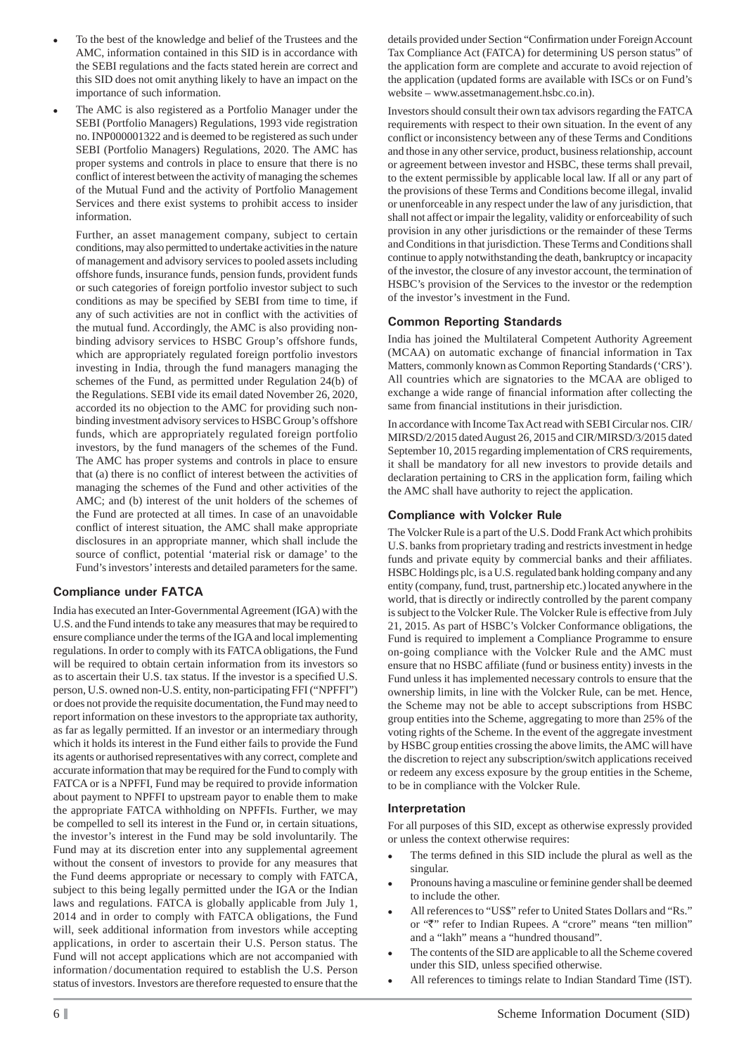- To the best of the knowledge and belief of the Trustees and the AMC, information contained in this SID is in accordance with the SEBI regulations and the facts stated herein are correct and this SID does not omit anything likely to have an impact on the importance of such information.
- The AMC is also registered as a Portfolio Manager under the SEBI (Portfolio Managers) Regulations, 1993 vide registration no. INP000001322 and is deemed to be registered as such under SEBI (Portfolio Managers) Regulations, 2020. The AMC has proper systems and controls in place to ensure that there is no conflict of interest between the activity of managing the schemes of the Mutual Fund and the activity of Portfolio Management Services and there exist systems to prohibit access to insider information.

  Further, an asset management company, subject to certain conditions, may also permitted to undertake activities in the nature of management and advisory services to pooled assets including offshore funds, insurance funds, pension funds, provident funds or such categories of foreign portfolio investor subject to such conditions as may be specified by SEBI from time to time, if any of such activities are not in conflict with the activities of the mutual fund. Accordingly, the AMC is also providing non-binding advisory services to HSBC Group's offshore funds, which are appropriately regulated foreign portfolio investors investing in India, through the fund managers managing the schemes of the Fund, as permitted under Regulation 24(b) of the Regulations. SEBI vide its email dated November 26, 2020, accorded its no objection to the AMC for providing such non-binding investment advisory services to HSBC Group's offshore funds, which are appropriately regulated foreign portfolio investors, by the fund managers of the schemes of the Fund. The AMC has proper systems and controls in place to ensure that (a) there is no conflict of interest between the activities of managing the schemes of the Fund and other activities of the AMC; and (b) interest of the unit holders of the schemes of the Fund are protected at all times. In case of an unavoidable conflict of interest situation, the AMC shall make appropriate disclosures in an appropriate manner, which shall include the source of conflict, potential 'material risk or damage' to the Fund's investors' interests and detailed parameters for the same.

### Compliance under FATCA

India has executed an Inter-Governmental Agreement (IGA) with the U.S. and the Fund intends to take any measures that may be required to ensure compliance under the terms of the IGA and local implementing regulations. In order to comply with its FATCA obligations, the Fund will be required to obtain certain information from its investors so as to ascertain their U.S. tax status. If the investor is a specified U.S. person, U.S. owned non-U.S. entity, non-participating FFI ("NPFFI") or does not provide the requisite documentation, the Fund may need to report information on these investors to the appropriate tax authority, as far as legally permitted. If an investor or an intermediary through which it holds its interest in the Fund either fails to provide the Fund its agents or authorised representatives with any correct, complete and accurate information that may be required for the Fund to comply with FATCA or is a NPFFI, Fund may be required to provide information about payment to NPFFI to upstream payor to enable them to make the appropriate FATCA withholding on NPFFIs. Further, we may be compelled to sell its interest in the Fund or, in certain situations, the investor's interest in the Fund may be sold involuntarily. The Fund may at its discretion enter into any supplemental agreement without the consent of investors to provide for any measures that the Fund deems appropriate or necessary to comply with FATCA, subject to this being legally permitted under the IGA or the Indian laws and regulations. FATCA is globally applicable from July 1, 2014 and in order to comply with FATCA obligations, the Fund will, seek additional information from investors while accepting applications, in order to ascertain their U.S. Person status. The Fund will not accept applications which are not accompanied with information / documentation required to establish the U.S. Person status of investors. Investors are therefore requested to ensure that the details provided under Section "Confirmation under Foreign Account Tax Compliance Act (FATCA) for determining US person status" of the application form are complete and accurate to avoid rejection of the application (updated forms are available with ISCs or on Fund's website – www.assetmanagement.hsbc.co.in).

Investors should consult their own tax advisors regarding the FATCA requirements with respect to their own situation. In the event of any conflict or inconsistency between any of these Terms and Conditions and those in any other service, product, business relationship, account or agreement between investor and HSBC, these terms shall prevail, to the extent permissible by applicable local law. If all or any part of the provisions of these Terms and Conditions become illegal, invalid or unenforceable in any respect under the law of any jurisdiction, that shall not affect or impair the legality, validity or enforceability of such provision in any other jurisdictions or the remainder of these Terms and Conditions in that jurisdiction. These Terms and Conditions shall continue to apply notwithstanding the death, bankruptcy or incapacity of the investor, the closure of any investor account, the termination of HSBC's provision of the Services to the investor or the redemption of the investor's investment in the Fund.

### Common Reporting Standards

India has joined the Multilateral Competent Authority Agreement (MCAA) on automatic exchange of financial information in Tax Matters, commonly known as Common Reporting Standards ('CRS'). All countries which are signatories to the MCAA are obliged to exchange a wide range of financial information after collecting the same from financial institutions in their jurisdiction.

In accordance with Income Tax Act read with SEBI Circular nos. CIR/MIRSD/2/2015 dated August 26, 2015 and CIR/MIRSD/3/2015 dated September 10, 2015 regarding implementation of CRS requirements, it shall be mandatory for all new investors to provide details and declaration pertaining to CRS in the application form, failing which the AMC shall have authority to reject the application.

### Compliance with Volcker Rule

The Volcker Rule is a part of the U.S. Dodd Frank Act which prohibits U.S. banks from proprietary trading and restricts investment in hedge funds and private equity by commercial banks and their affiliates. HSBC Holdings plc, is a U.S. regulated bank holding company and any entity (company, fund, trust, partnership etc.) located anywhere in the world, that is directly or indirectly controlled by the parent company is subject to the Volcker Rule. The Volcker Rule is effective from July 21, 2015. As part of HSBC's Volcker Conformance obligations, the Fund is required to implement a Compliance Programme to ensure on-going compliance with the Volcker Rule and the AMC must ensure that no HSBC affiliate (fund or business entity) invests in the Fund unless it has implemented necessary controls to ensure that the ownership limits, in line with the Volcker Rule, can be met. Hence, the Scheme may not be able to accept subscriptions from HSBC group entities into the Scheme, aggregating to more than 25% of the voting rights of the Scheme. In the event of the aggregate investment by HSBC group entities crossing the above limits, the AMC will have the discretion to reject any subscription/switch applications received or redeem any excess exposure by the group entities in the Scheme, to be in compliance with the Volcker Rule.

### Interpretation

For all purposes of this SID, except as otherwise expressly provided or unless the context otherwise requires:

- The terms defined in this SID include the plural as well as the singular.
- Pronouns having a masculine or feminine gender shall be deemed to include the other.
- All references to "US$" refer to United States Dollars and "Rs." or "₹" refer to Indian Rupees. A "crore" means "ten million" and a "lakh" means a "hundred thousand".
- The contents of the SID are applicable to all the Scheme covered under this SID, unless specified otherwise.
- All references to timings relate to Indian Standard Time (IST).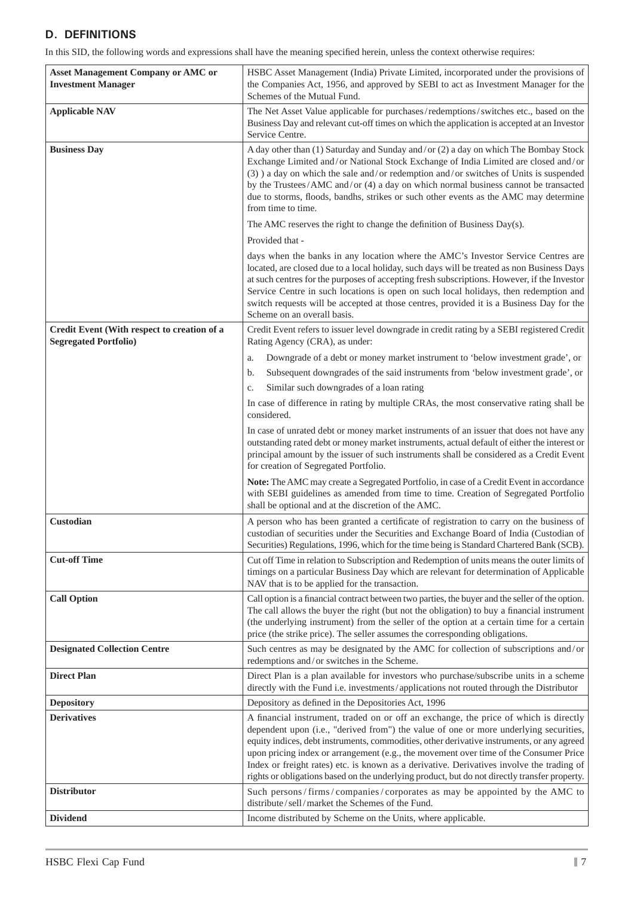## D. DEFINITIONS

In this SID, the following words and expressions shall have the meaning specified herein, unless the context otherwise requires:

| | |
|---|---|
| **Asset Management Company or AMC or Investment Manager** | HSBC Asset Management (India) Private Limited, incorporated under the provisions of the Companies Act, 1956, and approved by SEBI to act as Investment Manager for the Schemes of the Mutual Fund. |
| **Applicable NAV** | The Net Asset Value applicable for purchases/redemptions/switches etc., based on the Business Day and relevant cut-off times on which the application is accepted at an Investor Service Centre. |
| **Business Day** | A day other than (1) Saturday and Sunday and/or (2) a day on which The Bombay Stock Exchange Limited and/or National Stock Exchange of India Limited are closed and/or (3) ) a day on which the sale and/or redemption and/or switches of Units is suspended by the Trustees/AMC and/or (4) a day on which normal business cannot be transacted due to storms, floods, bandhs, strikes or such other events as the AMC may determine from time to time.<br><br>The AMC reserves the right to change the definition of Business Day(s).<br><br>Provided that -<br><br>days when the banks in any location where the AMC's Investor Service Centres are located, are closed due to a local holiday, such days will be treated as non Business Days at such centres for the purposes of accepting fresh subscriptions. However, if the Investor Service Centre in such locations is open on such local holidays, then redemption and switch requests will be accepted at those centres, provided it is a Business Day for the Scheme on an overall basis. |
| **Credit Event (With respect to creation of a Segregated Portfolio)** | Credit Event refers to issuer level downgrade in credit rating by a SEBI registered Credit Rating Agency (CRA), as under:<br><br>a. Downgrade of a debt or money market instrument to 'below investment grade', or<br>b. Subsequent downgrades of the said instruments from 'below investment grade', or<br>c. Similar such downgrades of a loan rating<br><br>In case of difference in rating by multiple CRAs, the most conservative rating shall be considered.<br><br>In case of unrated debt or money market instruments of an issuer that does not have any outstanding rated debt or money market instruments, actual default of either the interest or principal amount by the issuer of such instruments shall be considered as a Credit Event for creation of Segregated Portfolio.<br><br>**Note:** The AMC may create a Segregated Portfolio, in case of a Credit Event in accordance with SEBI guidelines as amended from time to time. Creation of Segregated Portfolio shall be optional and at the discretion of the AMC. |
| **Custodian** | A person who has been granted a certificate of registration to carry on the business of custodian of securities under the Securities and Exchange Board of India (Custodian of Securities) Regulations, 1996, which for the time being is Standard Chartered Bank (SCB). |
| **Cut-off Time** | Cut off Time in relation to Subscription and Redemption of units means the outer limits of timings on a particular Business Day which are relevant for determination of Applicable NAV that is to be applied for the transaction. |
| **Call Option** | Call option is a financial contract between two parties, the buyer and the seller of the option. The call allows the buyer the right (but not the obligation) to buy a financial instrument (the underlying instrument) from the seller of the option at a certain time for a certain price (the strike price). The seller assumes the corresponding obligations. |
| **Designated Collection Centre** | Such centres as may be designated by the AMC for collection of subscriptions and/or redemptions and/or switches in the Scheme. |
| **Direct Plan** | Direct Plan is a plan available for investors who purchase/subscribe units in a scheme directly with the Fund i.e. investments/applications not routed through the Distributor |
| **Depository** | Depository as defined in the Depositories Act, 1996 |
| **Derivatives** | A financial instrument, traded on or off an exchange, the price of which is directly dependent upon (i.e., "derived from") the value of one or more underlying securities, equity indices, debt instruments, commodities, other derivative instruments, or any agreed upon pricing index or arrangement (e.g., the movement over time of the Consumer Price Index or freight rates) etc. is known as a derivative. Derivatives involve the trading of rights or obligations based on the underlying product, but do not directly transfer property. |
| **Distributor** | Such persons/firms/companies/corporates as may be appointed by the AMC to distribute/sell/market the Schemes of the Fund. |
| **Dividend** | Income distributed by Scheme on the Units, where applicable. |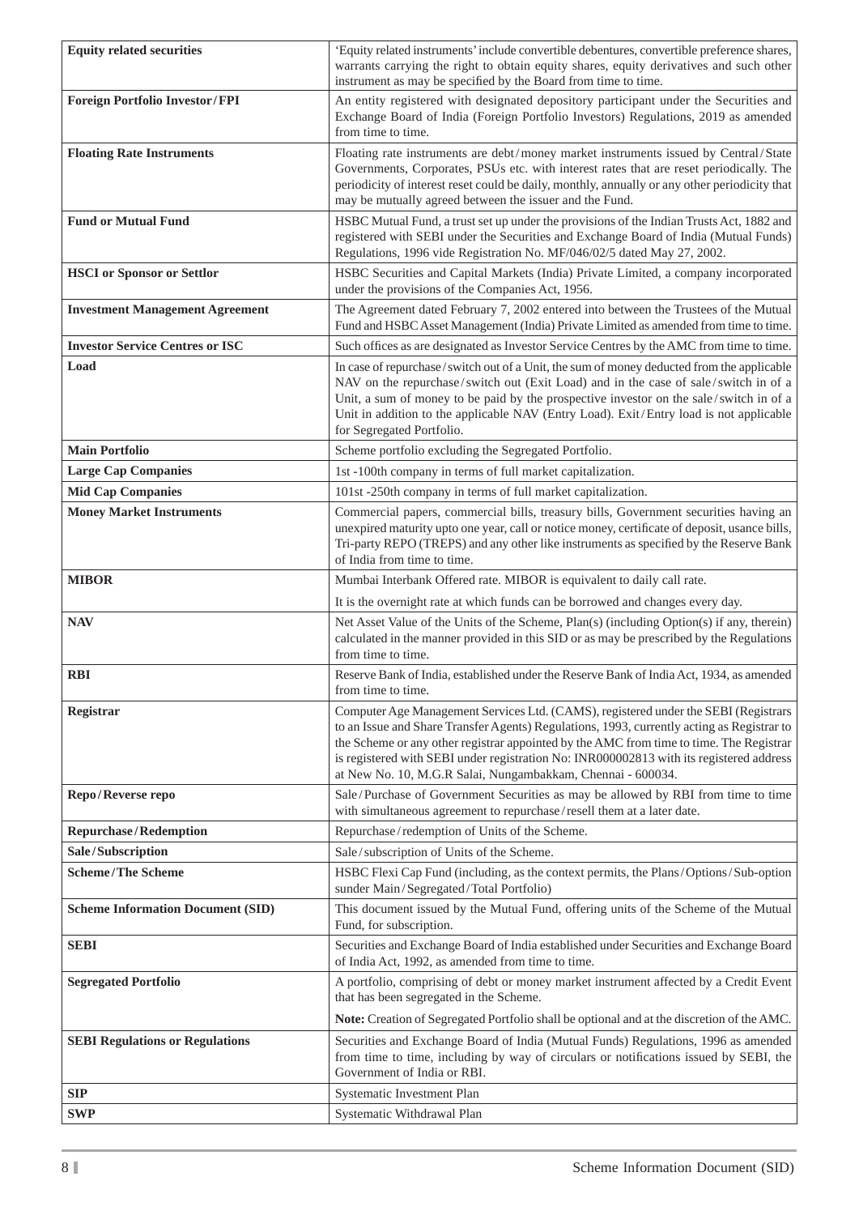| | |
|---|---|
| **Equity related securities** | 'Equity related instruments' include convertible debentures, convertible preference shares, warrants carrying the right to obtain equity shares, equity derivatives and such other instrument as may be specified by the Board from time to time. |
| **Foreign Portfolio Investor/FPI** | An entity registered with designated depository participant under the Securities and Exchange Board of India (Foreign Portfolio Investors) Regulations, 2019 as amended from time to time. |
| **Floating Rate Instruments** | Floating rate instruments are debt/money market instruments issued by Central/State Governments, Corporates, PSUs etc. with interest rates that are reset periodically. The periodicity of interest reset could be daily, monthly, annually or any other periodicity that may be mutually agreed between the issuer and the Fund. |
| **Fund or Mutual Fund** | HSBC Mutual Fund, a trust set up under the provisions of the Indian Trusts Act, 1882 and registered with SEBI under the Securities and Exchange Board of India (Mutual Funds) Regulations, 1996 vide Registration No. MF/046/02/5 dated May 27, 2002. |
| **HSCI or Sponsor or Settlor** | HSBC Securities and Capital Markets (India) Private Limited, a company incorporated under the provisions of the Companies Act, 1956. |
| **Investment Management Agreement** | The Agreement dated February 7, 2002 entered into between the Trustees of the Mutual Fund and HSBC Asset Management (India) Private Limited as amended from time to time. |
| **Investor Service Centres or ISC** | Such offices as are designated as Investor Service Centres by the AMC from time to time. |
| **Load** | In case of repurchase/switch out of a Unit, the sum of money deducted from the applicable NAV on the repurchase/switch out (Exit Load) and in the case of sale/switch in of a Unit, a sum of money to be paid by the prospective investor on the sale/switch in of a Unit in addition to the applicable NAV (Entry Load). Exit/Entry load is not applicable for Segregated Portfolio. |
| **Main Portfolio** | Scheme portfolio excluding the Segregated Portfolio. |
| **Large Cap Companies** | 1st -100th company in terms of full market capitalization. |
| **Mid Cap Companies** | 101st -250th company in terms of full market capitalization. |
| **Money Market Instruments** | Commercial papers, commercial bills, treasury bills, Government securities having an unexpired maturity upto one year, call or notice money, certificate of deposit, usance bills, Tri-party REPO (TREPS) and any other like instruments as specified by the Reserve Bank of India from time to time. |
| **MIBOR** | Mumbai Interbank Offered rate. MIBOR is equivalent to daily call rate.<br><br>It is the overnight rate at which funds can be borrowed and changes every day. |
| **NAV** | Net Asset Value of the Units of the Scheme, Plan(s) (including Option(s) if any, therein) calculated in the manner provided in this SID or as may be prescribed by the Regulations from time to time. |
| **RBI** | Reserve Bank of India, established under the Reserve Bank of India Act, 1934, as amended from time to time. |
| **Registrar** | Computer Age Management Services Ltd. (CAMS), registered under the SEBI (Registrars to an Issue and Share Transfer Agents) Regulations, 1993, currently acting as Registrar to the Scheme or any other registrar appointed by the AMC from time to time. The Registrar is registered with SEBI under registration No: INR000002813 with its registered address at New No. 10, M.G.R Salai, Nungambakkam, Chennai - 600034. |
| **Repo/Reverse repo** | Sale/Purchase of Government Securities as may be allowed by RBI from time to time with simultaneous agreement to repurchase/resell them at a later date. |
| **Repurchase/Redemption** | Repurchase/redemption of Units of the Scheme. |
| **Sale/Subscription** | Sale/subscription of Units of the Scheme. |
| **Scheme/The Scheme** | HSBC Flexi Cap Fund (including, as the context permits, the Plans/Options/Sub-option sunder Main/Segregated/Total Portfolio) |
| **Scheme Information Document (SID)** | This document issued by the Mutual Fund, offering units of the Scheme of the Mutual Fund, for subscription. |
| **SEBI** | Securities and Exchange Board of India established under Securities and Exchange Board of India Act, 1992, as amended from time to time. |
| **Segregated Portfolio** | A portfolio, comprising of debt or money market instrument affected by a Credit Event that has been segregated in the Scheme.<br><br>**Note:** Creation of Segregated Portfolio shall be optional and at the discretion of the AMC. |
| **SEBI Regulations or Regulations** | Securities and Exchange Board of India (Mutual Funds) Regulations, 1996 as amended from time to time, including by way of circulars or notifications issued by SEBI, the Government of India or RBI. |
| **SIP** | Systematic Investment Plan |
| **SWP** | Systematic Withdrawal Plan |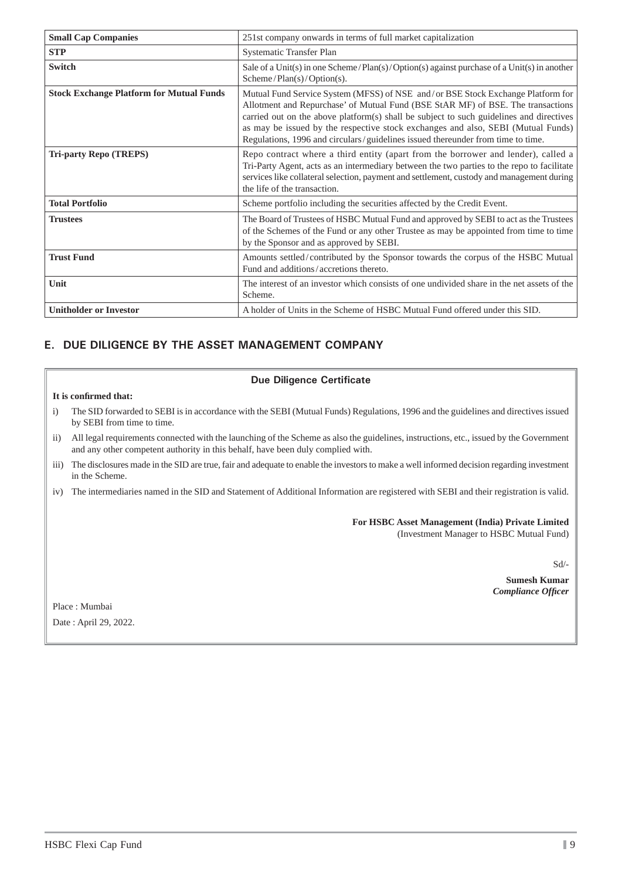| | |
|---|---|
| **Small Cap Companies** | 251st company onwards in terms of full market capitalization |
| **STP** | Systematic Transfer Plan |
| **Switch** | Sale of a Unit(s) in one Scheme / Plan(s) / Option(s) against purchase of a Unit(s) in another Scheme / Plan(s) / Option(s). |
| **Stock Exchange Platform for Mutual Funds** | Mutual Fund Service System (MFSS) of NSE and / or BSE Stock Exchange Platform for Allotment and Repurchase' of Mutual Fund (BSE StAR MF) of BSE. The transactions carried out on the above platform(s) shall be subject to such guidelines and directives as may be issued by the respective stock exchanges and also, SEBI (Mutual Funds) Regulations, 1996 and circulars / guidelines issued thereunder from time to time. |
| **Tri-party Repo (TREPS)** | Repo contract where a third entity (apart from the borrower and lender), called a Tri-Party Agent, acts as an intermediary between the two parties to the repo to facilitate services like collateral selection, payment and settlement, custody and management during the life of the transaction. |
| **Total Portfolio** | Scheme portfolio including the securities affected by the Credit Event. |
| **Trustees** | The Board of Trustees of HSBC Mutual Fund and approved by SEBI to act as the Trustees of the Schemes of the Fund or any other Trustee as may be appointed from time to time by the Sponsor and as approved by SEBI. |
| **Trust Fund** | Amounts settled / contributed by the Sponsor towards the corpus of the HSBC Mutual Fund and additions / accretions thereto. |
| **Unit** | The interest of an investor which consists of one undivided share in the net assets of the Scheme. |
| **Unitholder or Investor** | A holder of Units in the Scheme of HSBC Mutual Fund offered under this SID. |

## E. DUE DILIGENCE BY THE ASSET MANAGEMENT COMPANY

### Due Diligence Certificate

**It is confirmed that:**

i) The SID forwarded to SEBI is in accordance with the SEBI (Mutual Funds) Regulations, 1996 and the guidelines and directives issued by SEBI from time to time.

ii) All legal requirements connected with the launching of the Scheme as also the guidelines, instructions, etc., issued by the Government and any other competent authority in this behalf, have been duly complied with.

iii) The disclosures made in the SID are true, fair and adequate to enable the investors to make a well informed decision regarding investment in the Scheme.

iv) The intermediaries named in the SID and Statement of Additional Information are registered with SEBI and their registration is valid.

**For HSBC Asset Management (India) Private Limited**
(Investment Manager to HSBC Mutual Fund)

Sd/-

**Sumesh Kumar**
***Compliance Officer***

Place : Mumbai

Date : April 29, 2022.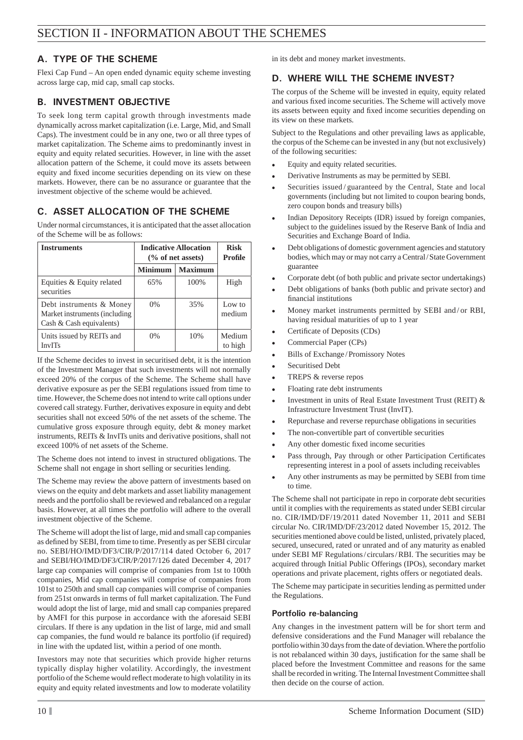# SECTION II - INFORMATION ABOUT THE SCHEMES

## A. TYPE OF THE SCHEME

Flexi Cap Fund – An open ended dynamic equity scheme investing across large cap, mid cap, small cap stocks.

## B. INVESTMENT OBJECTIVE

To seek long term capital growth through investments made dynamically across market capitalization (i.e. Large, Mid, and Small Caps). The investment could be in any one, two or all three types of market capitalization. The Scheme aims to predominantly invest in equity and equity related securities. However, in line with the asset allocation pattern of the Scheme, it could move its assets between equity and fixed income securities depending on its view on these markets. However, there can be no assurance or guarantee that the investment objective of the scheme would be achieved.

## C. ASSET ALLOCATION OF THE SCHEME

Under normal circumstances, it is anticipated that the asset allocation of the Scheme will be as follows:

| Instruments | Indicative Allocation (% of net assets) | | Risk Profile |
|---|---|---|---|
| | Minimum | Maximum | |
| Equities & Equity related securities | 65% | 100% | High |
| Debt instruments & Money Market instruments (including Cash & Cash equivalents) | 0% | 35% | Low to medium |
| Units issued by REITs and InvITs | 0% | 10% | Medium to high |

If the Scheme decides to invest in securitised debt, it is the intention of the Investment Manager that such investments will not normally exceed 20% of the corpus of the Scheme. The Scheme shall have derivative exposure as per the SEBI regulations issued from time to time. However, the Scheme does not intend to write call options under covered call strategy. Further, derivatives exposure in equity and debt securities shall not exceed 50% of the net assets of the scheme. The cumulative gross exposure through equity, debt & money market instruments, REITs & InvITs units and derivative positions, shall not exceed 100% of net assets of the Scheme.

The Scheme does not intend to invest in structured obligations. The Scheme shall not engage in short selling or securities lending.

The Scheme may review the above pattern of investments based on views on the equity and debt markets and asset liability management needs and the portfolio shall be reviewed and rebalanced on a regular basis. However, at all times the portfolio will adhere to the overall investment objective of the Scheme.

The Scheme will adopt the list of large, mid and small cap companies as defined by SEBI, from time to time. Presently as per SEBI circular no. SEBI/HO/IMD/DF3/CIR/P/2017/114 dated October 6, 2017 and SEBI/HO/IMD/DF3/CIR/P/2017/126 dated December 4, 2017 large cap companies will comprise of companies from 1st to 100th companies, Mid cap companies will comprise of companies from 101st to 250th and small cap companies will comprise of companies from 251st onwards in terms of full market capitalization. The Fund would adopt the list of large, mid and small cap companies prepared by AMFI for this purpose in accordance with the aforesaid SEBI circulars. If there is any updation in the list of large, mid and small cap companies, the fund would re balance its portfolio (if required) in line with the updated list, within a period of one month.

Investors may note that securities which provide higher returns typically display higher volatility. Accordingly, the investment portfolio of the Scheme would reflect moderate to high volatility in its equity and equity related investments and low to moderate volatility in its debt and money market investments.

## D. WHERE WILL THE SCHEME INVEST?

The corpus of the Scheme will be invested in equity, equity related and various fixed income securities. The Scheme will actively move its assets between equity and fixed income securities depending on its view on these markets.

Subject to the Regulations and other prevailing laws as applicable, the corpus of the Scheme can be invested in any (but not exclusively) of the following securities:

- Equity and equity related securities.
- Derivative Instruments as may be permitted by SEBI.
- Securities issued / guaranteed by the Central, State and local governments (including but not limited to coupon bearing bonds, zero coupon bonds and treasury bills)
- Indian Depository Receipts (IDR) issued by foreign companies, subject to the guidelines issued by the Reserve Bank of India and Securities and Exchange Board of India.
- Debt obligations of domestic government agencies and statutory bodies, which may or may not carry a Central / State Government guarantee
- Corporate debt (of both public and private sector undertakings)
- Debt obligations of banks (both public and private sector) and financial institutions
- Money market instruments permitted by SEBI and / or RBI, having residual maturities of up to 1 year
- Certificate of Deposits (CDs)
- Commercial Paper (CPs)
- Bills of Exchange / Promissory Notes
- Securitised Debt
- TREPS & reverse repos
- Floating rate debt instruments
- Investment in units of Real Estate Investment Trust (REIT) & Infrastructure Investment Trust (InvIT).
- Repurchase and reverse repurchase obligations in securities
- The non-convertible part of convertible securities
- Any other domestic fixed income securities
- Pass through, Pay through or other Participation Certificates representing interest in a pool of assets including receivables
- Any other instruments as may be permitted by SEBI from time to time.

The Scheme shall not participate in repo in corporate debt securities until it complies with the requirements as stated under SEBI circular no. CIR/IMD/DF/19/2011 dated November 11, 2011 and SEBI circular No. CIR/IMD/DF/23/2012 dated November 15, 2012. The securities mentioned above could be listed, unlisted, privately placed, secured, unsecured, rated or unrated and of any maturity as enabled under SEBI MF Regulations / circulars / RBI. The securities may be acquired through Initial Public Offerings (IPOs), secondary market operations and private placement, rights offers or negotiated deals.

The Scheme may participate in securities lending as permitted under the Regulations.

### Portfolio re-balancing

Any changes in the investment pattern will be for short term and defensive considerations and the Fund Manager will rebalance the portfolio within 30 days from the date of deviation. Where the portfolio is not rebalanced within 30 days, justification for the same shall be placed before the Investment Committee and reasons for the same shall be recorded in writing. The Internal Investment Committee shall then decide on the course of action.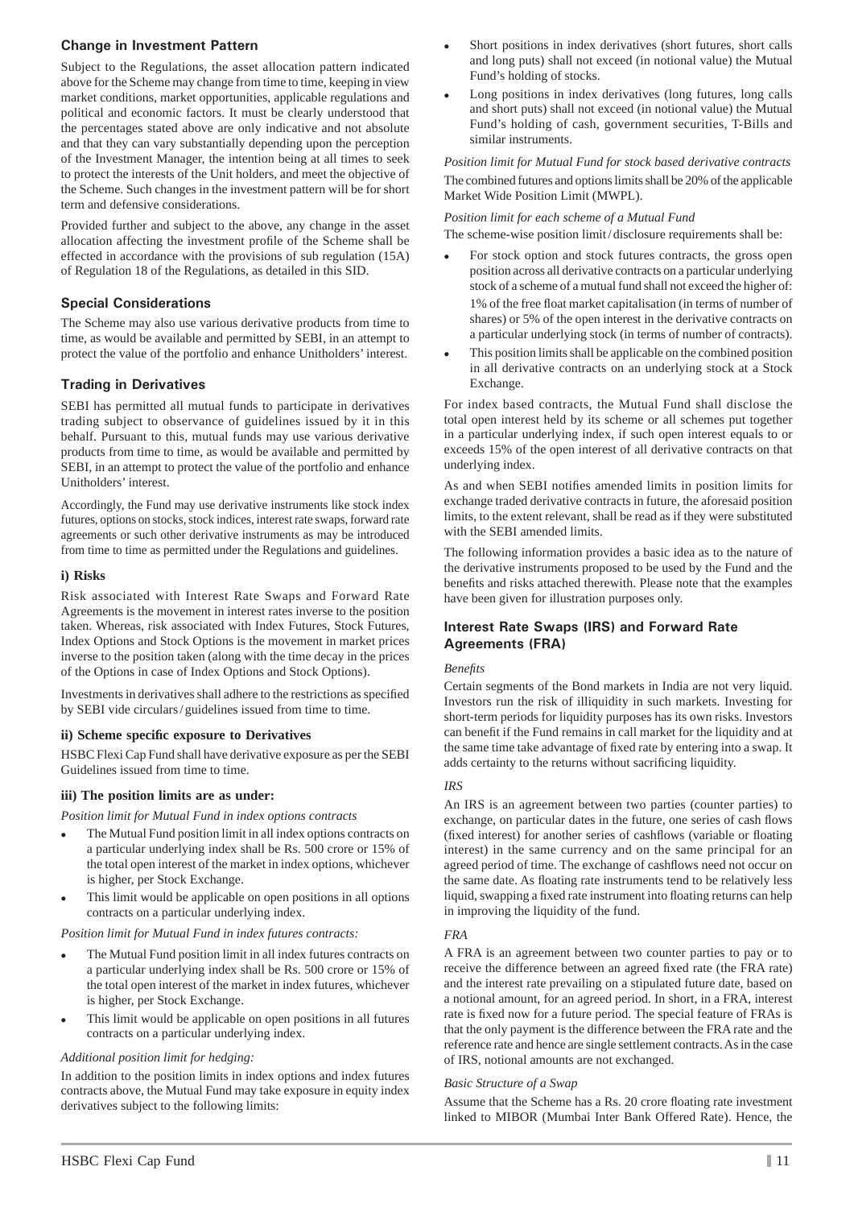### Change in Investment Pattern

Subject to the Regulations, the asset allocation pattern indicated above for the Scheme may change from time to time, keeping in view market conditions, market opportunities, applicable regulations and political and economic factors. It must be clearly understood that the percentages stated above are only indicative and not absolute and that they can vary substantially depending upon the perception of the Investment Manager, the intention being at all times to seek to protect the interests of the Unit holders, and meet the objective of the Scheme. Such changes in the investment pattern will be for short term and defensive considerations.

Provided further and subject to the above, any change in the asset allocation affecting the investment profile of the Scheme shall be effected in accordance with the provisions of sub regulation (15A) of Regulation 18 of the Regulations, as detailed in this SID.

### Special Considerations

The Scheme may also use various derivative products from time to time, as would be available and permitted by SEBI, in an attempt to protect the value of the portfolio and enhance Unitholders' interest.

### Trading in Derivatives

SEBI has permitted all mutual funds to participate in derivatives trading subject to observance of guidelines issued by it in this behalf. Pursuant to this, mutual funds may use various derivative products from time to time, as would be available and permitted by SEBI, in an attempt to protect the value of the portfolio and enhance Unitholders' interest.

Accordingly, the Fund may use derivative instruments like stock index futures, options on stocks, stock indices, interest rate swaps, forward rate agreements or such other derivative instruments as may be introduced from time to time as permitted under the Regulations and guidelines.

**i) Risks**

Risk associated with Interest Rate Swaps and Forward Rate Agreements is the movement in interest rates inverse to the position taken. Whereas, risk associated with Index Futures, Stock Futures, Index Options and Stock Options is the movement in market prices inverse to the position taken (along with the time decay in the prices of the Options in case of Index Options and Stock Options).

Investments in derivatives shall adhere to the restrictions as specified by SEBI vide circulars / guidelines issued from time to time.

**ii) Scheme specific exposure to Derivatives**

HSBC Flexi Cap Fund shall have derivative exposure as per the SEBI Guidelines issued from time to time.

**iii) The position limits are as under:**

*Position limit for Mutual Fund in index options contracts*

- The Mutual Fund position limit in all index options contracts on a particular underlying index shall be Rs. 500 crore or 15% of the total open interest of the market in index options, whichever is higher, per Stock Exchange.
- This limit would be applicable on open positions in all options contracts on a particular underlying index.

*Position limit for Mutual Fund in index futures contracts:*

- The Mutual Fund position limit in all index futures contracts on a particular underlying index shall be Rs. 500 crore or 15% of the total open interest of the market in index futures, whichever is higher, per Stock Exchange.
- This limit would be applicable on open positions in all futures contracts on a particular underlying index.

*Additional position limit for hedging:*

In addition to the position limits in index options and index futures contracts above, the Mutual Fund may take exposure in equity index derivatives subject to the following limits:

- Short positions in index derivatives (short futures, short calls and long puts) shall not exceed (in notional value) the Mutual Fund's holding of stocks.
- Long positions in index derivatives (long futures, long calls and short puts) shall not exceed (in notional value) the Mutual Fund's holding of cash, government securities, T-Bills and similar instruments.

*Position limit for Mutual Fund for stock based derivative contracts*

The combined futures and options limits shall be 20% of the applicable Market Wide Position Limit (MWPL).

*Position limit for each scheme of a Mutual Fund*

The scheme-wise position limit / disclosure requirements shall be:

- For stock option and stock futures contracts, the gross open position across all derivative contracts on a particular underlying stock of a scheme of a mutual fund shall not exceed the higher of:
  1% of the free float market capitalisation (in terms of number of shares) or 5% of the open interest in the derivative contracts on a particular underlying stock (in terms of number of contracts).
- This position limits shall be applicable on the combined position in all derivative contracts on an underlying stock at a Stock Exchange.

For index based contracts, the Mutual Fund shall disclose the total open interest held by its scheme or all schemes put together in a particular underlying index, if such open interest equals to or exceeds 15% of the open interest of all derivative contracts on that underlying index.

As and when SEBI notifies amended limits in position limits for exchange traded derivative contracts in future, the aforesaid position limits, to the extent relevant, shall be read as if they were substituted with the SEBI amended limits.

The following information provides a basic idea as to the nature of the derivative instruments proposed to be used by the Fund and the benefits and risks attached therewith. Please note that the examples have been given for illustration purposes only.

### Interest Rate Swaps (IRS) and Forward Rate Agreements (FRA)

*Benefits*

Certain segments of the Bond markets in India are not very liquid. Investors run the risk of illiquidity in such markets. Investing for short-term periods for liquidity purposes has its own risks. Investors can benefit if the Fund remains in call market for the liquidity and at the same time take advantage of fixed rate by entering into a swap. It adds certainty to the returns without sacrificing liquidity.

*IRS*

An IRS is an agreement between two parties (counter parties) to exchange, on particular dates in the future, one series of cash flows (fixed interest) for another series of cashflows (variable or floating interest) in the same currency and on the same principal for an agreed period of time. The exchange of cashflows need not occur on the same date. As floating rate instruments tend to be relatively less liquid, swapping a fixed rate instrument into floating returns can help in improving the liquidity of the fund.

*FRA*

A FRA is an agreement between two counter parties to pay or to receive the difference between an agreed fixed rate (the FRA rate) and the interest rate prevailing on a stipulated future date, based on a notional amount, for an agreed period. In short, in a FRA, interest rate is fixed now for a future period. The special feature of FRAs is that the only payment is the difference between the FRA rate and the reference rate and hence are single settlement contracts. As in the case of IRS, notional amounts are not exchanged.

*Basic Structure of a Swap*

Assume that the Scheme has a Rs. 20 crore floating rate investment linked to MIBOR (Mumbai Inter Bank Offered Rate). Hence, the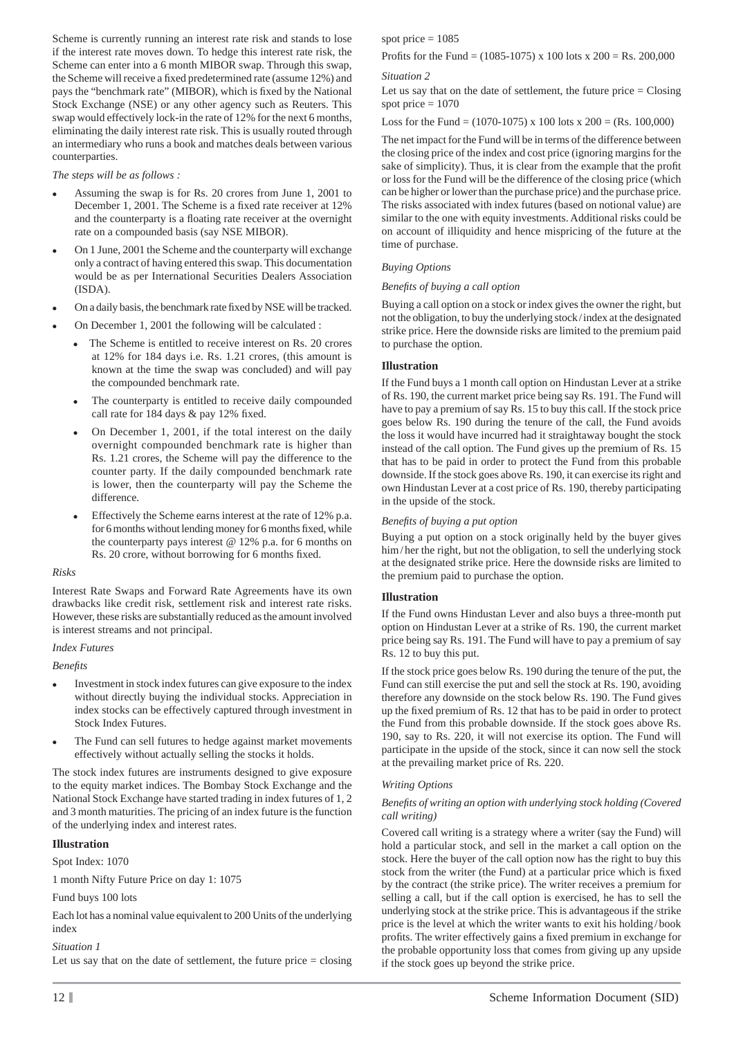Scheme is currently running an interest rate risk and stands to lose if the interest rate moves down. To hedge this interest rate risk, the Scheme can enter into a 6 month MIBOR swap. Through this swap, the Scheme will receive a fixed predetermined rate (assume 12%) and pays the "benchmark rate" (MIBOR), which is fixed by the National Stock Exchange (NSE) or any other agency such as Reuters. This swap would effectively lock-in the rate of 12% for the next 6 months, eliminating the daily interest rate risk. This is usually routed through an intermediary who runs a book and matches deals between various counterparties.

*The steps will be as follows :*

- Assuming the swap is for Rs. 20 crores from June 1, 2001 to December 1, 2001. The Scheme is a fixed rate receiver at 12% and the counterparty is a floating rate receiver at the overnight rate on a compounded basis (say NSE MIBOR).
- On 1 June, 2001 the Scheme and the counterparty will exchange only a contract of having entered this swap. This documentation would be as per International Securities Dealers Association (ISDA).
- On a daily basis, the benchmark rate fixed by NSE will be tracked.
- On December 1, 2001 the following will be calculated :
  - The Scheme is entitled to receive interest on Rs. 20 crores at 12% for 184 days i.e. Rs. 1.21 crores, (this amount is known at the time the swap was concluded) and will pay the compounded benchmark rate.
  - The counterparty is entitled to receive daily compounded call rate for 184 days & pay 12% fixed.
  - On December 1, 2001, if the total interest on the daily overnight compounded benchmark rate is higher than Rs. 1.21 crores, the Scheme will pay the difference to the counter party. If the daily compounded benchmark rate is lower, then the counterparty will pay the Scheme the difference.
  - Effectively the Scheme earns interest at the rate of 12% p.a. for 6 months without lending money for 6 months fixed, while the counterparty pays interest @ 12% p.a. for 6 months on Rs. 20 crore, without borrowing for 6 months fixed.

*Risks*

Interest Rate Swaps and Forward Rate Agreements have its own drawbacks like credit risk, settlement risk and interest rate risks. However, these risks are substantially reduced as the amount involved is interest streams and not principal.

*Index Futures*

*Benefits*

- Investment in stock index futures can give exposure to the index without directly buying the individual stocks. Appreciation in index stocks can be effectively captured through investment in Stock Index Futures.
- The Fund can sell futures to hedge against market movements effectively without actually selling the stocks it holds.

The stock index futures are instruments designed to give exposure to the equity market indices. The Bombay Stock Exchange and the National Stock Exchange have started trading in index futures of 1, 2 and 3 month maturities. The pricing of an index future is the function of the underlying index and interest rates.

**Illustration**

Spot Index: 1070

1 month Nifty Future Price on day 1: 1075

Fund buys 100 lots

Each lot has a nominal value equivalent to 200 Units of the underlying index

*Situation 1*

Let us say that on the date of settlement, the future price = closing spot price = 1085

Profits for the Fund = (1085-1075) x 100 lots x 200 = Rs. 200,000

*Situation 2*

Let us say that on the date of settlement, the future price = Closing spot price = 1070

Loss for the Fund = (1070-1075) x 100 lots x 200 = (Rs. 100,000)

The net impact for the Fund will be in terms of the difference between the closing price of the index and cost price (ignoring margins for the sake of simplicity). Thus, it is clear from the example that the profit or loss for the Fund will be the difference of the closing price (which can be higher or lower than the purchase price) and the purchase price. The risks associated with index futures (based on notional value) are similar to the one with equity investments. Additional risks could be on account of illiquidity and hence mispricing of the future at the time of purchase.

*Buying Options*

*Benefits of buying a call option*

Buying a call option on a stock or index gives the owner the right, but not the obligation, to buy the underlying stock / index at the designated strike price. Here the downside risks are limited to the premium paid to purchase the option.

**Illustration**

If the Fund buys a 1 month call option on Hindustan Lever at a strike of Rs. 190, the current market price being say Rs. 191. The Fund will have to pay a premium of say Rs. 15 to buy this call. If the stock price goes below Rs. 190 during the tenure of the call, the Fund avoids the loss it would have incurred had it straightaway bought the stock instead of the call option. The Fund gives up the premium of Rs. 15 that has to be paid in order to protect the Fund from this probable downside. If the stock goes above Rs. 190, it can exercise its right and own Hindustan Lever at a cost price of Rs. 190, thereby participating in the upside of the stock.

*Benefits of buying a put option*

Buying a put option on a stock originally held by the buyer gives him / her the right, but not the obligation, to sell the underlying stock at the designated strike price. Here the downside risks are limited to the premium paid to purchase the option.

**Illustration**

If the Fund owns Hindustan Lever and also buys a three-month put option on Hindustan Lever at a strike of Rs. 190, the current market price being say Rs. 191. The Fund will have to pay a premium of say Rs. 12 to buy this put.

If the stock price goes below Rs. 190 during the tenure of the put, the Fund can still exercise the put and sell the stock at Rs. 190, avoiding therefore any downside on the stock below Rs. 190. The Fund gives up the fixed premium of Rs. 12 that has to be paid in order to protect the Fund from this probable downside. If the stock goes above Rs. 190, say to Rs. 220, it will not exercise its option. The Fund will participate in the upside of the stock, since it can now sell the stock at the prevailing market price of Rs. 220.

*Writing Options*

*Benefits of writing an option with underlying stock holding (Covered call writing)*

Covered call writing is a strategy where a writer (say the Fund) will hold a particular stock, and sell in the market a call option on the stock. Here the buyer of the call option now has the right to buy this stock from the writer (the Fund) at a particular price which is fixed by the contract (the strike price). The writer receives a premium for selling a call, but if the call option is exercised, he has to sell the underlying stock at the strike price. This is advantageous if the strike price is the level at which the writer wants to exit his holding / book profits. The writer effectively gains a fixed premium in exchange for the probable opportunity loss that comes from giving up any upside if the stock goes up beyond the strike price.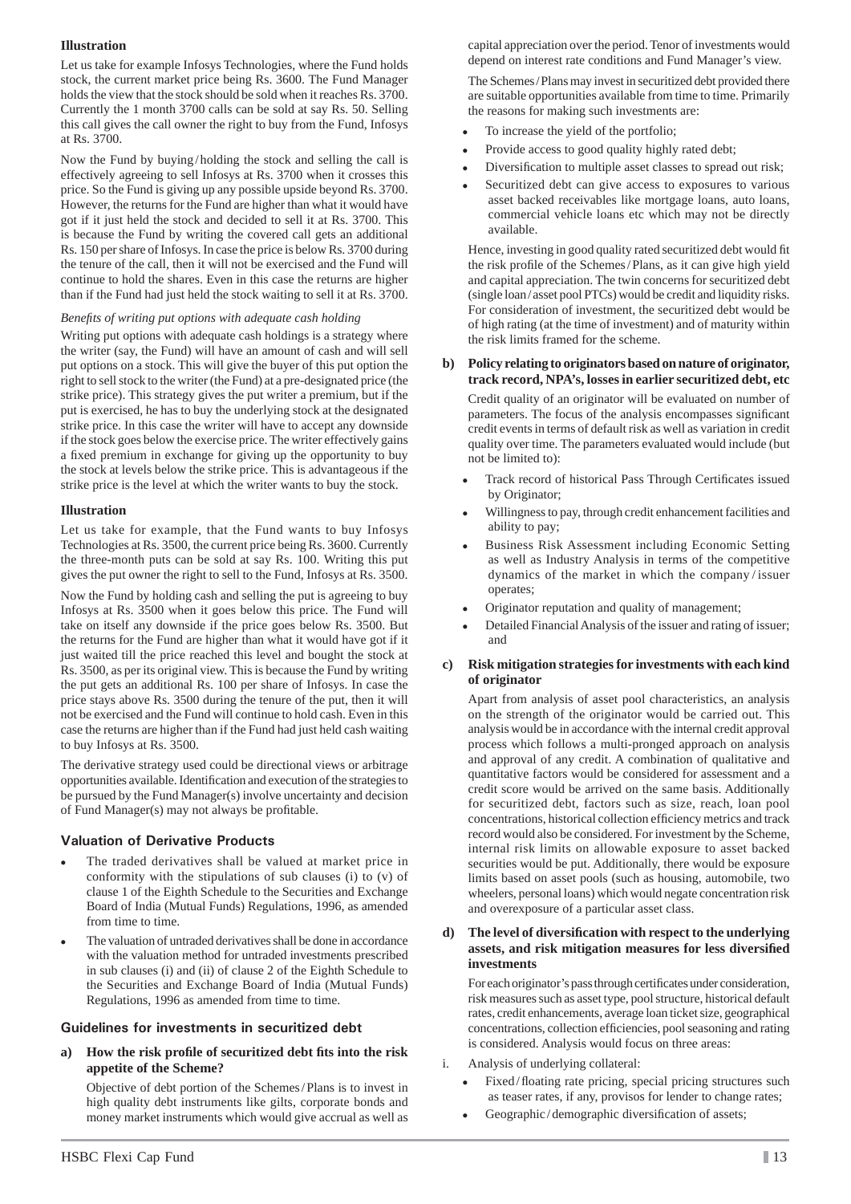**Illustration**

Let us take for example Infosys Technologies, where the Fund holds stock, the current market price being Rs. 3600. The Fund Manager holds the view that the stock should be sold when it reaches Rs. 3700. Currently the 1 month 3700 calls can be sold at say Rs. 50. Selling this call gives the call owner the right to buy from the Fund, Infosys at Rs. 3700.

Now the Fund by buying/holding the stock and selling the call is effectively agreeing to sell Infosys at Rs. 3700 when it crosses this price. So the Fund is giving up any possible upside beyond Rs. 3700. However, the returns for the Fund are higher than what it would have got if it just held the stock and decided to sell it at Rs. 3700. This is because the Fund by writing the covered call gets an additional Rs. 150 per share of Infosys. In case the price is below Rs. 3700 during the tenure of the call, then it will not be exercised and the Fund will continue to hold the shares. Even in this case the returns are higher than if the Fund had just held the stock waiting to sell it at Rs. 3700.

*Benefits of writing put options with adequate cash holding*

Writing put options with adequate cash holdings is a strategy where the writer (say, the Fund) will have an amount of cash and will sell put options on a stock. This will give the buyer of this put option the right to sell stock to the writer (the Fund) at a pre-designated price (the strike price). This strategy gives the put writer a premium, but if the put is exercised, he has to buy the underlying stock at the designated strike price. In this case the writer will have to accept any downside if the stock goes below the exercise price. The writer effectively gains a fixed premium in exchange for giving up the opportunity to buy the stock at levels below the strike price. This is advantageous if the strike price is the level at which the writer wants to buy the stock.

**Illustration**

Let us take for example, that the Fund wants to buy Infosys Technologies at Rs. 3500, the current price being Rs. 3600. Currently the three-month puts can be sold at say Rs. 100. Writing this put gives the put owner the right to sell to the Fund, Infosys at Rs. 3500.

Now the Fund by holding cash and selling the put is agreeing to buy Infosys at Rs. 3500 when it goes below this price. The Fund will take on itself any downside if the price goes below Rs. 3500. But the returns for the Fund are higher than what it would have got if it just waited till the price reached this level and bought the stock at Rs. 3500, as per its original view. This is because the Fund by writing the put gets an additional Rs. 100 per share of Infosys. In case the price stays above Rs. 3500 during the tenure of the put, then it will not be exercised and the Fund will continue to hold cash. Even in this case the returns are higher than if the Fund had just held cash waiting to buy Infosys at Rs. 3500.

The derivative strategy used could be directional views or arbitrage opportunities available. Identification and execution of the strategies to be pursued by the Fund Manager(s) involve uncertainty and decision of Fund Manager(s) may not always be profitable.

### Valuation of Derivative Products

- The traded derivatives shall be valued at market price in conformity with the stipulations of sub clauses (i) to (v) of clause 1 of the Eighth Schedule to the Securities and Exchange Board of India (Mutual Funds) Regulations, 1996, as amended from time to time.
- The valuation of untraded derivatives shall be done in accordance with the valuation method for untraded investments prescribed in sub clauses (i) and (ii) of clause 2 of the Eighth Schedule to the Securities and Exchange Board of India (Mutual Funds) Regulations, 1996 as amended from time to time.

### Guidelines for investments in securitized debt

**a) How the risk profile of securitized debt fits into the risk appetite of the Scheme?**

Objective of debt portion of the Schemes/Plans is to invest in high quality debt instruments like gilts, corporate bonds and money market instruments which would give accrual as well as capital appreciation over the period. Tenor of investments would depend on interest rate conditions and Fund Manager's view.

The Schemes/Plans may invest in securitized debt provided there are suitable opportunities available from time to time. Primarily the reasons for making such investments are:

- To increase the yield of the portfolio;
- Provide access to good quality highly rated debt;
- Diversification to multiple asset classes to spread out risk;
- Securitized debt can give access to exposures to various asset backed receivables like mortgage loans, auto loans, commercial vehicle loans etc which may not be directly available.

Hence, investing in good quality rated securitized debt would fit the risk profile of the Schemes/Plans, as it can give high yield and capital appreciation. The twin concerns for securitized debt (single loan/asset pool PTCs) would be credit and liquidity risks. For consideration of investment, the securitized debt would be of high rating (at the time of investment) and of maturity within the risk limits framed for the scheme.

**b) Policy relating to originators based on nature of originator, track record, NPA's, losses in earlier securitized debt, etc**

Credit quality of an originator will be evaluated on number of parameters. The focus of the analysis encompasses significant credit events in terms of default risk as well as variation in credit quality over time. The parameters evaluated would include (but not be limited to):

- Track record of historical Pass Through Certificates issued by Originator;
- Willingness to pay, through credit enhancement facilities and ability to pay;
- Business Risk Assessment including Economic Setting as well as Industry Analysis in terms of the competitive dynamics of the market in which the company/issuer operates;
- Originator reputation and quality of management;
- Detailed Financial Analysis of the issuer and rating of issuer; and

**c) Risk mitigation strategies for investments with each kind of originator**

Apart from analysis of asset pool characteristics, an analysis on the strength of the originator would be carried out. This analysis would be in accordance with the internal credit approval process which follows a multi-pronged approach on analysis and approval of any credit. A combination of qualitative and quantitative factors would be considered for assessment and a credit score would be arrived on the same basis. Additionally for securitized debt, factors such as size, reach, loan pool concentrations, historical collection efficiency metrics and track record would also be considered. For investment by the Scheme, internal risk limits on allowable exposure to asset backed securities would be put. Additionally, there would be exposure limits based on asset pools (such as housing, automobile, two wheelers, personal loans) which would negate concentration risk and overexposure of a particular asset class.

**d) The level of diversification with respect to the underlying assets, and risk mitigation measures for less diversified investments**

For each originator's pass through certificates under consideration, risk measures such as asset type, pool structure, historical default rates, credit enhancements, average loan ticket size, geographical concentrations, collection efficiencies, pool seasoning and rating is considered. Analysis would focus on three areas:

i. Analysis of underlying collateral:
   - Fixed/floating rate pricing, special pricing structures such as teaser rates, if any, provisos for lender to change rates;
   - Geographic/demographic diversification of assets;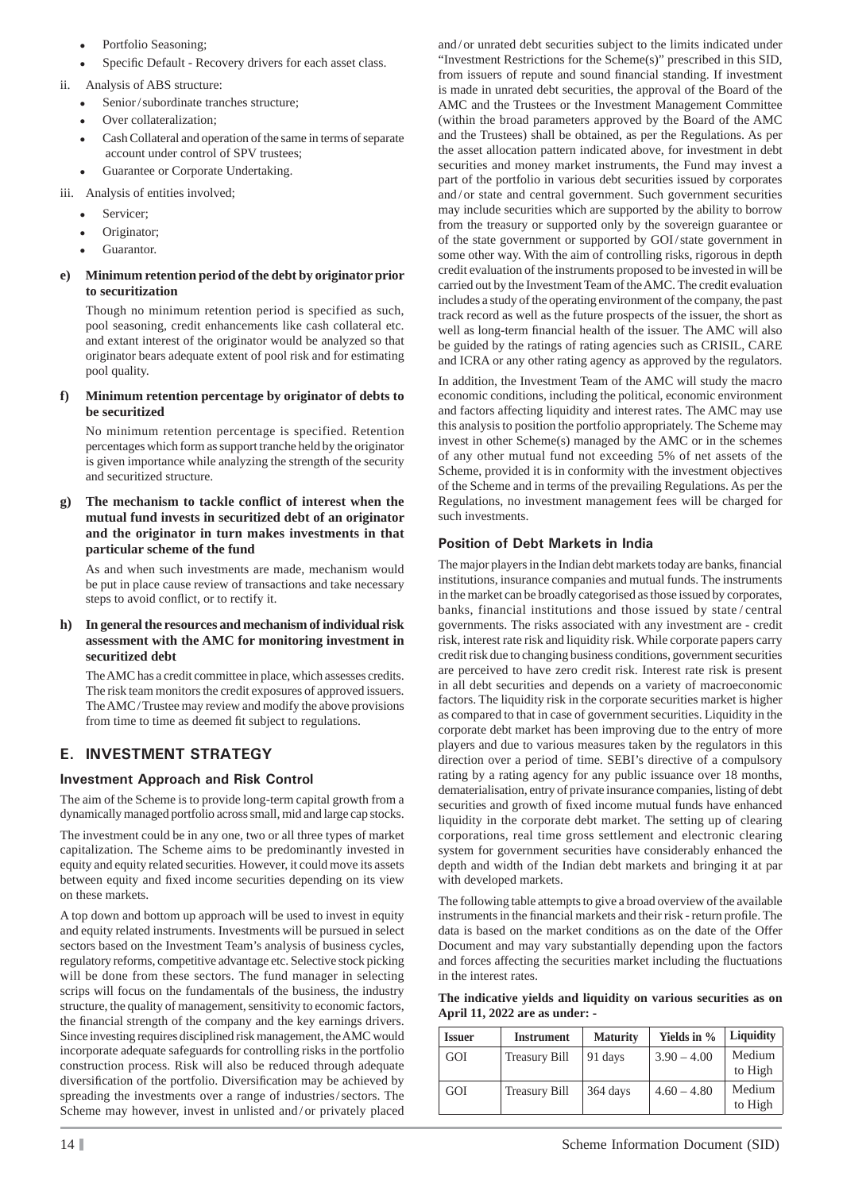- Portfolio Seasoning;
- Specific Default - Recovery drivers for each asset class.

ii. Analysis of ABS structure:

- Senior / subordinate tranches structure;
- Over collateralization;
- Cash Collateral and operation of the same in terms of separate account under control of SPV trustees;
- Guarantee or Corporate Undertaking.

iii. Analysis of entities involved;

- Servicer;
- Originator;
- Guarantor.

**e) Minimum retention period of the debt by originator prior to securitization**

Though no minimum retention period is specified as such, pool seasoning, credit enhancements like cash collateral etc. and extant interest of the originator would be analyzed so that originator bears adequate extent of pool risk and for estimating pool quality.

**f) Minimum retention percentage by originator of debts to be securitized**

No minimum retention percentage is specified. Retention percentages which form as support tranche held by the originator is given importance while analyzing the strength of the security and securitized structure.

**g) The mechanism to tackle conflict of interest when the mutual fund invests in securitized debt of an originator and the originator in turn makes investments in that particular scheme of the fund**

As and when such investments are made, mechanism would be put in place cause review of transactions and take necessary steps to avoid conflict, or to rectify it.

**h) In general the resources and mechanism of individual risk assessment with the AMC for monitoring investment in securitized debt**

The AMC has a credit committee in place, which assesses credits. The risk team monitors the credit exposures of approved issuers. The AMC / Trustee may review and modify the above provisions from time to time as deemed fit subject to regulations.

## E. INVESTMENT STRATEGY

### Investment Approach and Risk Control

The aim of the Scheme is to provide long-term capital growth from a dynamically managed portfolio across small, mid and large cap stocks.

The investment could be in any one, two or all three types of market capitalization. The Scheme aims to be predominantly invested in equity and equity related securities. However, it could move its assets between equity and fixed income securities depending on its view on these markets.

A top down and bottom up approach will be used to invest in equity and equity related instruments. Investments will be pursued in select sectors based on the Investment Team's analysis of business cycles, regulatory reforms, competitive advantage etc. Selective stock picking will be done from these sectors. The fund manager in selecting scrips will focus on the fundamentals of the business, the industry structure, the quality of management, sensitivity to economic factors, the financial strength of the company and the key earnings drivers. Since investing requires disciplined risk management, the AMC would incorporate adequate safeguards for controlling risks in the portfolio construction process. Risk will also be reduced through adequate diversification of the portfolio. Diversification may be achieved by spreading the investments over a range of industries / sectors. The Scheme may however, invest in unlisted and / or privately placed and / or unrated debt securities subject to the limits indicated under "Investment Restrictions for the Scheme(s)" prescribed in this SID, from issuers of repute and sound financial standing. If investment is made in unrated debt securities, the approval of the Board of the AMC and the Trustees or the Investment Management Committee (within the broad parameters approved by the Board of the AMC and the Trustees) shall be obtained, as per the Regulations. As per the asset allocation pattern indicated above, for investment in debt securities and money market instruments, the Fund may invest a part of the portfolio in various debt securities issued by corporates and / or state and central government. Such government securities may include securities which are supported by the ability to borrow from the treasury or supported only by the sovereign guarantee or of the state government or supported by GOI / state government in some other way. With the aim of controlling risks, rigorous in depth credit evaluation of the instruments proposed to be invested in will be carried out by the Investment Team of the AMC. The credit evaluation includes a study of the operating environment of the company, the past track record as well as the future prospects of the issuer, the short as well as long-term financial health of the issuer. The AMC will also be guided by the ratings of rating agencies such as CRISIL, CARE and ICRA or any other rating agency as approved by the regulators.

In addition, the Investment Team of the AMC will study the macro economic conditions, including the political, economic environment and factors affecting liquidity and interest rates. The AMC may use this analysis to position the portfolio appropriately. The Scheme may invest in other Scheme(s) managed by the AMC or in the schemes of any other mutual fund not exceeding 5% of net assets of the Scheme, provided it is in conformity with the investment objectives of the Scheme and in terms of the prevailing Regulations. As per the Regulations, no investment management fees will be charged for such investments.

### Position of Debt Markets in India

The major players in the Indian debt markets today are banks, financial institutions, insurance companies and mutual funds. The instruments in the market can be broadly categorised as those issued by corporates, banks, financial institutions and those issued by state / central governments. The risks associated with any investment are - credit risk, interest rate risk and liquidity risk. While corporate papers carry credit risk due to changing business conditions, government securities are perceived to have zero credit risk. Interest rate risk is present in all debt securities and depends on a variety of macroeconomic factors. The liquidity risk in the corporate securities market is higher as compared to that in case of government securities. Liquidity in the corporate debt market has been improving due to the entry of more players and due to various measures taken by the regulators in this direction over a period of time. SEBI's directive of a compulsory rating by a rating agency for any public issuance over 18 months, dematerialisation, entry of private insurance companies, listing of debt securities and growth of fixed income mutual funds have enhanced liquidity in the corporate debt market. The setting up of clearing corporations, real time gross settlement and electronic clearing system for government securities have considerably enhanced the depth and width of the Indian debt markets and bringing it at par with developed markets.

The following table attempts to give a broad overview of the available instruments in the financial markets and their risk - return profile. The data is based on the market conditions as on the date of the Offer Document and may vary substantially depending upon the factors and forces affecting the securities market including the fluctuations in the interest rates.

**The indicative yields and liquidity on various securities as on April 11, 2022 are as under: -**

| Issuer | Instrument | Maturity | Yields in % | Liquidity |
|---|---|---|---|---|
| GOI | Treasury Bill | 91 days | 3.90 – 4.00 | Medium to High |
| GOI | Treasury Bill | 364 days | 4.60 – 4.80 | Medium to High |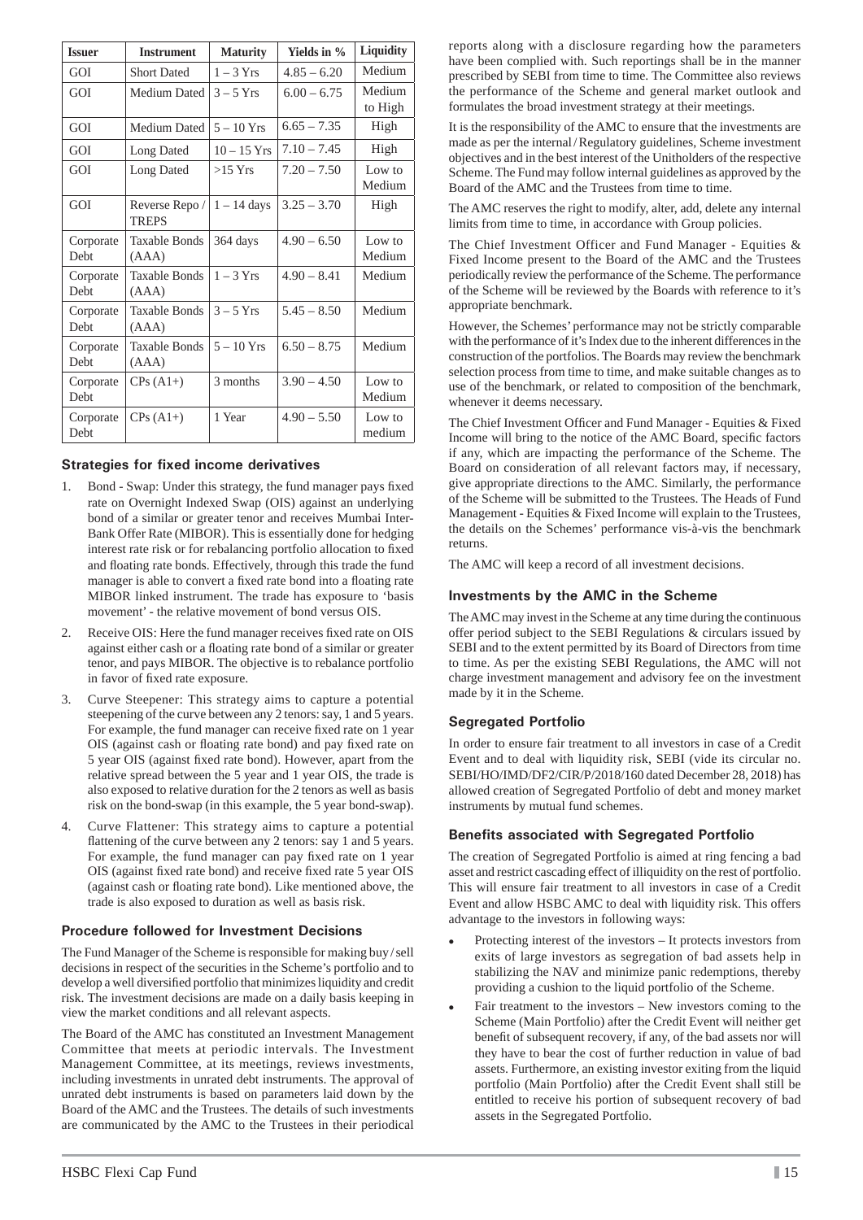| Issuer | Instrument | Maturity | Yields in % | Liquidity |
|---|---|---|---|---|
| GOI | Short Dated | 1 – 3 Yrs | 4.85 – 6.20 | Medium |
| GOI | Medium Dated | 3 – 5 Yrs | 6.00 – 6.75 | Medium to High |
| GOI | Medium Dated | 5 – 10 Yrs | 6.65 – 7.35 | High |
| GOI | Long Dated | 10 – 15 Yrs | 7.10 – 7.45 | High |
| GOI | Long Dated | >15 Yrs | 7.20 – 7.50 | Low to Medium |
| GOI | Reverse Repo / TREPS | 1 – 14 days | 3.25 – 3.70 | High |
| Corporate Debt | Taxable Bonds (AAA) | 364 days | 4.90 – 6.50 | Low to Medium |
| Corporate Debt | Taxable Bonds (AAA) | 1 – 3 Yrs | 4.90 – 8.41 | Medium |
| Corporate Debt | Taxable Bonds (AAA) | 3 – 5 Yrs | 5.45 – 8.50 | Medium |
| Corporate Debt | Taxable Bonds (AAA) | 5 – 10 Yrs | 6.50 – 8.75 | Medium |
| Corporate Debt | CPs (A1+) | 3 months | 3.90 – 4.50 | Low to Medium |
| Corporate Debt | CPs (A1+) | 1 Year | 4.90 – 5.50 | Low to medium |

### Strategies for fixed income derivatives

1. Bond - Swap: Under this strategy, the fund manager pays fixed rate on Overnight Indexed Swap (OIS) against an underlying bond of a similar or greater tenor and receives Mumbai Inter-Bank Offer Rate (MIBOR). This is essentially done for hedging interest rate risk or for rebalancing portfolio allocation to fixed and floating rate bonds. Effectively, through this trade the fund manager is able to convert a fixed rate bond into a floating rate MIBOR linked instrument. The trade has exposure to 'basis movement' - the relative movement of bond versus OIS.
2. Receive OIS: Here the fund manager receives fixed rate on OIS against either cash or a floating rate bond of a similar or greater tenor, and pays MIBOR. The objective is to rebalance portfolio in favor of fixed rate exposure.
3. Curve Steepener: This strategy aims to capture a potential steepening of the curve between any 2 tenors: say, 1 and 5 years. For example, the fund manager can receive fixed rate on 1 year OIS (against cash or floating rate bond) and pay fixed rate on 5 year OIS (against fixed rate bond). However, apart from the relative spread between the 5 year and 1 year OIS, the trade is also exposed to relative duration for the 2 tenors as well as basis risk on the bond-swap (in this example, the 5 year bond-swap).
4. Curve Flattener: This strategy aims to capture a potential flattening of the curve between any 2 tenors: say 1 and 5 years. For example, the fund manager can pay fixed rate on 1 year OIS (against fixed rate bond) and receive fixed rate 5 year OIS (against cash or floating rate bond). Like mentioned above, the trade is also exposed to duration as well as basis risk.

### Procedure followed for Investment Decisions

The Fund Manager of the Scheme is responsible for making buy / sell decisions in respect of the securities in the Scheme's portfolio and to develop a well diversified portfolio that minimizes liquidity and credit risk. The investment decisions are made on a daily basis keeping in view the market conditions and all relevant aspects.

The Board of the AMC has constituted an Investment Management Committee that meets at periodic intervals. The Investment Management Committee, at its meetings, reviews investments, including investments in unrated debt instruments. The approval of unrated debt instruments is based on parameters laid down by the Board of the AMC and the Trustees. The details of such investments are communicated by the AMC to the Trustees in their periodical reports along with a disclosure regarding how the parameters have been complied with. Such reportings shall be in the manner prescribed by SEBI from time to time. The Committee also reviews the performance of the Scheme and general market outlook and formulates the broad investment strategy at their meetings.

It is the responsibility of the AMC to ensure that the investments are made as per the internal / Regulatory guidelines, Scheme investment objectives and in the best interest of the Unitholders of the respective Scheme. The Fund may follow internal guidelines as approved by the Board of the AMC and the Trustees from time to time.

The AMC reserves the right to modify, alter, add, delete any internal limits from time to time, in accordance with Group policies.

The Chief Investment Officer and Fund Manager - Equities & Fixed Income present to the Board of the AMC and the Trustees periodically review the performance of the Scheme. The performance of the Scheme will be reviewed by the Boards with reference to it's appropriate benchmark.

However, the Schemes' performance may not be strictly comparable with the performance of it's Index due to the inherent differences in the construction of the portfolios. The Boards may review the benchmark selection process from time to time, and make suitable changes as to use of the benchmark, or related to composition of the benchmark, whenever it deems necessary.

The Chief Investment Officer and Fund Manager - Equities & Fixed Income will bring to the notice of the AMC Board, specific factors if any, which are impacting the performance of the Scheme. The Board on consideration of all relevant factors may, if necessary, give appropriate directions to the AMC. Similarly, the performance of the Scheme will be submitted to the Trustees. The Heads of Fund Management - Equities & Fixed Income will explain to the Trustees, the details on the Schemes' performance vis-à-vis the benchmark returns.

The AMC will keep a record of all investment decisions.

### Investments by the AMC in the Scheme

The AMC may invest in the Scheme at any time during the continuous offer period subject to the SEBI Regulations & circulars issued by SEBI and to the extent permitted by its Board of Directors from time to time. As per the existing SEBI Regulations, the AMC will not charge investment management and advisory fee on the investment made by it in the Scheme.

### Segregated Portfolio

In order to ensure fair treatment to all investors in case of a Credit Event and to deal with liquidity risk, SEBI (vide its circular no. SEBI/HO/IMD/DF2/CIR/P/2018/160 dated December 28, 2018) has allowed creation of Segregated Portfolio of debt and money market instruments by mutual fund schemes.

### Benefits associated with Segregated Portfolio

The creation of Segregated Portfolio is aimed at ring fencing a bad asset and restrict cascading effect of illiquidity on the rest of portfolio. This will ensure fair treatment to all investors in case of a Credit Event and allow HSBC AMC to deal with liquidity risk. This offers advantage to the investors in following ways:

- Protecting interest of the investors – It protects investors from exits of large investors as segregation of bad assets help in stabilizing the NAV and minimize panic redemptions, thereby providing a cushion to the liquid portfolio of the Scheme.
- Fair treatment to the investors – New investors coming to the Scheme (Main Portfolio) after the Credit Event will neither get benefit of subsequent recovery, if any, of the bad assets nor will they have to bear the cost of further reduction in value of bad assets. Furthermore, an existing investor exiting from the liquid portfolio (Main Portfolio) after the Credit Event shall still be entitled to receive his portion of subsequent recovery of bad assets in the Segregated Portfolio.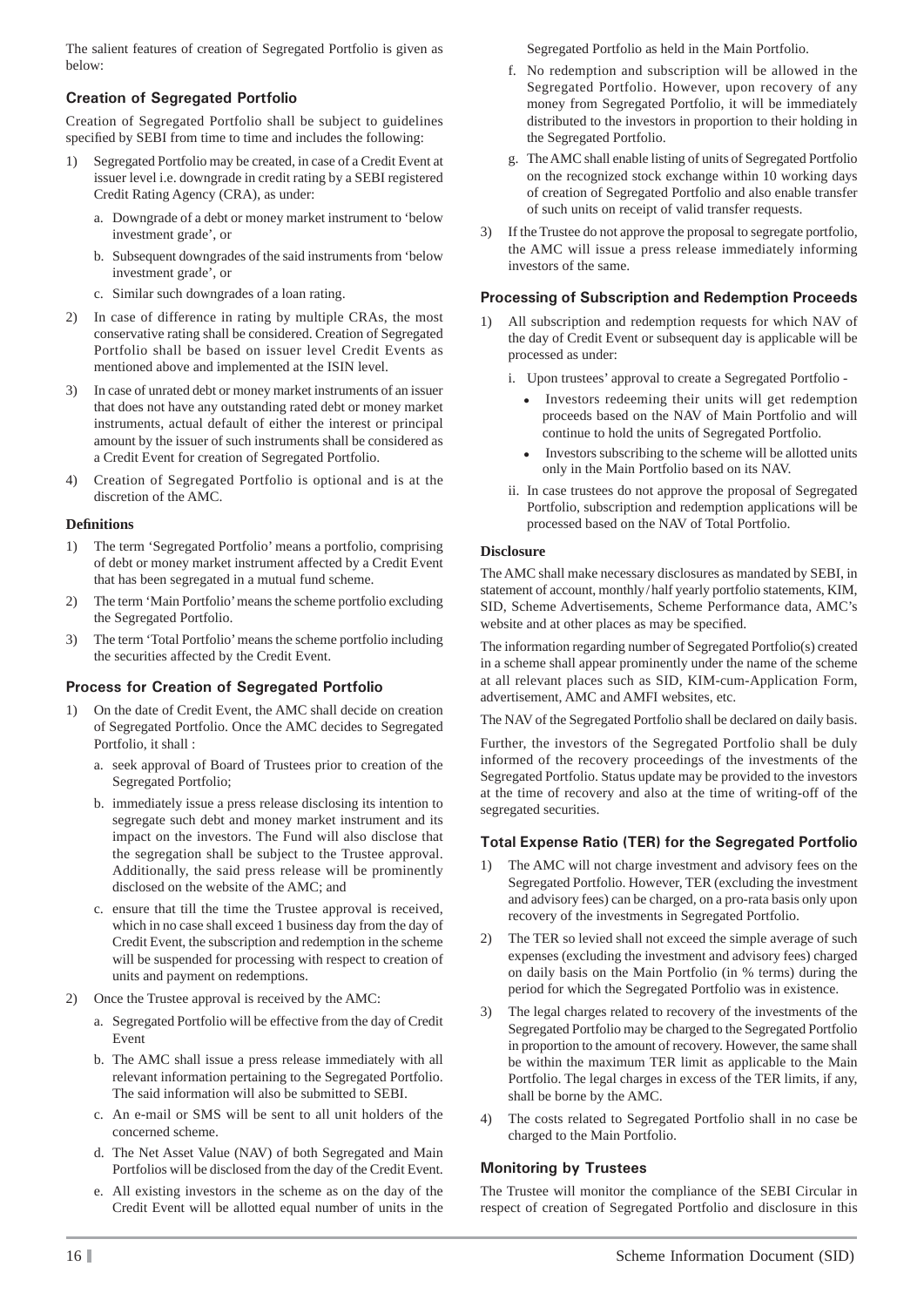The salient features of creation of Segregated Portfolio is given as below:

### Creation of Segregated Portfolio

Creation of Segregated Portfolio shall be subject to guidelines specified by SEBI from time to time and includes the following:

1) Segregated Portfolio may be created, in case of a Credit Event at issuer level i.e. downgrade in credit rating by a SEBI registered Credit Rating Agency (CRA), as under:
   a. Downgrade of a debt or money market instrument to 'below investment grade', or
   b. Subsequent downgrades of the said instruments from 'below investment grade', or
   c. Similar such downgrades of a loan rating.
2) In case of difference in rating by multiple CRAs, the most conservative rating shall be considered. Creation of Segregated Portfolio shall be based on issuer level Credit Events as mentioned above and implemented at the ISIN level.
3) In case of unrated debt or money market instruments of an issuer that does not have any outstanding rated debt or money market instruments, actual default of either the interest or principal amount by the issuer of such instruments shall be considered as a Credit Event for creation of Segregated Portfolio.
4) Creation of Segregated Portfolio is optional and is at the discretion of the AMC.

**Definitions**

1) The term 'Segregated Portfolio' means a portfolio, comprising of debt or money market instrument affected by a Credit Event that has been segregated in a mutual fund scheme.
2) The term 'Main Portfolio' means the scheme portfolio excluding the Segregated Portfolio.
3) The term 'Total Portfolio' means the scheme portfolio including the securities affected by the Credit Event.

### Process for Creation of Segregated Portfolio

1) On the date of Credit Event, the AMC shall decide on creation of Segregated Portfolio. Once the AMC decides to Segregated Portfolio, it shall :
   a. seek approval of Board of Trustees prior to creation of the Segregated Portfolio;
   b. immediately issue a press release disclosing its intention to segregate such debt and money market instrument and its impact on the investors. The Fund will also disclose that the segregation shall be subject to the Trustee approval. Additionally, the said press release will be prominently disclosed on the website of the AMC; and
   c. ensure that till the time the Trustee approval is received, which in no case shall exceed 1 business day from the day of Credit Event, the subscription and redemption in the scheme will be suspended for processing with respect to creation of units and payment on redemptions.
2) Once the Trustee approval is received by the AMC:
   a. Segregated Portfolio will be effective from the day of Credit Event
   b. The AMC shall issue a press release immediately with all relevant information pertaining to the Segregated Portfolio. The said information will also be submitted to SEBI.
   c. An e-mail or SMS will be sent to all unit holders of the concerned scheme.
   d. The Net Asset Value (NAV) of both Segregated and Main Portfolios will be disclosed from the day of the Credit Event.
   e. All existing investors in the scheme as on the day of the Credit Event will be allotted equal number of units in the Segregated Portfolio as held in the Main Portfolio.
   f. No redemption and subscription will be allowed in the Segregated Portfolio. However, upon recovery of any money from Segregated Portfolio, it will be immediately distributed to the investors in proportion to their holding in the Segregated Portfolio.
   g. The AMC shall enable listing of units of Segregated Portfolio on the recognized stock exchange within 10 working days of creation of Segregated Portfolio and also enable transfer of such units on receipt of valid transfer requests.
3) If the Trustee do not approve the proposal to segregate portfolio, the AMC will issue a press release immediately informing investors of the same.

### Processing of Subscription and Redemption Proceeds

1) All subscription and redemption requests for which NAV of the day of Credit Event or subsequent day is applicable will be processed as under:
   i. Upon trustees' approval to create a Segregated Portfolio -
      - Investors redeeming their units will get redemption proceeds based on the NAV of Main Portfolio and will continue to hold the units of Segregated Portfolio.
      - Investors subscribing to the scheme will be allotted units only in the Main Portfolio based on its NAV.
   ii. In case trustees do not approve the proposal of Segregated Portfolio, subscription and redemption applications will be processed based on the NAV of Total Portfolio.

**Disclosure**

The AMC shall make necessary disclosures as mandated by SEBI, in statement of account, monthly / half yearly portfolio statements, KIM, SID, Scheme Advertisements, Scheme Performance data, AMC's website and at other places as may be specified.

The information regarding number of Segregated Portfolio(s) created in a scheme shall appear prominently under the name of the scheme at all relevant places such as SID, KIM-cum-Application Form, advertisement, AMC and AMFI websites, etc.

The NAV of the Segregated Portfolio shall be declared on daily basis.

Further, the investors of the Segregated Portfolio shall be duly informed of the recovery proceedings of the investments of the Segregated Portfolio. Status update may be provided to the investors at the time of recovery and also at the time of writing-off of the segregated securities.

### Total Expense Ratio (TER) for the Segregated Portfolio

1) The AMC will not charge investment and advisory fees on the Segregated Portfolio. However, TER (excluding the investment and advisory fees) can be charged, on a pro-rata basis only upon recovery of the investments in Segregated Portfolio.
2) The TER so levied shall not exceed the simple average of such expenses (excluding the investment and advisory fees) charged on daily basis on the Main Portfolio (in % terms) during the period for which the Segregated Portfolio was in existence.
3) The legal charges related to recovery of the investments of the Segregated Portfolio may be charged to the Segregated Portfolio in proportion to the amount of recovery. However, the same shall be within the maximum TER limit as applicable to the Main Portfolio. The legal charges in excess of the TER limits, if any, shall be borne by the AMC.
4) The costs related to Segregated Portfolio shall in no case be charged to the Main Portfolio.

### Monitoring by Trustees

The Trustee will monitor the compliance of the SEBI Circular in respect of creation of Segregated Portfolio and disclosure in this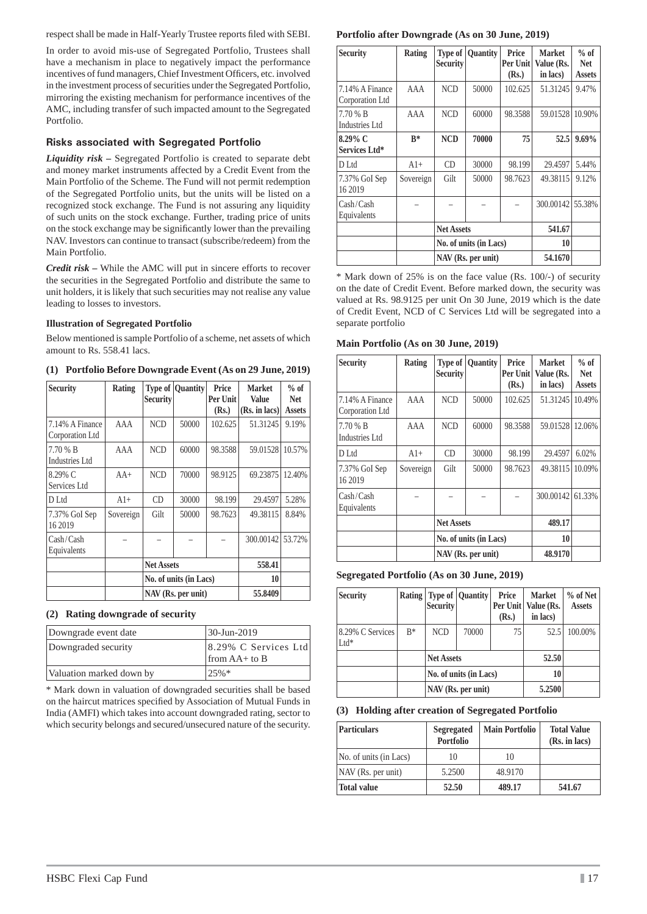respect shall be made in Half-Yearly Trustee reports filed with SEBI.

In order to avoid mis-use of Segregated Portfolio, Trustees shall have a mechanism in place to negatively impact the performance incentives of fund managers, Chief Investment Officers, etc. involved in the investment process of securities under the Segregated Portfolio, mirroring the existing mechanism for performance incentives of the AMC, including transfer of such impacted amount to the Segregated Portfolio.

### Risks associated with Segregated Portfolio

***Liquidity risk –*** Segregated Portfolio is created to separate debt and money market instruments affected by a Credit Event from the Main Portfolio of the Scheme. The Fund will not permit redemption of the Segregated Portfolio units, but the units will be listed on a recognized stock exchange. The Fund is not assuring any liquidity of such units on the stock exchange. Further, trading price of units on the stock exchange may be significantly lower than the prevailing NAV. Investors can continue to transact (subscribe/redeem) from the Main Portfolio.

***Credit risk –*** While the AMC will put in sincere efforts to recover the securities in the Segregated Portfolio and distribute the same to unit holders, it is likely that such securities may not realise any value leading to losses to investors.

**Illustration of Segregated Portfolio**

Below mentioned is sample Portfolio of a scheme, net assets of which amount to Rs. 558.41 lacs.

**(1) Portfolio Before Downgrade Event (As on 29 June, 2019)**

| Security | Rating | Type of Security | Quantity | Price Per Unit (Rs.) | Market Value (Rs. in lacs) | % of Net Assets |
|---|---|---|---|---|---|---|
| 7.14% A Finance Corporation Ltd | AAA | NCD | 50000 | 102.625 | 51.31245 | 9.19% |
| 7.70 % B Industries Ltd | AAA | NCD | 60000 | 98.3588 | 59.01528 | 10.57% |
| 8.29% C Services Ltd | AA+ | NCD | 70000 | 98.9125 | 69.23875 | 12.40% |
| D Ltd | A1+ | CD | 30000 | 98.199 | 29.4597 | 5.28% |
| 7.37% GoI Sep 16 2019 | Sovereign | Gilt | 50000 | 98.7623 | 49.38115 | 8.84% |
| Cash/Cash Equivalents | – | – | – | – | 300.00142 | 53.72% |
| | | **Net Assets** | | | **558.41** | |
| | | **No. of units (in Lacs)** | | | **10** | |
| | | **NAV (Rs. per unit)** | | | **55.8409** | |

**(2) Rating downgrade of security**

| | |
|---|---|
| Downgrade event date | 30-Jun-2019 |
| Downgraded security | 8.29% C Services Ltd from AA+ to B |
| Valuation marked down by | 25%* |

\* Mark down in valuation of downgraded securities shall be based on the haircut matrices specified by Association of Mutual Funds in India (AMFI) which takes into account downgraded rating, sector to which security belongs and secured/unsecured nature of the security.

**Portfolio after Downgrade (As on 30 June, 2019)**

| Security | Rating | Type of Security | Quantity | Price Per Unit (Rs.) | Market Value (Rs. in lacs) | % of Net Assets |
|---|---|---|---|---|---|---|
| 7.14% A Finance Corporation Ltd | AAA | NCD | 50000 | 102.625 | 51.31245 | 9.47% |
| 7.70 % B Industries Ltd | AAA | NCD | 60000 | 98.3588 | 59.01528 | 10.90% |
| **8.29% C Services Ltd*** | **B*** | **NCD** | **70000** | **75** | **52.5** | **9.69%** |
| D Ltd | A1+ | CD | 30000 | 98.199 | 29.4597 | 5.44% |
| 7.37% GoI Sep 16 2019 | Sovereign | Gilt | 50000 | 98.7623 | 49.38115 | 9.12% |
| Cash/Cash Equivalents | – | – | – | – | 300.00142 | 55.38% |
| | | **Net Assets** | | | **541.67** | |
| | | **No. of units (in Lacs)** | | | **10** | |
| | | **NAV (Rs. per unit)** | | | **54.1670** | |

\* Mark down of 25% is on the face value (Rs. 100/-) of security on the date of Credit Event. Before marked down, the security was valued at Rs. 98.9125 per unit On 30 June, 2019 which is the date of Credit Event, NCD of C Services Ltd will be segregated into a separate portfolio

**Main Portfolio (As on 30 June, 2019)**

| Security | Rating | Type of Security | Quantity | Price Per Unit (Rs.) | Market Value (Rs. in lacs) | % of Net Assets |
|---|---|---|---|---|---|---|
| 7.14% A Finance Corporation Ltd | AAA | NCD | 50000 | 102.625 | 51.31245 | 10.49% |
| 7.70 % B Industries Ltd | AAA | NCD | 60000 | 98.3588 | 59.01528 | 12.06% |
| D Ltd | A1+ | CD | 30000 | 98.199 | 29.4597 | 6.02% |
| 7.37% GoI Sep 16 2019 | Sovereign | Gilt | 50000 | 98.7623 | 49.38115 | 10.09% |
| Cash/Cash Equivalents | – | – | – | – | 300.00142 | 61.33% |
| | | **Net Assets** | | | **489.17** | |
| | | **No. of units (in Lacs)** | | | **10** | |
| | | **NAV (Rs. per unit)** | | | **48.9170** | |

**Segregated Portfolio (As on 30 June, 2019)**

| Security | Rating | Type of Security | Quantity | Price Per Unit (Rs.) | Market Value (Rs. in lacs) | % of Net Assets |
|---|---|---|---|---|---|---|
| 8.29% C Services Ltd* | B* | NCD | 70000 | 75 | 52.5 | 100.00% |
| | | **Net Assets** | | | **52.50** | |
| | | **No. of units (in Lacs)** | | | **10** | |
| | | **NAV (Rs. per unit)** | | | **5.2500** | |

**(3) Holding after creation of Segregated Portfolio**

| Particulars | Segregated Portfolio | Main Portfolio | Total Value (Rs. in lacs) |
|---|---|---|---|
| No. of units (in Lacs) | 10 | 10 | |
| NAV (Rs. per unit) | 5.2500 | 48.9170 | |
| **Total value** | **52.50** | **489.17** | **541.67** |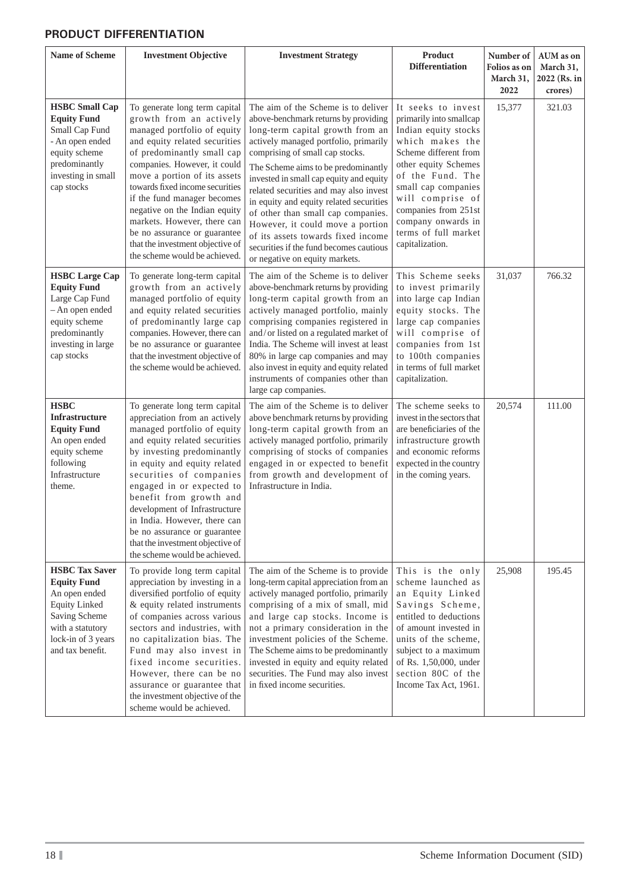## PRODUCT DIFFERENTIATION

| Name of Scheme | Investment Objective | Investment Strategy | Product Differentiation | Number of Folios as on March 31, 2022 | AUM as on March 31, 2022 (Rs. in crores) |
|---|---|---|---|---|---|
| **HSBC Small Cap Equity Fund** Small Cap Fund - An open ended equity scheme predominantly investing in small cap stocks | To generate long term capital growth from an actively managed portfolio of equity and equity related securities of predominantly small cap companies. However, it could move a portion of its assets towards fixed income securities if the fund manager becomes negative on the Indian equity markets. However, there can be no assurance or guarantee that the investment objective of the scheme would be achieved. | The aim of the Scheme is to deliver above-benchmark returns by providing long-term capital growth from an actively managed portfolio, primarily comprising of small cap stocks. The Scheme aims to be predominantly invested in small cap equity and equity related securities and may also invest in equity and equity related securities of other than small cap companies. However, it could move a portion of its assets towards fixed income securities if the fund becomes cautious or negative on equity markets. | It seeks to invest primarily into smallcap Indian equity stocks which makes the Scheme different from other equity Schemes of the Fund. The small cap companies will comprise of companies from 251st company onwards in terms of full market capitalization. | 15,377 | 321.03 |
| **HSBC Large Cap Equity Fund** Large Cap Fund – An open ended equity scheme predominantly investing in large cap stocks | To generate long-term capital growth from an actively managed portfolio of equity and equity related securities of predominantly large cap companies. However, there can be no assurance or guarantee that the investment objective of the scheme would be achieved. | The aim of the Scheme is to deliver above-benchmark returns by providing long-term capital growth from an actively managed portfolio, mainly comprising companies registered in and/or listed on a regulated market of India. The Scheme will invest at least 80% in large cap companies and may also invest in equity and equity related instruments of companies other than large cap companies. | This Scheme seeks to invest primarily into large cap Indian equity stocks. The large cap companies will comprise of companies from 1st to 100th companies in terms of full market capitalization. | 31,037 | 766.32 |
| **HSBC Infrastructure Equity Fund** An open ended equity scheme following Infrastructure theme. | To generate long term capital appreciation from an actively managed portfolio of equity and equity related securities by investing predominantly in equity and equity related securities of companies engaged in or expected to benefit from growth and development of Infrastructure in India. However, there can be no assurance or guarantee that the investment objective of the scheme would be achieved. | The aim of the Scheme is to deliver above benchmark returns by providing long-term capital growth from an actively managed portfolio, primarily comprising of stocks of companies engaged in or expected to benefit from growth and development of Infrastructure in India. | The scheme seeks to invest in the sectors that are beneficiaries of the infrastructure growth and economic reforms expected in the country in the coming years. | 20,574 | 111.00 |
| **HSBC Tax Saver Equity Fund** An open ended Equity Linked Saving Scheme with a statutory lock-in of 3 years and tax benefit. | To provide long term capital appreciation by investing in a diversified portfolio of equity & equity related instruments of companies across various sectors and industries, with no capitalization bias. The Fund may also invest in fixed income securities. However, there can be no assurance or guarantee that the investment objective of the scheme would be achieved. | The aim of the Scheme is to provide long-term capital appreciation from an actively managed portfolio, primarily comprising of a mix of small, mid and large cap stocks. Income is not a primary consideration in the investment policies of the Scheme. The Scheme aims to be predominantly invested in equity and equity related securities. The Fund may also invest in fixed income securities. | This is the only scheme launched as an Equity Linked Savings Scheme, entitled to deductions of amount invested in units of the scheme, subject to a maximum of Rs. 1,50,000, under section 80C of the Income Tax Act, 1961. | 25,908 | 195.45 |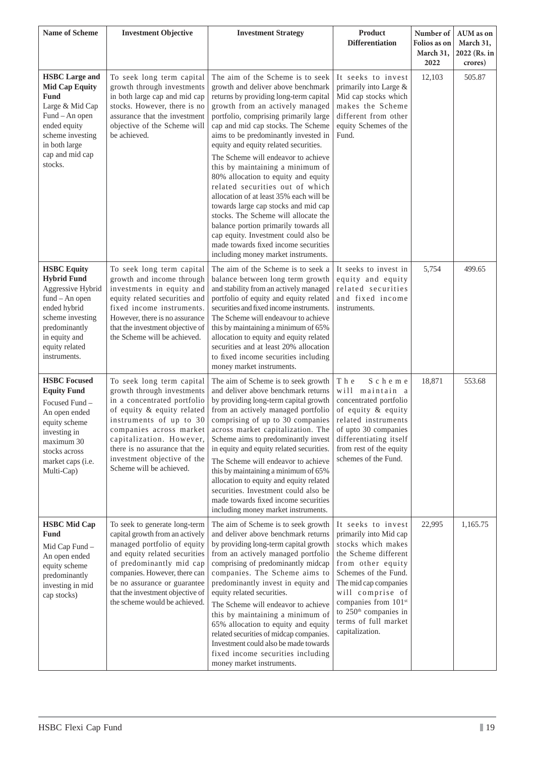| Name of Scheme | Investment Objective | Investment Strategy | Product Differentiation | Number of Folios as on March 31, 2022 | AUM as on March 31, 2022 (Rs. in crores) |
|---|---|---|---|---|---|
| **HSBC Large and Mid Cap Equity Fund** Large & Mid Cap Fund – An open ended equity scheme investing in both large cap and mid cap stocks. | To seek long term capital growth through investments in both large cap and mid cap stocks. However, there is no assurance that the investment objective of the Scheme will be achieved. | The aim of the Scheme is to seek growth and deliver above benchmark returns by providing long-term capital growth from an actively managed portfolio, comprising primarily large cap and mid cap stocks. The Scheme aims to be predominantly invested in equity and equity related securities. The Scheme will endeavor to achieve this by maintaining a minimum of 80% allocation to equity and equity related securities out of which allocation of at least 35% each will be towards large cap stocks and mid cap stocks. The Scheme will allocate the balance portion primarily towards all cap equity. Investment could also be made towards fixed income securities including money market instruments. | It seeks to invest primarily into Large & Mid cap stocks which makes the Scheme different from other equity Schemes of the Fund. | 12,103 | 505.87 |
| **HSBC Equity Hybrid Fund** Aggressive Hybrid fund – An open ended hybrid scheme investing predominantly in equity and equity related instruments. | To seek long term capital growth and income through investments in equity and equity related securities and fixed income instruments. However, there is no assurance that the investment objective of the Scheme will be achieved. | The aim of the Scheme is to seek a balance between long term growth and stability from an actively managed portfolio of equity and equity related securities and fixed income instruments. The Scheme will endeavour to achieve this by maintaining a minimum of 65% allocation to equity and equity related securities and at least 20% allocation to fixed income securities including money market instruments. | It seeks to invest in equity and equity related securities and fixed income instruments. | 5,754 | 499.65 |
| **HSBC Focused Equity Fund** Focused Fund – An open ended equity scheme investing in maximum 30 stocks across market caps (i.e. Multi-Cap) | To seek long term capital growth through investments in a concentrated portfolio of equity & equity related instruments of up to 30 companies across market capitalization. However, there is no assurance that the investment objective of the Scheme will be achieved. | The aim of Scheme is to seek growth and deliver above benchmark returns by providing long-term capital growth from an actively managed portfolio comprising of up to 30 companies across market capitalization. The Scheme aims to predominantly invest in equity and equity related securities. The Scheme will endeavor to achieve this by maintaining a minimum of 65% allocation to equity and equity related securities. Investment could also be made towards fixed income securities including money market instruments. | The Scheme will maintain a concentrated portfolio of equity & equity related instruments of upto 30 companies differentiating itself from rest of the equity schemes of the Fund. | 18,871 | 553.68 |
| **HSBC Mid Cap Fund** Mid Cap Fund – An open ended equity scheme predominantly investing in mid cap stocks) | To seek to generate long-term capital growth from an actively managed portfolio of equity and equity related securities of predominantly mid cap companies. However, there can be no assurance or guarantee that the investment objective of the scheme would be achieved. | The aim of Scheme is to seek growth and deliver above benchmark returns by providing long-term capital growth from an actively managed portfolio comprising of predominantly midcap companies. The Scheme aims to predominantly invest in equity and equity related securities. The Scheme will endeavor to achieve this by maintaining a minimum of 65% allocation to equity and equity related securities of midcap companies. Investment could also be made towards fixed income securities including money market instruments. | It seeks to invest primarily into Mid cap stocks which makes the Scheme different from other equity Schemes of the Fund. The mid cap companies will comprise of companies from 101st to 250th companies in terms of full market capitalization. | 22,995 | 1,165.75 |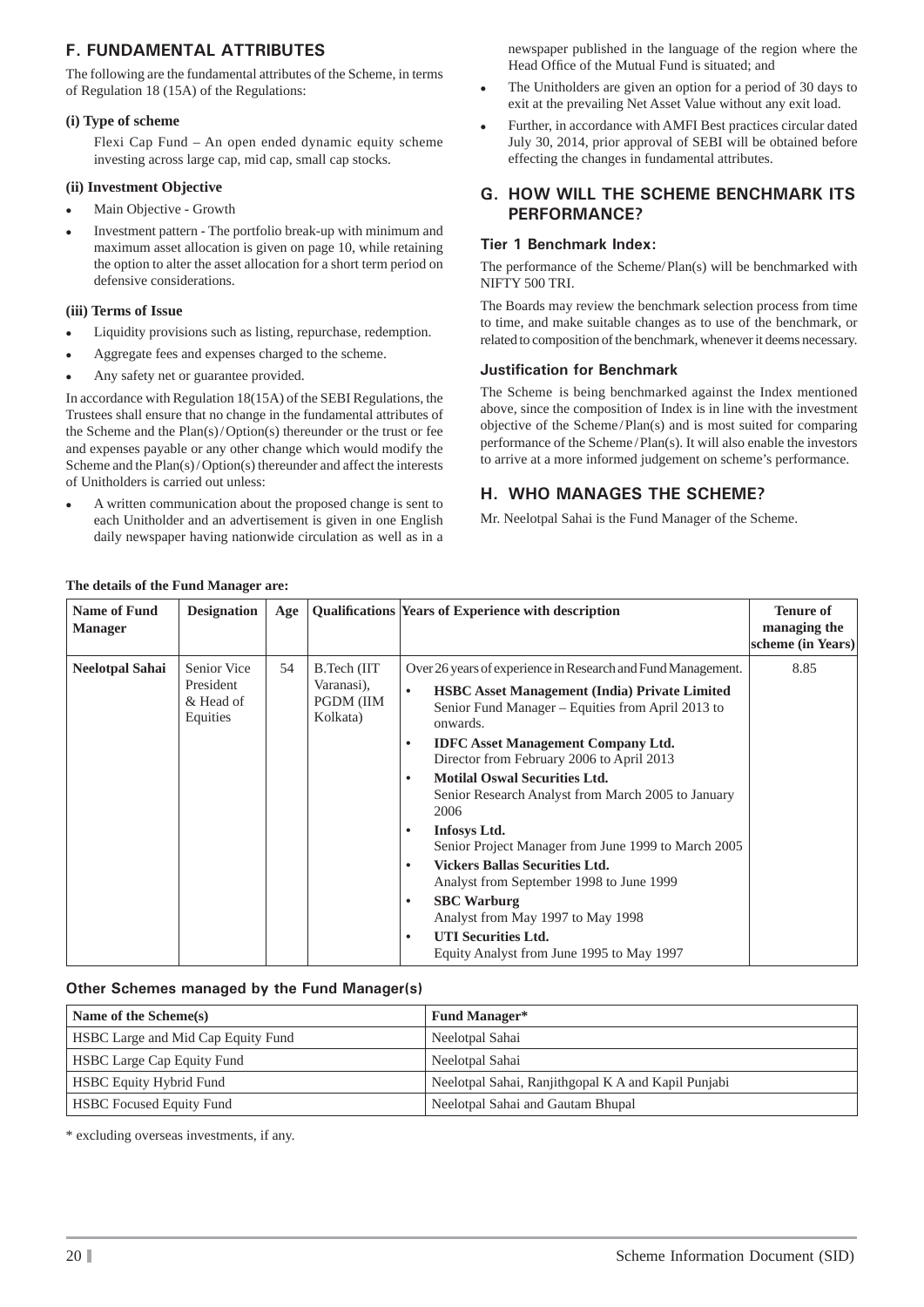## F. FUNDAMENTAL ATTRIBUTES

The following are the fundamental attributes of the Scheme, in terms of Regulation 18 (15A) of the Regulations:

**(i) Type of scheme**

Flexi Cap Fund – An open ended dynamic equity scheme investing across large cap, mid cap, small cap stocks.

**(ii) Investment Objective**

- Main Objective - Growth
- Investment pattern - The portfolio break-up with minimum and maximum asset allocation is given on page 10, while retaining the option to alter the asset allocation for a short term period on defensive considerations.

**(iii) Terms of Issue**

- Liquidity provisions such as listing, repurchase, redemption.
- Aggregate fees and expenses charged to the scheme.
- Any safety net or guarantee provided.

In accordance with Regulation 18(15A) of the SEBI Regulations, the Trustees shall ensure that no change in the fundamental attributes of the Scheme and the Plan(s)/Option(s) thereunder or the trust or fee and expenses payable or any other change which would modify the Scheme and the Plan(s)/Option(s) thereunder and affect the interests of Unitholders is carried out unless:

- A written communication about the proposed change is sent to each Unitholder and an advertisement is given in one English daily newspaper having nationwide circulation as well as in a newspaper published in the language of the region where the Head Office of the Mutual Fund is situated; and
- The Unitholders are given an option for a period of 30 days to exit at the prevailing Net Asset Value without any exit load.
- Further, in accordance with AMFI Best practices circular dated July 30, 2014, prior approval of SEBI will be obtained before effecting the changes in fundamental attributes.

## G. HOW WILL THE SCHEME BENCHMARK ITS PERFORMANCE?

### Tier 1 Benchmark Index:

The performance of the Scheme/Plan(s) will be benchmarked with NIFTY 500 TRI.

The Boards may review the benchmark selection process from time to time, and make suitable changes as to use of the benchmark, or related to composition of the benchmark, whenever it deems necessary.

### Justification for Benchmark

The Scheme is being benchmarked against the Index mentioned above, since the composition of Index is in line with the investment objective of the Scheme/Plan(s) and is most suited for comparing performance of the Scheme/Plan(s). It will also enable the investors to arrive at a more informed judgement on scheme's performance.

## H. WHO MANAGES THE SCHEME?

Mr. Neelotpal Sahai is the Fund Manager of the Scheme.

**The details of the Fund Manager are:**

| Name of Fund Manager | Designation | Age | Qualifications | Years of Experience with description | Tenure of managing the scheme (in Years) |
|---|---|---|---|---|---|
| **Neelotpal Sahai** | Senior Vice President & Head of Equities | 54 | B.Tech (IIT Varanasi), PGDM (IIM Kolkata) | Over 26 years of experience in Research and Fund Management.<br>• **HSBC Asset Management (India) Private Limited** Senior Fund Manager – Equities from April 2013 to onwards.<br>• **IDFC Asset Management Company Ltd.** Director from February 2006 to April 2013<br>• **Motilal Oswal Securities Ltd.** Senior Research Analyst from March 2005 to January 2006<br>• **Infosys Ltd.** Senior Project Manager from June 1999 to March 2005<br>• **Vickers Ballas Securities Ltd.** Analyst from September 1998 to June 1999<br>• **SBC Warburg** Analyst from May 1997 to May 1998<br>• **UTI Securities Ltd.** Equity Analyst from June 1995 to May 1997 | 8.85 |

### Other Schemes managed by the Fund Manager(s)

| Name of the Scheme(s) | Fund Manager* |
|---|---|
| HSBC Large and Mid Cap Equity Fund | Neelotpal Sahai |
| HSBC Large Cap Equity Fund | Neelotpal Sahai |
| HSBC Equity Hybrid Fund | Neelotpal Sahai, Ranjithgopal K A and Kapil Punjabi |
| HSBC Focused Equity Fund | Neelotpal Sahai and Gautam Bhupal |

* excluding overseas investments, if any.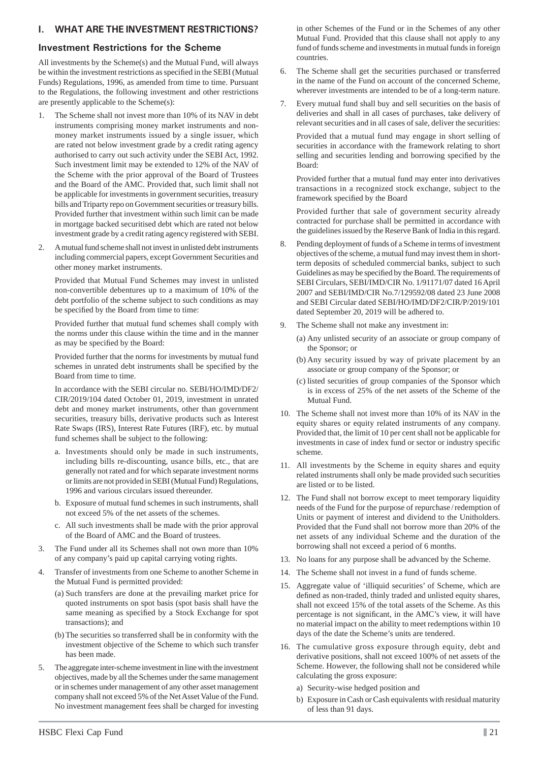## I. WHAT ARE THE INVESTMENT RESTRICTIONS?

### Investment Restrictions for the Scheme

All investments by the Scheme(s) and the Mutual Fund, will always be within the investment restrictions as specified in the SEBI (Mutual Funds) Regulations, 1996, as amended from time to time. Pursuant to the Regulations, the following investment and other restrictions are presently applicable to the Scheme(s):

1. The Scheme shall not invest more than 10% of its NAV in debt instruments comprising money market instruments and non-money market instruments issued by a single issuer, which are rated not below investment grade by a credit rating agency authorised to carry out such activity under the SEBI Act, 1992. Such investment limit may be extended to 12% of the NAV of the Scheme with the prior approval of the Board of Trustees and the Board of the AMC. Provided that, such limit shall not be applicable for investments in government securities, treasury bills and Triparty repo on Government securities or treasury bills. Provided further that investment within such limit can be made in mortgage backed securitised debt which are rated not below investment grade by a credit rating agency registered with SEBI.

2. A mutual fund scheme shall not invest in unlisted debt instruments including commercial papers, except Government Securities and other money market instruments.

   Provided that Mutual Fund Schemes may invest in unlisted non-convertible debentures up to a maximum of 10% of the debt portfolio of the scheme subject to such conditions as may be specified by the Board from time to time:

   Provided further that mutual fund schemes shall comply with the norms under this clause within the time and in the manner as may be specified by the Board:

   Provided further that the norms for investments by mutual fund schemes in unrated debt instruments shall be specified by the Board from time to time.

   In accordance with the SEBI circular no. SEBI/HO/IMD/DF2/CIR/2019/104 dated October 01, 2019, investment in unrated debt and money market instruments, other than government securities, treasury bills, derivative products such as Interest Rate Swaps (IRS), Interest Rate Futures (IRF), etc. by mutual fund schemes shall be subject to the following:

   a. Investments should only be made in such instruments, including bills re-discounting, usance bills, etc., that are generally not rated and for which separate investment norms or limits are not provided in SEBI (Mutual Fund) Regulations, 1996 and various circulars issued thereunder.

   b. Exposure of mutual fund schemes in such instruments, shall not exceed 5% of the net assets of the schemes.

   c. All such investments shall be made with the prior approval of the Board of AMC and the Board of trustees.

3. The Fund under all its Schemes shall not own more than 10% of any company's paid up capital carrying voting rights.

4. Transfer of investments from one Scheme to another Scheme in the Mutual Fund is permitted provided:

   (a) Such transfers are done at the prevailing market price for quoted instruments on spot basis (spot basis shall have the same meaning as specified by a Stock Exchange for spot transactions); and

   (b) The securities so transferred shall be in conformity with the investment objective of the Scheme to which such transfer has been made.

5. The aggregate inter-scheme investment in line with the investment objectives, made by all the Schemes under the same management or in schemes under management of any other asset management company shall not exceed 5% of the Net Asset Value of the Fund. No investment management fees shall be charged for investing in other Schemes of the Fund or in the Schemes of any other Mutual Fund. Provided that this clause shall not apply to any fund of funds scheme and investments in mutual funds in foreign countries.

6. The Scheme shall get the securities purchased or transferred in the name of the Fund on account of the concerned Scheme, wherever investments are intended to be of a long-term nature.

7. Every mutual fund shall buy and sell securities on the basis of deliveries and shall in all cases of purchases, take delivery of relevant securities and in all cases of sale, deliver the securities:

   Provided that a mutual fund may engage in short selling of securities in accordance with the framework relating to short selling and securities lending and borrowing specified by the Board:

   Provided further that a mutual fund may enter into derivatives transactions in a recognized stock exchange, subject to the framework specified by the Board

   Provided further that sale of government security already contracted for purchase shall be permitted in accordance with the guidelines issued by the Reserve Bank of India in this regard.

8. Pending deployment of funds of a Scheme in terms of investment objectives of the scheme, a mutual fund may invest them in short-term deposits of scheduled commercial banks, subject to such Guidelines as may be specified by the Board. The requirements of SEBI Circulars, SEBI/IMD/CIR No. 1/91171/07 dated 16 April 2007 and SEBI/IMD/CIR No.7/129592/08 dated 23 June 2008 and SEBI Circular dated SEBI/HO/IMD/DF2/CIR/P/2019/101 dated September 20, 2019 will be adhered to.

9. The Scheme shall not make any investment in:

   (a) Any unlisted security of an associate or group company of the Sponsor; or

   (b) Any security issued by way of private placement by an associate or group company of the Sponsor; or

   (c) listed securities of group companies of the Sponsor which is in excess of 25% of the net assets of the Scheme of the Mutual Fund.

10. The Scheme shall not invest more than 10% of its NAV in the equity shares or equity related instruments of any company. Provided that, the limit of 10 per cent shall not be applicable for investments in case of index fund or sector or industry specific scheme.

11. All investments by the Scheme in equity shares and equity related instruments shall only be made provided such securities are listed or to be listed.

12. The Fund shall not borrow except to meet temporary liquidity needs of the Fund for the purpose of repurchase / redemption of Units or payment of interest and dividend to the Unitholders. Provided that the Fund shall not borrow more than 20% of the net assets of any individual Scheme and the duration of the borrowing shall not exceed a period of 6 months.

13. No loans for any purpose shall be advanced by the Scheme.

14. The Scheme shall not invest in a fund of funds scheme.

15. Aggregate value of 'illiquid securities' of Scheme, which are defined as non-traded, thinly traded and unlisted equity shares, shall not exceed 15% of the total assets of the Scheme. As this percentage is not significant, in the AMC's view, it will have no material impact on the ability to meet redemptions within 10 days of the date the Scheme's units are tendered.

16. The cumulative gross exposure through equity, debt and derivative positions, shall not exceed 100% of net assets of the Scheme. However, the following shall not be considered while calculating the gross exposure:

   a) Security-wise hedged position and

   b) Exposure in Cash or Cash equivalents with residual maturity of less than 91 days.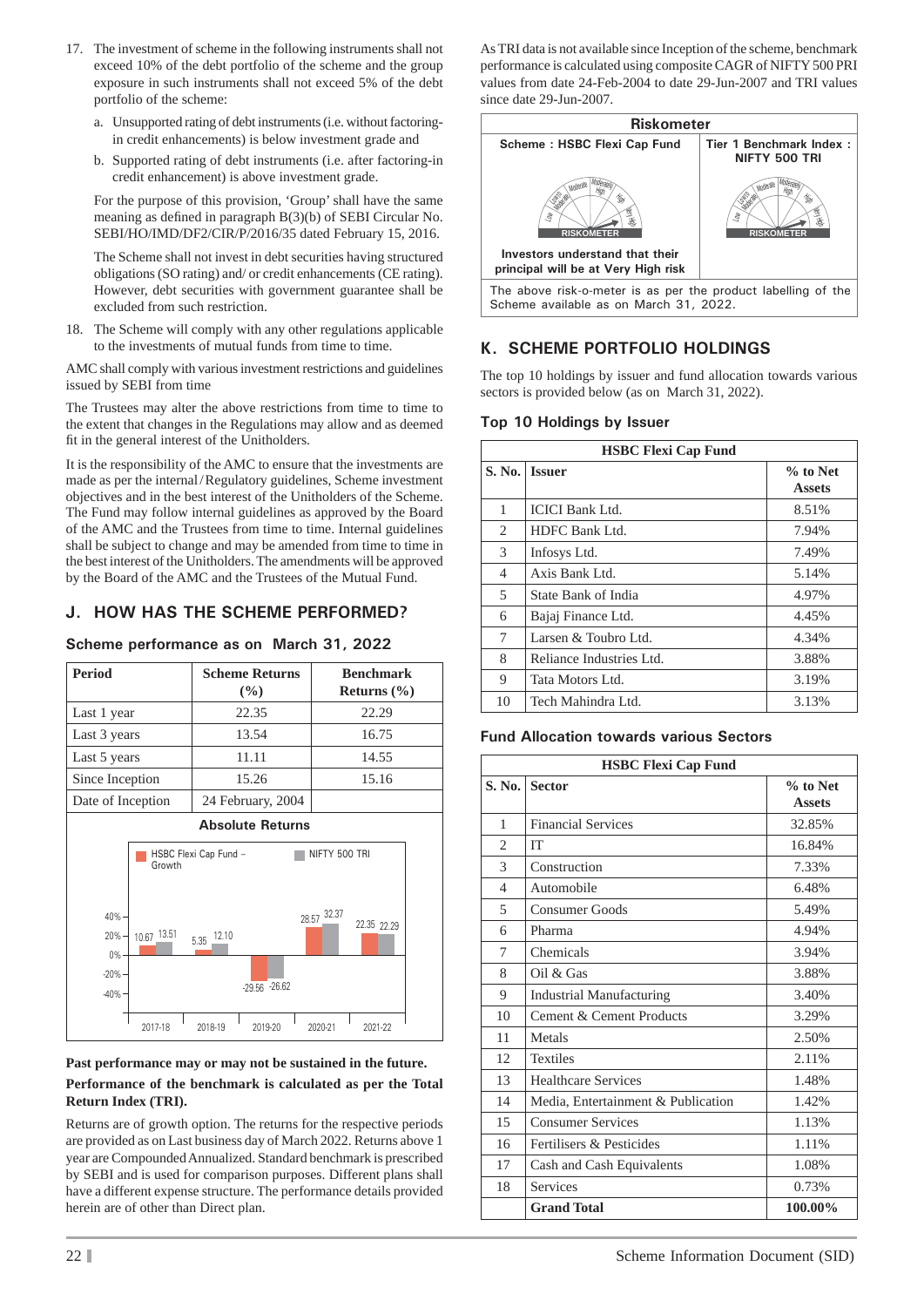17. The investment of scheme in the following instruments shall not exceed 10% of the debt portfolio of the scheme and the group exposure in such instruments shall not exceed 5% of the debt portfolio of the scheme:

    a. Unsupported rating of debt instruments (i.e. without factoring-in credit enhancements) is below investment grade and

    b. Supported rating of debt instruments (i.e. after factoring-in credit enhancement) is above investment grade.

    For the purpose of this provision, 'Group' shall have the same meaning as defined in paragraph B(3)(b) of SEBI Circular No. SEBI/HO/IMD/DF2/CIR/P/2016/35 dated February 15, 2016.

    The Scheme shall not invest in debt securities having structured obligations (SO rating) and/ or credit enhancements (CE rating). However, debt securities with government guarantee shall be excluded from such restriction.

18. The Scheme will comply with any other regulations applicable to the investments of mutual funds from time to time.

AMC shall comply with various investment restrictions and guidelines issued by SEBI from time

The Trustees may alter the above restrictions from time to time to the extent that changes in the Regulations may allow and as deemed fit in the general interest of the Unitholders.

It is the responsibility of the AMC to ensure that the investments are made as per the internal / Regulatory guidelines, Scheme investment objectives and in the best interest of the Unitholders of the Scheme. The Fund may follow internal guidelines as approved by the Board of the AMC and the Trustees from time to time. Internal guidelines shall be subject to change and may be amended from time to time in the best interest of the Unitholders. The amendments will be approved by the Board of the AMC and the Trustees of the Mutual Fund.

## J. HOW HAS THE SCHEME PERFORMED?

### Scheme performance as on March 31, 2022

| Period | Scheme Returns (%) | Benchmark Returns (%) |
|---|---|---|
| Last 1 year | 22.35 | 22.29 |
| Last 3 years | 13.54 | 16.75 |
| Last 5 years | 11.11 | 14.55 |
| Since Inception | 15.26 | 15.16 |
| Date of Inception | 24 February, 2004 | |

**Absolute Returns**

| Year | HSBC Flexi Cap Fund – Growth | NIFTY 500 TRI |
|---|---|---|
| 2017-18 | 10.67 | 13.51 |
| 2018-19 | 5.35 | 12.10 |
| 2019-20 | -29.56 | -26.62 |
| 2020-21 | 28.57 | 32.37 |
| 2021-22 | 22.35 | 22.29 |

**Past performance may or may not be sustained in the future.**

**Performance of the benchmark is calculated as per the Total Return Index (TRI).**

Returns are of growth option. The returns for the respective periods are provided as on Last business day of March 2022. Returns above 1 year are Compounded Annualized. Standard benchmark is prescribed by SEBI and is used for comparison purposes. Different plans shall have a different expense structure. The performance details provided herein are of other than Direct plan.

As TRI data is not available since Inception of the scheme, benchmark performance is calculated using composite CAGR of NIFTY 500 PRI values from date 24-Feb-2004 to date 29-Jun-2007 and TRI values since date 29-Jun-2007.

**Riskometer**

| Scheme : HSBC Flexi Cap Fund | Tier 1 Benchmark Index : NIFTY 500 TRI |
|---|---|
| Investors understand that their principal will be at Very High risk | |

The above risk-o-meter is as per the product labelling of the Scheme available as on March 31, 2022.

## K. SCHEME PORTFOLIO HOLDINGS

The top 10 holdings by issuer and fund allocation towards various sectors is provided below (as on March 31, 2022).

### Top 10 Holdings by Issuer

| HSBC Flexi Cap Fund | | |
|---|---|---|
| **S. No.** | **Issuer** | **% to Net Assets** |
| 1 | ICICI Bank Ltd. | 8.51% |
| 2 | HDFC Bank Ltd. | 7.94% |
| 3 | Infosys Ltd. | 7.49% |
| 4 | Axis Bank Ltd. | 5.14% |
| 5 | State Bank of India | 4.97% |
| 6 | Bajaj Finance Ltd. | 4.45% |
| 7 | Larsen & Toubro Ltd. | 4.34% |
| 8 | Reliance Industries Ltd. | 3.88% |
| 9 | Tata Motors Ltd. | 3.19% |
| 10 | Tech Mahindra Ltd. | 3.13% |

### Fund Allocation towards various Sectors

| HSBC Flexi Cap Fund | | |
|---|---|---|
| **S. No.** | **Sector** | **% to Net Assets** |
| 1 | Financial Services | 32.85% |
| 2 | IT | 16.84% |
| 3 | Construction | 7.33% |
| 4 | Automobile | 6.48% |
| 5 | Consumer Goods | 5.49% |
| 6 | Pharma | 4.94% |
| 7 | Chemicals | 3.94% |
| 8 | Oil & Gas | 3.88% |
| 9 | Industrial Manufacturing | 3.40% |
| 10 | Cement & Cement Products | 3.29% |
| 11 | Metals | 2.50% |
| 12 | Textiles | 2.11% |
| 13 | Healthcare Services | 1.48% |
| 14 | Media, Entertainment & Publication | 1.42% |
| 15 | Consumer Services | 1.13% |
| 16 | Fertilisers & Pesticides | 1.11% |
| 17 | Cash and Cash Equivalents | 1.08% |
| 18 | Services | 0.73% |
| | **Grand Total** | **100.00%** |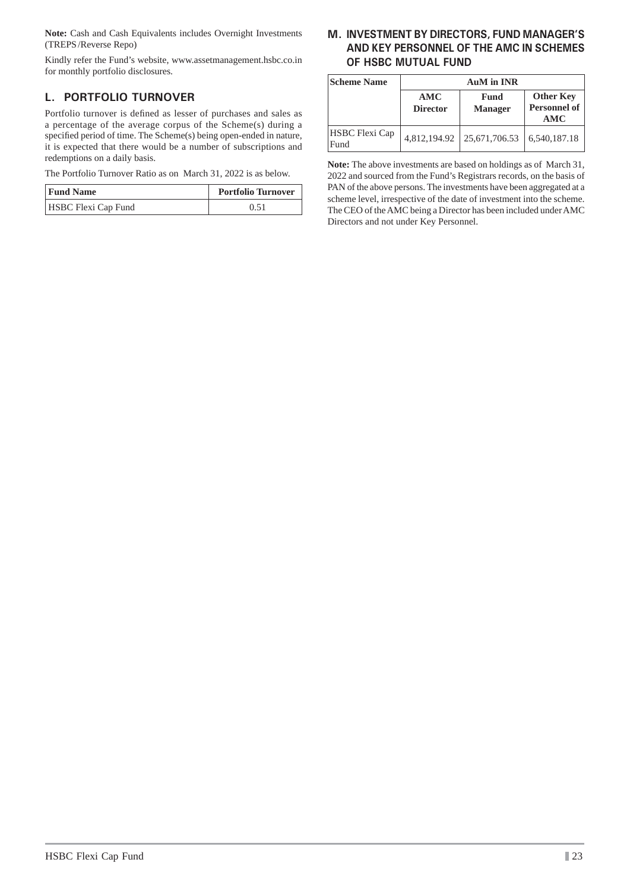**Note:** Cash and Cash Equivalents includes Overnight Investments (TREPS/Reverse Repo)

Kindly refer the Fund's website, www.assetmanagement.hsbc.co.in for monthly portfolio disclosures.

## L. PORTFOLIO TURNOVER

Portfolio turnover is defined as lesser of purchases and sales as a percentage of the average corpus of the Scheme(s) during a specified period of time. The Scheme(s) being open-ended in nature, it is expected that there would be a number of subscriptions and redemptions on a daily basis.

The Portfolio Turnover Ratio as on March 31, 2022 is as below.

| Fund Name | Portfolio Turnover |
| --- | --- |
| HSBC Flexi Cap Fund | 0.51 |

## M. INVESTMENT BY DIRECTORS, FUND MANAGER'S AND KEY PERSONNEL OF THE AMC IN SCHEMES OF HSBC MUTUAL FUND

| Scheme Name | AuM in INR | | |
| --- | --- | --- | --- |
| | AMC Director | Fund Manager | Other Key Personnel of AMC |
| HSBC Flexi Cap Fund | 4,812,194.92 | 25,671,706.53 | 6,540,187.18 |

**Note:** The above investments are based on holdings as of March 31, 2022 and sourced from the Fund's Registrars records, on the basis of PAN of the above persons. The investments have been aggregated at a scheme level, irrespective of the date of investment into the scheme. The CEO of the AMC being a Director has been included under AMC Directors and not under Key Personnel.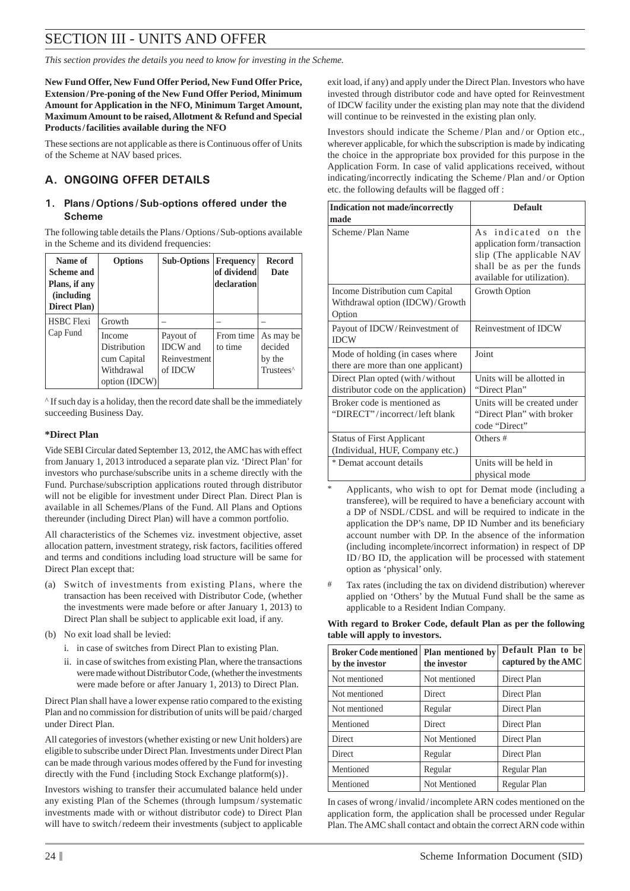# SECTION III - UNITS AND OFFER

*This section provides the details you need to know for investing in the Scheme.*

**New Fund Offer, New Fund Offer Period, New Fund Offer Price, Extension / Pre-poning of the New Fund Offer Period, Minimum Amount for Application in the NFO, Minimum Target Amount, Maximum Amount to be raised, Allotment & Refund and Special Products / facilities available during the NFO**

These sections are not applicable as there is Continuous offer of Units of the Scheme at NAV based prices.

## A. ONGOING OFFER DETAILS

### 1. Plans / Options / Sub-options offered under the Scheme

The following table details the Plans / Options / Sub-options available in the Scheme and its dividend frequencies:

| Name of Scheme and Plans, if any (including Direct Plan) | Options | Sub-Options | Frequency of dividend declaration | Record Date |
|---|---|---|---|---|
| HSBC Flexi Cap Fund | Growth | – | – | – |
| | Income Distribution cum Capital Withdrawal option (IDCW) | Payout of IDCW and Reinvestment of IDCW | From time to time | As may be decided by the Trustees^ |

^ If such day is a holiday, then the record date shall be the immediately succeeding Business Day.

**\*Direct Plan**

Vide SEBI Circular dated September 13, 2012, the AMC has with effect from January 1, 2013 introduced a separate plan viz. 'Direct Plan' for investors who purchase/subscribe units in a scheme directly with the Fund. Purchase/subscription applications routed through distributor will not be eligible for investment under Direct Plan. Direct Plan is available in all Schemes/Plans of the Fund. All Plans and Options thereunder (including Direct Plan) will have a common portfolio.

All characteristics of the Schemes viz. investment objective, asset allocation pattern, investment strategy, risk factors, facilities offered and terms and conditions including load structure will be same for Direct Plan except that:

(a) Switch of investments from existing Plans, where the transaction has been received with Distributor Code, (whether the investments were made before or after January 1, 2013) to Direct Plan shall be subject to applicable exit load, if any.

(b) No exit load shall be levied:

   i. in case of switches from Direct Plan to existing Plan.

   ii. in case of switches from existing Plan, where the transactions were made without Distributor Code, (whether the investments were made before or after January 1, 2013) to Direct Plan.

Direct Plan shall have a lower expense ratio compared to the existing Plan and no commission for distribution of units will be paid / charged under Direct Plan.

All categories of investors (whether existing or new Unit holders) are eligible to subscribe under Direct Plan. Investments under Direct Plan can be made through various modes offered by the Fund for investing directly with the Fund {including Stock Exchange platform(s)}.

Investors wishing to transfer their accumulated balance held under any existing Plan of the Schemes (through lumpsum / systematic investments made with or without distributor code) to Direct Plan will have to switch / redeem their investments (subject to applicable exit load, if any) and apply under the Direct Plan. Investors who have invested through distributor code and have opted for Reinvestment of IDCW facility under the existing plan may note that the dividend will continue to be reinvested in the existing plan only.

Investors should indicate the Scheme / Plan and / or Option etc., wherever applicable, for which the subscription is made by indicating the choice in the appropriate box provided for this purpose in the Application Form. In case of valid applications received, without indicating/incorrectly indicating the Scheme / Plan and / or Option etc. the following defaults will be flagged off :

| Indication not made/incorrectly made | Default |
|---|---|
| Scheme / Plan Name | As indicated on the application form / transaction slip (The applicable NAV shall be as per the funds available for utilization). |
| Income Distribution cum Capital Withdrawal option (IDCW) / Growth Option | Growth Option |
| Payout of IDCW / Reinvestment of IDCW | Reinvestment of IDCW |
| Mode of holding (in cases where there are more than one applicant) | Joint |
| Direct Plan opted (with / without distributor code on the application) | Units will be allotted in "Direct Plan" |
| Broker code is mentioned as "DIRECT" / incorrect / left blank | Units will be created under "Direct Plan" with broker code "Direct" |
| Status of First Applicant (Individual, HUF, Company etc.) | Others # |
| * Demat account details | Units will be held in physical mode |

\* Applicants, who wish to opt for Demat mode (including a transferee), will be required to have a beneficiary account with a DP of NSDL / CDSL and will be required to indicate in the application the DP's name, DP ID Number and its beneficiary account number with DP. In the absence of the information (including incomplete/incorrect information) in respect of DP ID / BO ID, the application will be processed with statement option as 'physical' only.

\# Tax rates (including the tax on dividend distribution) wherever applied on 'Others' by the Mutual Fund shall be the same as applicable to a Resident Indian Company.

**With regard to Broker Code, default Plan as per the following table will apply to investors.**

| Broker Code mentioned by the investor | Plan mentioned by the investor | Default Plan to be captured by the AMC |
|---|---|---|
| Not mentioned | Not mentioned | Direct Plan |
| Not mentioned | Direct | Direct Plan |
| Not mentioned | Regular | Direct Plan |
| Mentioned | Direct | Direct Plan |
| Direct | Not Mentioned | Direct Plan |
| Direct | Regular | Direct Plan |
| Mentioned | Regular | Regular Plan |
| Mentioned | Not Mentioned | Regular Plan |

In cases of wrong / invalid / incomplete ARN codes mentioned on the application form, the application shall be processed under Regular Plan. The AMC shall contact and obtain the correct ARN code within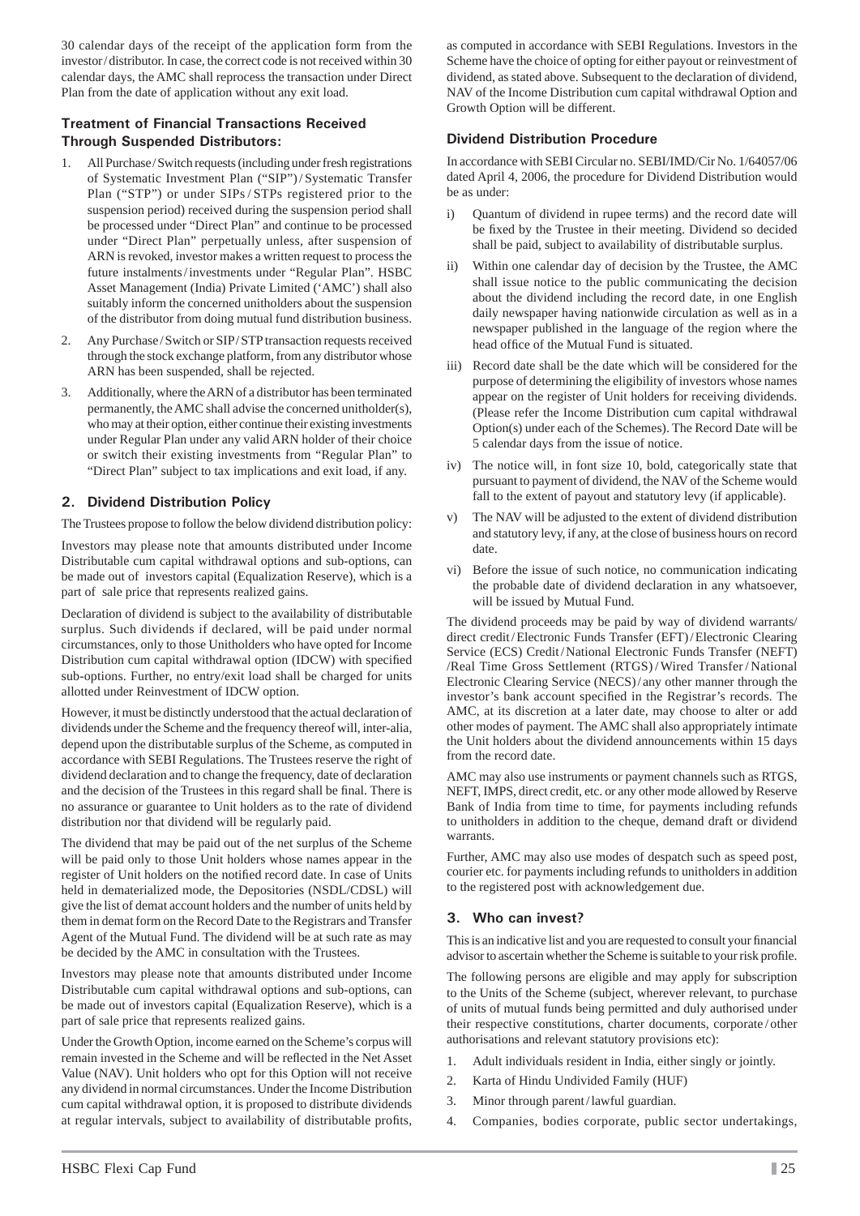30 calendar days of the receipt of the application form from the investor / distributor. In case, the correct code is not received within 30 calendar days, the AMC shall reprocess the transaction under Direct Plan from the date of application without any exit load.

### Treatment of Financial Transactions Received Through Suspended Distributors:

1. All Purchase / Switch requests (including under fresh registrations of Systematic Investment Plan ("SIP") / Systematic Transfer Plan ("STP") or under SIPs / STPs registered prior to the suspension period) received during the suspension period shall be processed under "Direct Plan" and continue to be processed under "Direct Plan" perpetually unless, after suspension of ARN is revoked, investor makes a written request to process the future instalments / investments under "Regular Plan". HSBC Asset Management (India) Private Limited ('AMC') shall also suitably inform the concerned unitholders about the suspension of the distributor from doing mutual fund distribution business.
2. Any Purchase / Switch or SIP / STP transaction requests received through the stock exchange platform, from any distributor whose ARN has been suspended, shall be rejected.
3. Additionally, where the ARN of a distributor has been terminated permanently, the AMC shall advise the concerned unitholder(s), who may at their option, either continue their existing investments under Regular Plan under any valid ARN holder of their choice or switch their existing investments from "Regular Plan" to "Direct Plan" subject to tax implications and exit load, if any.

## 2. Dividend Distribution Policy

The Trustees propose to follow the below dividend distribution policy:

Investors may please note that amounts distributed under Income Distributable cum capital withdrawal options and sub-options, can be made out of investors capital (Equalization Reserve), which is a part of sale price that represents realized gains.

Declaration of dividend is subject to the availability of distributable surplus. Such dividends if declared, will be paid under normal circumstances, only to those Unitholders who have opted for Income Distribution cum capital withdrawal option (IDCW) with specified sub-options. Further, no entry/exit load shall be charged for units allotted under Reinvestment of IDCW option.

However, it must be distinctly understood that the actual declaration of dividends under the Scheme and the frequency thereof will, inter-alia, depend upon the distributable surplus of the Scheme, as computed in accordance with SEBI Regulations. The Trustees reserve the right of dividend declaration and to change the frequency, date of declaration and the decision of the Trustees in this regard shall be final. There is no assurance or guarantee to Unit holders as to the rate of dividend distribution nor that dividend will be regularly paid.

The dividend that may be paid out of the net surplus of the Scheme will be paid only to those Unit holders whose names appear in the register of Unit holders on the notified record date. In case of Units held in dematerialized mode, the Depositories (NSDL/CDSL) will give the list of demat account holders and the number of units held by them in demat form on the Record Date to the Registrars and Transfer Agent of the Mutual Fund. The dividend will be at such rate as may be decided by the AMC in consultation with the Trustees.

Investors may please note that amounts distributed under Income Distributable cum capital withdrawal options and sub-options, can be made out of investors capital (Equalization Reserve), which is a part of sale price that represents realized gains.

Under the Growth Option, income earned on the Scheme's corpus will remain invested in the Scheme and will be reflected in the Net Asset Value (NAV). Unit holders who opt for this Option will not receive any dividend in normal circumstances. Under the Income Distribution cum capital withdrawal option, it is proposed to distribute dividends at regular intervals, subject to availability of distributable profits, as computed in accordance with SEBI Regulations. Investors in the Scheme have the choice of opting for either payout or reinvestment of dividend, as stated above. Subsequent to the declaration of dividend, NAV of the Income Distribution cum capital withdrawal Option and Growth Option will be different.

### Dividend Distribution Procedure

In accordance with SEBI Circular no. SEBI/IMD/Cir No. 1/64057/06 dated April 4, 2006, the procedure for Dividend Distribution would be as under:

i) Quantum of dividend in rupee terms) and the record date will be fixed by the Trustee in their meeting. Dividend so decided shall be paid, subject to availability of distributable surplus.

ii) Within one calendar day of decision by the Trustee, the AMC shall issue notice to the public communicating the decision about the dividend including the record date, in one English daily newspaper having nationwide circulation as well as in a newspaper published in the language of the region where the head office of the Mutual Fund is situated.

iii) Record date shall be the date which will be considered for the purpose of determining the eligibility of investors whose names appear on the register of Unit holders for receiving dividends. (Please refer the Income Distribution cum capital withdrawal Option(s) under each of the Schemes). The Record Date will be 5 calendar days from the issue of notice.

iv) The notice will, in font size 10, bold, categorically state that pursuant to payment of dividend, the NAV of the Scheme would fall to the extent of payout and statutory levy (if applicable).

v) The NAV will be adjusted to the extent of dividend distribution and statutory levy, if any, at the close of business hours on record date.

vi) Before the issue of such notice, no communication indicating the probable date of dividend declaration in any whatsoever, will be issued by Mutual Fund.

The dividend proceeds may be paid by way of dividend warrants/ direct credit / Electronic Funds Transfer (EFT) / Electronic Clearing Service (ECS) Credit / National Electronic Funds Transfer (NEFT) /Real Time Gross Settlement (RTGS) / Wired Transfer / National Electronic Clearing Service (NECS) / any other manner through the investor's bank account specified in the Registrar's records. The AMC, at its discretion at a later date, may choose to alter or add other modes of payment. The AMC shall also appropriately intimate the Unit holders about the dividend announcements within 15 days from the record date.

AMC may also use instruments or payment channels such as RTGS, NEFT, IMPS, direct credit, etc. or any other mode allowed by Reserve Bank of India from time to time, for payments including refunds to unitholders in addition to the cheque, demand draft or dividend warrants.

Further, AMC may also use modes of despatch such as speed post, courier etc. for payments including refunds to unitholders in addition to the registered post with acknowledgement due.

## 3. Who can invest?

This is an indicative list and you are requested to consult your financial advisor to ascertain whether the Scheme is suitable to your risk profile.

The following persons are eligible and may apply for subscription to the Units of the Scheme (subject, wherever relevant, to purchase of units of mutual funds being permitted and duly authorised under their respective constitutions, charter documents, corporate / other authorisations and relevant statutory provisions etc):

1. Adult individuals resident in India, either singly or jointly.
2. Karta of Hindu Undivided Family (HUF)
3. Minor through parent / lawful guardian.
4. Companies, bodies corporate, public sector undertakings,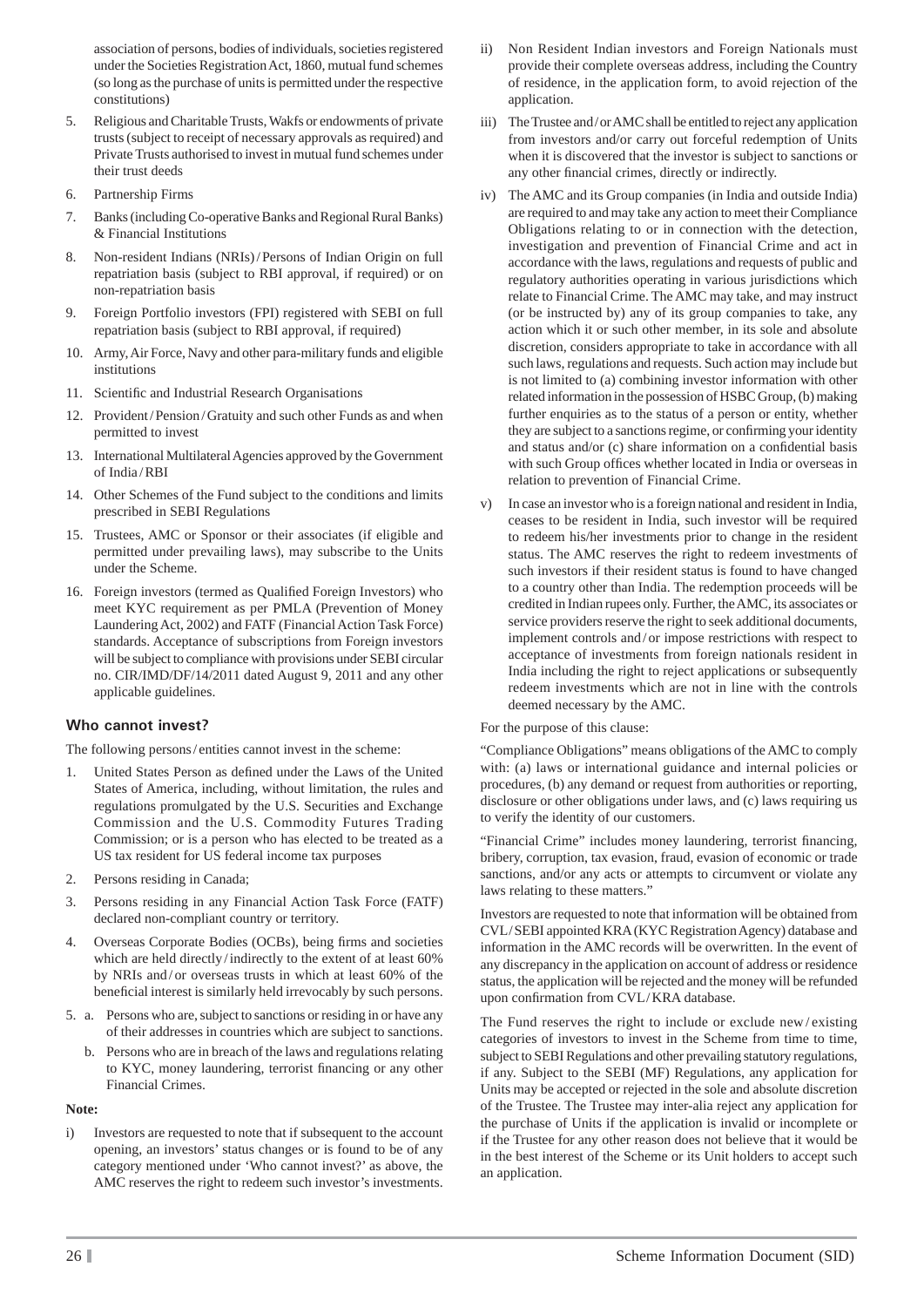association of persons, bodies of individuals, societies registered under the Societies Registration Act, 1860, mutual fund schemes (so long as the purchase of units is permitted under the respective constitutions)

5. Religious and Charitable Trusts, Wakfs or endowments of private trusts (subject to receipt of necessary approvals as required) and Private Trusts authorised to invest in mutual fund schemes under their trust deeds
6. Partnership Firms
7. Banks (including Co-operative Banks and Regional Rural Banks) & Financial Institutions
8. Non-resident Indians (NRIs) / Persons of Indian Origin on full repatriation basis (subject to RBI approval, if required) or on non-repatriation basis
9. Foreign Portfolio investors (FPI) registered with SEBI on full repatriation basis (subject to RBI approval, if required)
10. Army, Air Force, Navy and other para-military funds and eligible institutions
11. Scientific and Industrial Research Organisations
12. Provident / Pension / Gratuity and such other Funds as and when permitted to invest
13. International Multilateral Agencies approved by the Government of India / RBI
14. Other Schemes of the Fund subject to the conditions and limits prescribed in SEBI Regulations
15. Trustees, AMC or Sponsor or their associates (if eligible and permitted under prevailing laws), may subscribe to the Units under the Scheme.
16. Foreign investors (termed as Qualified Foreign Investors) who meet KYC requirement as per PMLA (Prevention of Money Laundering Act, 2002) and FATF (Financial Action Task Force) standards. Acceptance of subscriptions from Foreign investors will be subject to compliance with provisions under SEBI circular no. CIR/IMD/DF/14/2011 dated August 9, 2011 and any other applicable guidelines.

### Who cannot invest?

The following persons / entities cannot invest in the scheme:

1. United States Person as defined under the Laws of the United States of America, including, without limitation, the rules and regulations promulgated by the U.S. Securities and Exchange Commission and the U.S. Commodity Futures Trading Commission; or is a person who has elected to be treated as a US tax resident for US federal income tax purposes
2. Persons residing in Canada;
3. Persons residing in any Financial Action Task Force (FATF) declared non-compliant country or territory.
4. Overseas Corporate Bodies (OCBs), being firms and societies which are held directly / indirectly to the extent of at least 60% by NRIs and / or overseas trusts in which at least 60% of the beneficial interest is similarly held irrevocably by such persons.
5. a. Persons who are, subject to sanctions or residing in or have any of their addresses in countries which are subject to sanctions.
   b. Persons who are in breach of the laws and regulations relating to KYC, money laundering, terrorist financing or any other Financial Crimes.

**Note:**

i) Investors are requested to note that if subsequent to the account opening, an investors' status changes or is found to be of any category mentioned under 'Who cannot invest?' as above, the AMC reserves the right to redeem such investor's investments.

ii) Non Resident Indian investors and Foreign Nationals must provide their complete overseas address, including the Country of residence, in the application form, to avoid rejection of the application.

iii) The Trustee and / or AMC shall be entitled to reject any application from investors and/or carry out forceful redemption of Units when it is discovered that the investor is subject to sanctions or any other financial crimes, directly or indirectly.

iv) The AMC and its Group companies (in India and outside India) are required to and may take any action to meet their Compliance Obligations relating to or in connection with the detection, investigation and prevention of Financial Crime and act in accordance with the laws, regulations and requests of public and regulatory authorities operating in various jurisdictions which relate to Financial Crime. The AMC may take, and may instruct (or be instructed by) any of its group companies to take, any action which it or such other member, in its sole and absolute discretion, considers appropriate to take in accordance with all such laws, regulations and requests. Such action may include but is not limited to (a) combining investor information with other related information in the possession of HSBC Group, (b) making further enquiries as to the status of a person or entity, whether they are subject to a sanctions regime, or confirming your identity and status and/or (c) share information on a confidential basis with such Group offices whether located in India or overseas in relation to prevention of Financial Crime.

v) In case an investor who is a foreign national and resident in India, ceases to be resident in India, such investor will be required to redeem his/her investments prior to change in the resident status. The AMC reserves the right to redeem investments of such investors if their resident status is found to have changed to a country other than India. The redemption proceeds will be credited in Indian rupees only. Further, the AMC, its associates or service providers reserve the right to seek additional documents, implement controls and / or impose restrictions with respect to acceptance of investments from foreign nationals resident in India including the right to reject applications or subsequently redeem investments which are not in line with the controls deemed necessary by the AMC.

For the purpose of this clause:

"Compliance Obligations" means obligations of the AMC to comply with: (a) laws or international guidance and internal policies or procedures, (b) any demand or request from authorities or reporting, disclosure or other obligations under laws, and (c) laws requiring us to verify the identity of our customers.

"Financial Crime" includes money laundering, terrorist financing, bribery, corruption, tax evasion, fraud, evasion of economic or trade sanctions, and/or any acts or attempts to circumvent or violate any laws relating to these matters."

Investors are requested to note that information will be obtained from CVL / SEBI appointed KRA (KYC Registration Agency) database and information in the AMC records will be overwritten. In the event of any discrepancy in the application on account of address or residence status, the application will be rejected and the money will be refunded upon confirmation from CVL / KRA database.

The Fund reserves the right to include or exclude new / existing categories of investors to invest in the Scheme from time to time, subject to SEBI Regulations and other prevailing statutory regulations, if any. Subject to the SEBI (MF) Regulations, any application for Units may be accepted or rejected in the sole and absolute discretion of the Trustee. The Trustee may inter-alia reject any application for the purchase of Units if the application is invalid or incomplete or if the Trustee for any other reason does not believe that it would be in the best interest of the Scheme or its Unit holders to accept such an application.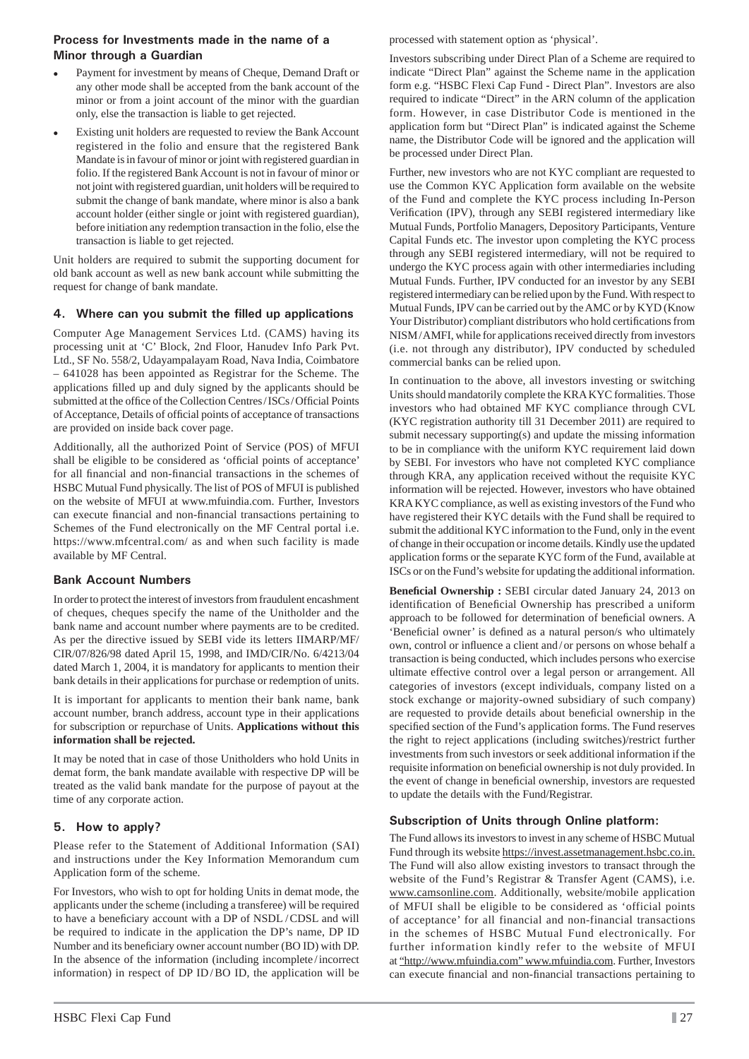**Process for Investments made in the name of a Minor through a Guardian**

- Payment for investment by means of Cheque, Demand Draft or any other mode shall be accepted from the bank account of the minor or from a joint account of the minor with the guardian only, else the transaction is liable to get rejected.
- Existing unit holders are requested to review the Bank Account registered in the folio and ensure that the registered Bank Mandate is in favour of minor or joint with registered guardian in folio. If the registered Bank Account is not in favour of minor or not joint with registered guardian, unit holders will be required to submit the change of bank mandate, where minor is also a bank account holder (either single or joint with registered guardian), before initiation any redemption transaction in the folio, else the transaction is liable to get rejected.

Unit holders are required to submit the supporting document for old bank account as well as new bank account while submitting the request for change of bank mandate.

### 4. Where can you submit the filled up applications

Computer Age Management Services Ltd. (CAMS) having its processing unit at 'C' Block, 2nd Floor, Hanudev Info Park Pvt. Ltd., SF No. 558/2, Udayampalayam Road, Nava India, Coimbatore – 641028 has been appointed as Registrar for the Scheme. The applications filled up and duly signed by the applicants should be submitted at the office of the Collection Centres / ISCs / Official Points of Acceptance, Details of official points of acceptance of transactions are provided on inside back cover page.

Additionally, all the authorized Point of Service (POS) of MFUI shall be eligible to be considered as 'official points of acceptance' for all financial and non-financial transactions in the schemes of HSBC Mutual Fund physically. The list of POS of MFUI is published on the website of MFUI at www.mfuindia.com. Further, Investors can execute financial and non-financial transactions pertaining to Schemes of the Fund electronically on the MF Central portal i.e. https://www.mfcentral.com/ as and when such facility is made available by MF Central.

**Bank Account Numbers**

In order to protect the interest of investors from fraudulent encashment of cheques, cheques specify the name of the Unitholder and the bank name and account number where payments are to be credited. As per the directive issued by SEBI vide its letters IIMARP/MF/CIR/07/826/98 dated April 15, 1998, and IMD/CIR/No. 6/4213/04 dated March 1, 2004, it is mandatory for applicants to mention their bank details in their applications for purchase or redemption of units.

It is important for applicants to mention their bank name, bank account number, branch address, account type in their applications for subscription or repurchase of Units. **Applications without this information shall be rejected.**

It may be noted that in case of those Unitholders who hold Units in demat form, the bank mandate available with respective DP will be treated as the valid bank mandate for the purpose of payout at the time of any corporate action.

### 5. How to apply?

Please refer to the Statement of Additional Information (SAI) and instructions under the Key Information Memorandum cum Application form of the scheme.

For Investors, who wish to opt for holding Units in demat mode, the applicants under the scheme (including a transferee) will be required to have a beneficiary account with a DP of NSDL / CDSL and will be required to indicate in the application the DP's name, DP ID Number and its beneficiary owner account number (BO ID) with DP. In the absence of the information (including incomplete / incorrect information) in respect of DP ID / BO ID, the application will be processed with statement option as 'physical'.

Investors subscribing under Direct Plan of a Scheme are required to indicate "Direct Plan" against the Scheme name in the application form e.g. "HSBC Flexi Cap Fund - Direct Plan". Investors are also required to indicate "Direct" in the ARN column of the application form. However, in case Distributor Code is mentioned in the application form but "Direct Plan" is indicated against the Scheme name, the Distributor Code will be ignored and the application will be processed under Direct Plan.

Further, new investors who are not KYC compliant are requested to use the Common KYC Application form available on the website of the Fund and complete the KYC process including In-Person Verification (IPV), through any SEBI registered intermediary like Mutual Funds, Portfolio Managers, Depository Participants, Venture Capital Funds etc. The investor upon completing the KYC process through any SEBI registered intermediary, will not be required to undergo the KYC process again with other intermediaries including Mutual Funds. Further, IPV conducted for an investor by any SEBI registered intermediary can be relied upon by the Fund. With respect to Mutual Funds, IPV can be carried out by the AMC or by KYD (Know Your Distributor) compliant distributors who hold certifications from NISM / AMFI, while for applications received directly from investors (i.e. not through any distributor), IPV conducted by scheduled commercial banks can be relied upon.

In continuation to the above, all investors investing or switching Units should mandatorily complete the KRA KYC formalities. Those investors who had obtained MF KYC compliance through CVL (KYC registration authority till 31 December 2011) are required to submit necessary supporting(s) and update the missing information to be in compliance with the uniform KYC requirement laid down by SEBI. For investors who have not completed KYC compliance through KRA, any application received without the requisite KYC information will be rejected. However, investors who have obtained KRA KYC compliance, as well as existing investors of the Fund who have registered their KYC details with the Fund shall be required to submit the additional KYC information to the Fund, only in the event of change in their occupation or income details. Kindly use the updated application forms or the separate KYC form of the Fund, available at ISCs or on the Fund's website for updating the additional information.

**Beneficial Ownership :** SEBI circular dated January 24, 2013 on identification of Beneficial Ownership has prescribed a uniform approach to be followed for determination of beneficial owners. A 'Beneficial owner' is defined as a natural person/s who ultimately own, control or influence a client and / or persons on whose behalf a transaction is being conducted, which includes persons who exercise ultimate effective control over a legal person or arrangement. All categories of investors (except individuals, company listed on a stock exchange or majority-owned subsidiary of such company) are requested to provide details about beneficial ownership in the specified section of the Fund's application forms. The Fund reserves the right to reject applications (including switches)/restrict further investments from such investors or seek additional information if the requisite information on beneficial ownership is not duly provided. In the event of change in beneficial ownership, investors are requested to update the details with the Fund/Registrar.

**Subscription of Units through Online platform:**

The Fund allows its investors to invest in any scheme of HSBC Mutual Fund through its website https://invest.assetmanagement.hsbc.co.in. The Fund will also allow existing investors to transact through the website of the Fund's Registrar & Transfer Agent (CAMS), i.e. www.camsonline.com. Additionally, website/mobile application of MFUI shall be eligible to be considered as 'official points of acceptance' for all financial and non-financial transactions in the schemes of HSBC Mutual Fund electronically. For further information kindly refer to the website of MFUI at "http://www.mfuindia.com" www.mfuindia.com. Further, Investors can execute financial and non-financial transactions pertaining to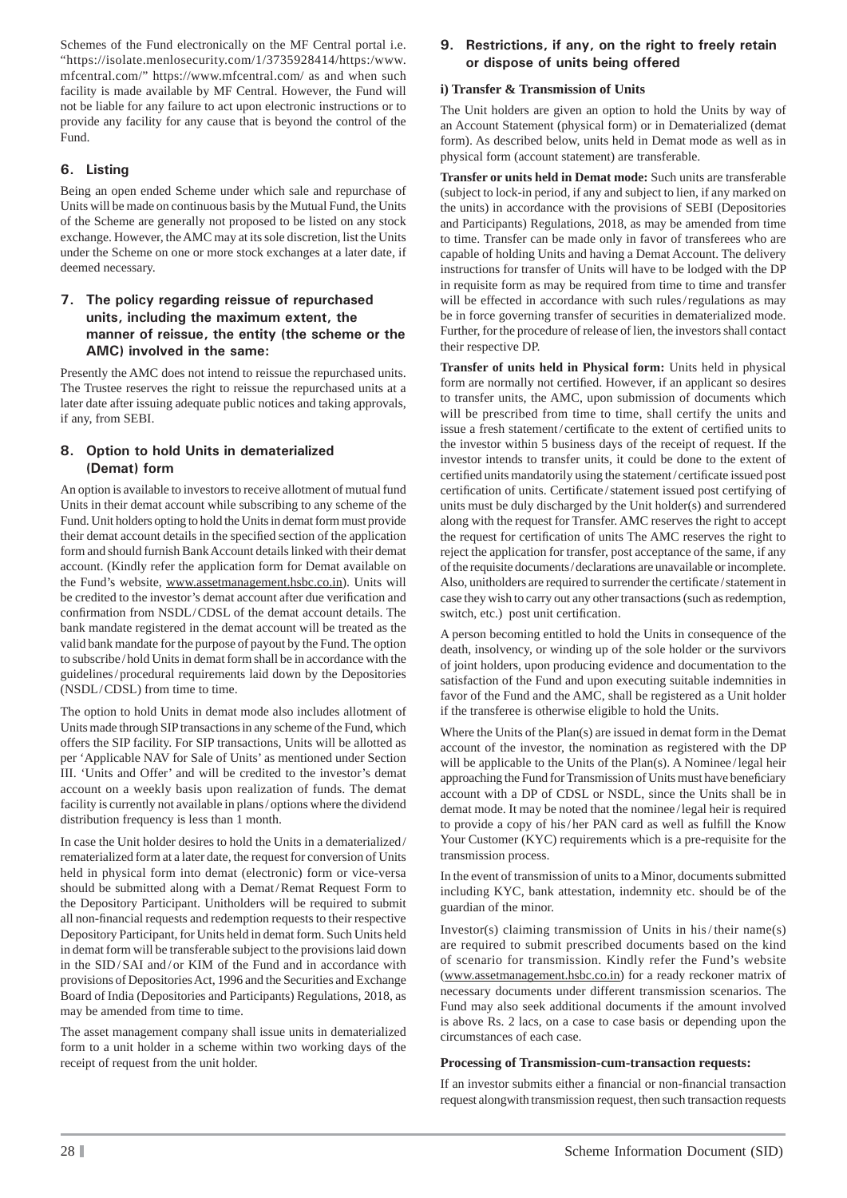Schemes of the Fund electronically on the MF Central portal i.e. "https://isolate.menlosecurity.com/1/3735928414/https:/www.mfcentral.com/" https://www.mfcentral.com/ as and when such facility is made available by MF Central. However, the Fund will not be liable for any failure to act upon electronic instructions or to provide any facility for any cause that is beyond the control of the Fund.

## 6. Listing

Being an open ended Scheme under which sale and repurchase of Units will be made on continuous basis by the Mutual Fund, the Units of the Scheme are generally not proposed to be listed on any stock exchange. However, the AMC may at its sole discretion, list the Units under the Scheme on one or more stock exchanges at a later date, if deemed necessary.

## 7. The policy regarding reissue of repurchased units, including the maximum extent, the manner of reissue, the entity (the scheme or the AMC) involved in the same:

Presently the AMC does not intend to reissue the repurchased units. The Trustee reserves the right to reissue the repurchased units at a later date after issuing adequate public notices and taking approvals, if any, from SEBI.

## 8. Option to hold Units in dematerialized (Demat) form

An option is available to investors to receive allotment of mutual fund Units in their demat account while subscribing to any scheme of the Fund. Unit holders opting to hold the Units in demat form must provide their demat account details in the specified section of the application form and should furnish Bank Account details linked with their demat account. (Kindly refer the application form for Demat available on the Fund's website, www.assetmanagement.hsbc.co.in). Units will be credited to the investor's demat account after due verification and confirmation from NSDL/CDSL of the demat account details. The bank mandate registered in the demat account will be treated as the valid bank mandate for the purpose of payout by the Fund. The option to subscribe/hold Units in demat form shall be in accordance with the guidelines/procedural requirements laid down by the Depositories (NSDL/CDSL) from time to time.

The option to hold Units in demat mode also includes allotment of Units made through SIP transactions in any scheme of the Fund, which offers the SIP facility. For SIP transactions, Units will be allotted as per 'Applicable NAV for Sale of Units' as mentioned under Section III. 'Units and Offer' and will be credited to the investor's demat account on a weekly basis upon realization of funds. The demat facility is currently not available in plans/options where the dividend distribution frequency is less than 1 month.

In case the Unit holder desires to hold the Units in a dematerialized/rematerialized form at a later date, the request for conversion of Units held in physical form into demat (electronic) form or vice-versa should be submitted along with a Demat/Remat Request Form to the Depository Participant. Unitholders will be required to submit all non-financial requests and redemption requests to their respective Depository Participant, for Units held in demat form. Such Units held in demat form will be transferable subject to the provisions laid down in the SID/SAI and/or KIM of the Fund and in accordance with provisions of Depositories Act, 1996 and the Securities and Exchange Board of India (Depositories and Participants) Regulations, 2018, as may be amended from time to time.

The asset management company shall issue units in dematerialized form to a unit holder in a scheme within two working days of the receipt of request from the unit holder.

## 9. Restrictions, if any, on the right to freely retain or dispose of units being offered

**i) Transfer & Transmission of Units**

The Unit holders are given an option to hold the Units by way of an Account Statement (physical form) or in Dematerialized (demat form). As described below, units held in Demat mode as well as in physical form (account statement) are transferable.

**Transfer or units held in Demat mode:** Such units are transferable (subject to lock-in period, if any and subject to lien, if any marked on the units) in accordance with the provisions of SEBI (Depositories and Participants) Regulations, 2018, as may be amended from time to time. Transfer can be made only in favor of transferees who are capable of holding Units and having a Demat Account. The delivery instructions for transfer of Units will have to be lodged with the DP in requisite form as may be required from time to time and transfer will be effected in accordance with such rules/regulations as may be in force governing transfer of securities in dematerialized mode. Further, for the procedure of release of lien, the investors shall contact their respective DP.

**Transfer of units held in Physical form:** Units held in physical form are normally not certified. However, if an applicant so desires to transfer units, the AMC, upon submission of documents which will be prescribed from time to time, shall certify the units and issue a fresh statement/certificate to the extent of certified units to the investor within 5 business days of the receipt of request. If the investor intends to transfer units, it could be done to the extent of certified units mandatorily using the statement/certificate issued post certification of units. Certificate/statement issued post certifying of units must be duly discharged by the Unit holder(s) and surrendered along with the request for Transfer. AMC reserves the right to accept the request for certification of units The AMC reserves the right to reject the application for transfer, post acceptance of the same, if any of the requisite documents/declarations are unavailable or incomplete. Also, unitholders are required to surrender the certificate/statement in case they wish to carry out any other transactions (such as redemption, switch, etc.) post unit certification.

A person becoming entitled to hold the Units in consequence of the death, insolvency, or winding up of the sole holder or the survivors of joint holders, upon producing evidence and documentation to the satisfaction of the Fund and upon executing suitable indemnities in favor of the Fund and the AMC, shall be registered as a Unit holder if the transferee is otherwise eligible to hold the Units.

Where the Units of the Plan(s) are issued in demat form in the Demat account of the investor, the nomination as registered with the DP will be applicable to the Units of the Plan(s). A Nominee/legal heir approaching the Fund for Transmission of Units must have beneficiary account with a DP of CDSL or NSDL, since the Units shall be in demat mode. It may be noted that the nominee/legal heir is required to provide a copy of his/her PAN card as well as fulfill the Know Your Customer (KYC) requirements which is a pre-requisite for the transmission process.

In the event of transmission of units to a Minor, documents submitted including KYC, bank attestation, indemnity etc. should be of the guardian of the minor.

Investor(s) claiming transmission of Units in his/their name(s) are required to submit prescribed documents based on the kind of scenario for transmission. Kindly refer the Fund's website (www.assetmanagement.hsbc.co.in) for a ready reckoner matrix of necessary documents under different transmission scenarios. The Fund may also seek additional documents if the amount involved is above Rs. 2 lacs, on a case to case basis or depending upon the circumstances of each case.

**Processing of Transmission-cum-transaction requests:**

If an investor submits either a financial or non-financial transaction request alongwith transmission request, then such transaction requests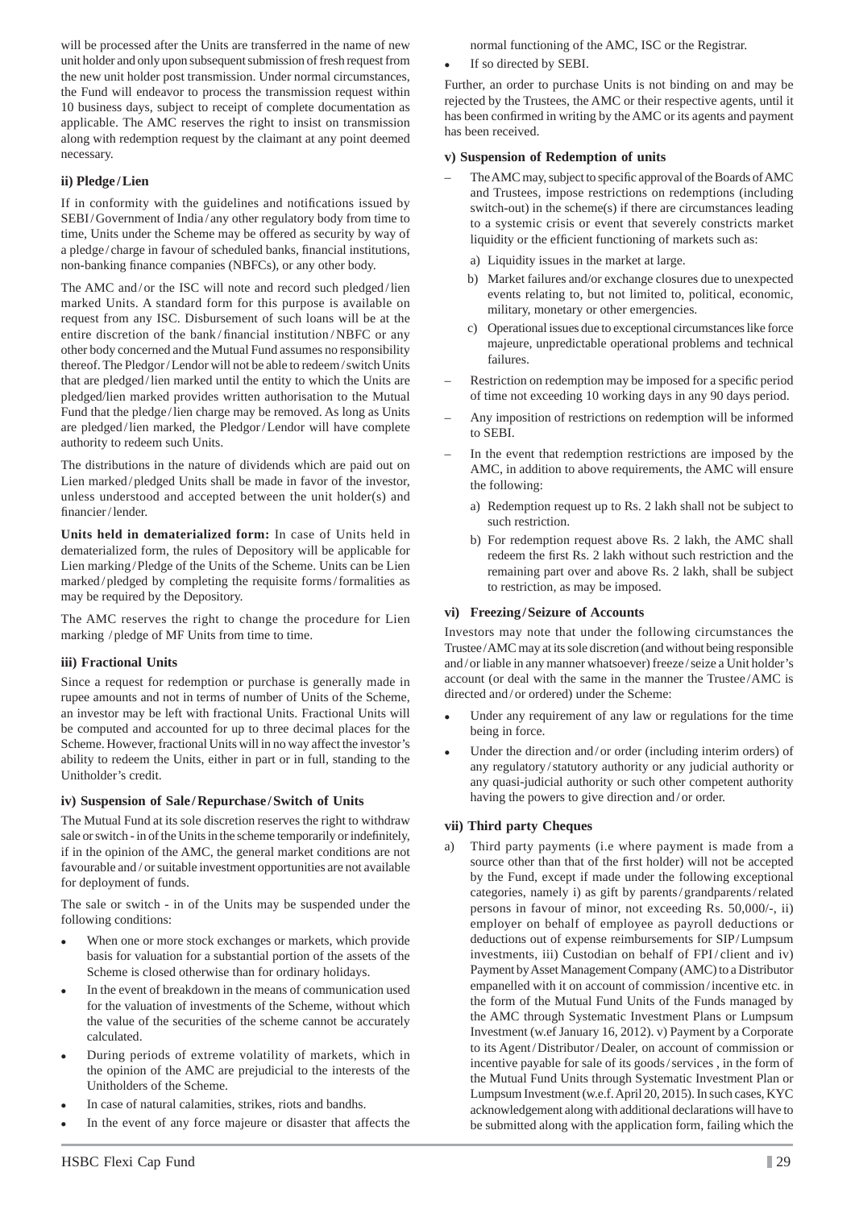will be processed after the Units are transferred in the name of new unit holder and only upon subsequent submission of fresh request from the new unit holder post transmission. Under normal circumstances, the Fund will endeavor to process the transmission request within 10 business days, subject to receipt of complete documentation as applicable. The AMC reserves the right to insist on transmission along with redemption request by the claimant at any point deemed necessary.

### ii) Pledge / Lien

If in conformity with the guidelines and notifications issued by SEBI / Government of India / any other regulatory body from time to time, Units under the Scheme may be offered as security by way of a pledge / charge in favour of scheduled banks, financial institutions, non-banking finance companies (NBFCs), or any other body.

The AMC and / or the ISC will note and record such pledged / lien marked Units. A standard form for this purpose is available on request from any ISC. Disbursement of such loans will be at the entire discretion of the bank / financial institution / NBFC or any other body concerned and the Mutual Fund assumes no responsibility thereof. The Pledgor / Lendor will not be able to redeem / switch Units that are pledged / lien marked until the entity to which the Units are pledged/lien marked provides written authorisation to the Mutual Fund that the pledge / lien charge may be removed. As long as Units are pledged / lien marked, the Pledgor / Lendor will have complete authority to redeem such Units.

The distributions in the nature of dividends which are paid out on Lien marked / pledged Units shall be made in favor of the investor, unless understood and accepted between the unit holder(s) and financier / lender.

**Units held in dematerialized form:** In case of Units held in dematerialized form, the rules of Depository will be applicable for Lien marking / Pledge of the Units of the Scheme. Units can be Lien marked / pledged by completing the requisite forms / formalities as may be required by the Depository.

The AMC reserves the right to change the procedure for Lien marking / pledge of MF Units from time to time.

### iii) Fractional Units

Since a request for redemption or purchase is generally made in rupee amounts and not in terms of number of Units of the Scheme, an investor may be left with fractional Units. Fractional Units will be computed and accounted for up to three decimal places for the Scheme. However, fractional Units will in no way affect the investor's ability to redeem the Units, either in part or in full, standing to the Unitholder's credit.

### iv) Suspension of Sale / Repurchase / Switch of Units

The Mutual Fund at its sole discretion reserves the right to withdraw sale or switch - in of the Units in the scheme temporarily or indefinitely, if in the opinion of the AMC, the general market conditions are not favourable and / or suitable investment opportunities are not available for deployment of funds.

The sale or switch - in of the Units may be suspended under the following conditions:

- When one or more stock exchanges or markets, which provide basis for valuation for a substantial portion of the assets of the Scheme is closed otherwise than for ordinary holidays.
- In the event of breakdown in the means of communication used for the valuation of investments of the Scheme, without which the value of the securities of the scheme cannot be accurately calculated.
- During periods of extreme volatility of markets, which in the opinion of the AMC are prejudicial to the interests of the Unitholders of the Scheme.
- In case of natural calamities, strikes, riots and bandhs.
- In the event of any force majeure or disaster that affects the normal functioning of the AMC, ISC or the Registrar.
- If so directed by SEBI.

Further, an order to purchase Units is not binding on and may be rejected by the Trustees, the AMC or their respective agents, until it has been confirmed in writing by the AMC or its agents and payment has been received.

### v) Suspension of Redemption of units

- The AMC may, subject to specific approval of the Boards of AMC and Trustees, impose restrictions on redemptions (including switch-out) in the scheme(s) if there are circumstances leading to a systemic crisis or event that severely constricts market liquidity or the efficient functioning of markets such as:
  a) Liquidity issues in the market at large.
  b) Market failures and/or exchange closures due to unexpected events relating to, but not limited to, political, economic, military, monetary or other emergencies.
  c) Operational issues due to exceptional circumstances like force majeure, unpredictable operational problems and technical failures.
- Restriction on redemption may be imposed for a specific period of time not exceeding 10 working days in any 90 days period.
- Any imposition of restrictions on redemption will be informed to SEBI.
- In the event that redemption restrictions are imposed by the AMC, in addition to above requirements, the AMC will ensure the following:
  a) Redemption request up to Rs. 2 lakh shall not be subject to such restriction.
  b) For redemption request above Rs. 2 lakh, the AMC shall redeem the first Rs. 2 lakh without such restriction and the remaining part over and above Rs. 2 lakh, shall be subject to restriction, as may be imposed.

### vi) Freezing / Seizure of Accounts

Investors may note that under the following circumstances the Trustee / AMC may at its sole discretion (and without being responsible and / or liable in any manner whatsoever) freeze / seize a Unit holder's account (or deal with the same in the manner the Trustee / AMC is directed and / or ordered) under the Scheme:

- Under any requirement of any law or regulations for the time being in force.
- Under the direction and / or order (including interim orders) of any regulatory / statutory authority or any judicial authority or any quasi-judicial authority or such other competent authority having the powers to give direction and / or order.

### vii) Third party Cheques

a) Third party payments (i.e where payment is made from a source other than that of the first holder) will not be accepted by the Fund, except if made under the following exceptional categories, namely i) as gift by parents / grandparents / related persons in favour of minor, not exceeding Rs. 50,000/-, ii) employer on behalf of employee as payroll deductions or deductions out of expense reimbursements for SIP / Lumpsum investments, iii) Custodian on behalf of FPI / client and iv) Payment by Asset Management Company (AMC) to a Distributor empanelled with it on account of commission / incentive etc. in the form of the Mutual Fund Units of the Funds managed by the AMC through Systematic Investment Plans or Lumpsum Investment (w.ef January 16, 2012). v) Payment by a Corporate to its Agent / Distributor / Dealer, on account of commission or incentive payable for sale of its goods / services , in the form of the Mutual Fund Units through Systematic Investment Plan or Lumpsum Investment (w.e.f. April 20, 2015). In such cases, KYC acknowledgement along with additional declarations will have to be submitted along with the application form, failing which the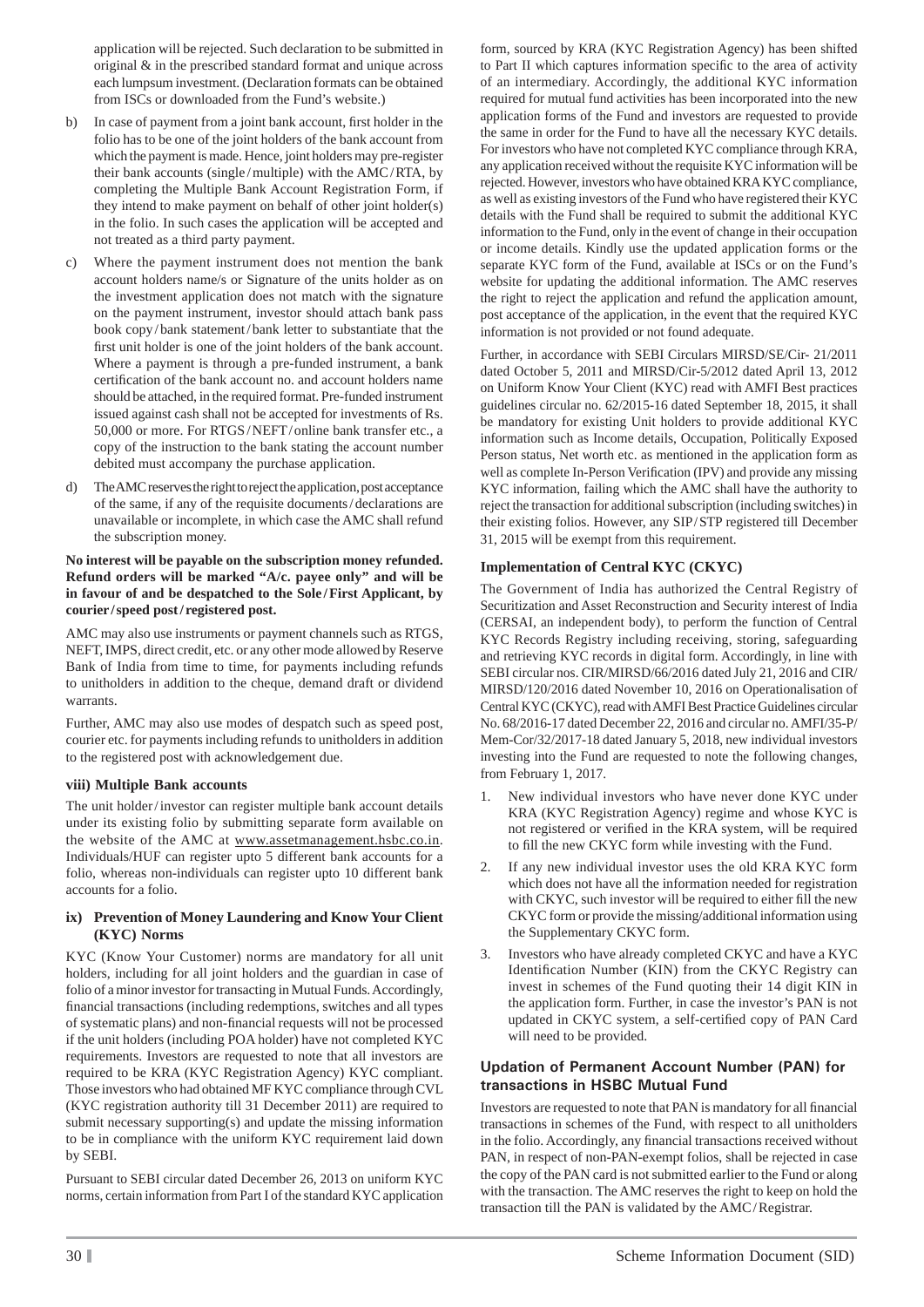application will be rejected. Such declaration to be submitted in original & in the prescribed standard format and unique across each lumpsum investment. (Declaration formats can be obtained from ISCs or downloaded from the Fund's website.)

b) In case of payment from a joint bank account, first holder in the folio has to be one of the joint holders of the bank account from which the payment is made. Hence, joint holders may pre-register their bank accounts (single / multiple) with the AMC / RTA, by completing the Multiple Bank Account Registration Form, if they intend to make payment on behalf of other joint holder(s) in the folio. In such cases the application will be accepted and not treated as a third party payment.

c) Where the payment instrument does not mention the bank account holders name/s or Signature of the units holder as on the investment application does not match with the signature on the payment instrument, investor should attach bank pass book copy / bank statement / bank letter to substantiate that the first unit holder is one of the joint holders of the bank account. Where a payment is through a pre-funded instrument, a bank certification of the bank account no. and account holders name should be attached, in the required format. Pre-funded instrument issued against cash shall not be accepted for investments of Rs. 50,000 or more. For RTGS / NEFT / online bank transfer etc., a copy of the instruction to the bank stating the account number debited must accompany the purchase application.

d) The AMC reserves the right to reject the application, post acceptance of the same, if any of the requisite documents / declarations are unavailable or incomplete, in which case the AMC shall refund the subscription money.

**No interest will be payable on the subscription money refunded. Refund orders will be marked "A/c. payee only" and will be in favour of and be despatched to the Sole / First Applicant, by courier / speed post / registered post.**

AMC may also use instruments or payment channels such as RTGS, NEFT, IMPS, direct credit, etc. or any other mode allowed by Reserve Bank of India from time to time, for payments including refunds to unitholders in addition to the cheque, demand draft or dividend warrants.

Further, AMC may also use modes of despatch such as speed post, courier etc. for payments including refunds to unitholders in addition to the registered post with acknowledgement due.

### viii) Multiple Bank accounts

The unit holder / investor can register multiple bank account details under its existing folio by submitting separate form available on the website of the AMC at www.assetmanagement.hsbc.co.in. Individuals/HUF can register upto 5 different bank accounts for a folio, whereas non-individuals can register upto 10 different bank accounts for a folio.

### ix) Prevention of Money Laundering and Know Your Client (KYC) Norms

KYC (Know Your Customer) norms are mandatory for all unit holders, including for all joint holders and the guardian in case of folio of a minor investor for transacting in Mutual Funds. Accordingly, financial transactions (including redemptions, switches and all types of systematic plans) and non-financial requests will not be processed if the unit holders (including POA holder) have not completed KYC requirements. Investors are requested to note that all investors are required to be KRA (KYC Registration Agency) KYC compliant. Those investors who had obtained MF KYC compliance through CVL (KYC registration authority till 31 December 2011) are required to submit necessary supporting(s) and update the missing information to be in compliance with the uniform KYC requirement laid down by SEBI.

Pursuant to SEBI circular dated December 26, 2013 on uniform KYC norms, certain information from Part I of the standard KYC application form, sourced by KRA (KYC Registration Agency) has been shifted to Part II which captures information specific to the area of activity of an intermediary. Accordingly, the additional KYC information required for mutual fund activities has been incorporated into the new application forms of the Fund and investors are requested to provide the same in order for the Fund to have all the necessary KYC details. For investors who have not completed KYC compliance through KRA, any application received without the requisite KYC information will be rejected. However, investors who have obtained KRA KYC compliance, as well as existing investors of the Fund who have registered their KYC details with the Fund shall be required to submit the additional KYC information to the Fund, only in the event of change in their occupation or income details. Kindly use the updated application forms or the separate KYC form of the Fund, available at ISCs or on the Fund's website for updating the additional information. The AMC reserves the right to reject the application and refund the application amount, post acceptance of the application, in the event that the required KYC information is not provided or not found adequate.

Further, in accordance with SEBI Circulars MIRSD/SE/Cir- 21/2011 dated October 5, 2011 and MIRSD/Cir-5/2012 dated April 13, 2012 on Uniform Know Your Client (KYC) read with AMFI Best practices guidelines circular no. 62/2015-16 dated September 18, 2015, it shall be mandatory for existing Unit holders to provide additional KYC information such as Income details, Occupation, Politically Exposed Person status, Net worth etc. as mentioned in the application form as well as complete In-Person Verification (IPV) and provide any missing KYC information, failing which the AMC shall have the authority to reject the transaction for additional subscription (including switches) in their existing folios. However, any SIP / STP registered till December 31, 2015 will be exempt from this requirement.

### Implementation of Central KYC (CKYC)

The Government of India has authorized the Central Registry of Securitization and Asset Reconstruction and Security interest of India (CERSAI, an independent body), to perform the function of Central KYC Records Registry including receiving, storing, safeguarding and retrieving KYC records in digital form. Accordingly, in line with SEBI circular nos. CIR/MIRSD/66/2016 dated July 21, 2016 and CIR/ MIRSD/120/2016 dated November 10, 2016 on Operationalisation of Central KYC (CKYC), read with AMFI Best Practice Guidelines circular No. 68/2016-17 dated December 22, 2016 and circular no. AMFI/35-P/ Mem-Cor/32/2017-18 dated January 5, 2018, new individual investors investing into the Fund are requested to note the following changes, from February 1, 2017.

1. New individual investors who have never done KYC under KRA (KYC Registration Agency) regime and whose KYC is not registered or verified in the KRA system, will be required to fill the new CKYC form while investing with the Fund.
2. If any new individual investor uses the old KRA KYC form which does not have all the information needed for registration with CKYC, such investor will be required to either fill the new CKYC form or provide the missing/additional information using the Supplementary CKYC form.
3. Investors who have already completed CKYC and have a KYC Identification Number (KIN) from the CKYC Registry can invest in schemes of the Fund quoting their 14 digit KIN in the application form. Further, in case the investor's PAN is not updated in CKYC system, a self-certified copy of PAN Card will need to be provided.

### Updation of Permanent Account Number (PAN) for transactions in HSBC Mutual Fund

Investors are requested to note that PAN is mandatory for all financial transactions in schemes of the Fund, with respect to all unitholders in the folio. Accordingly, any financial transactions received without PAN, in respect of non-PAN-exempt folios, shall be rejected in case the copy of the PAN card is not submitted earlier to the Fund or along with the transaction. The AMC reserves the right to keep on hold the transaction till the PAN is validated by the AMC / Registrar.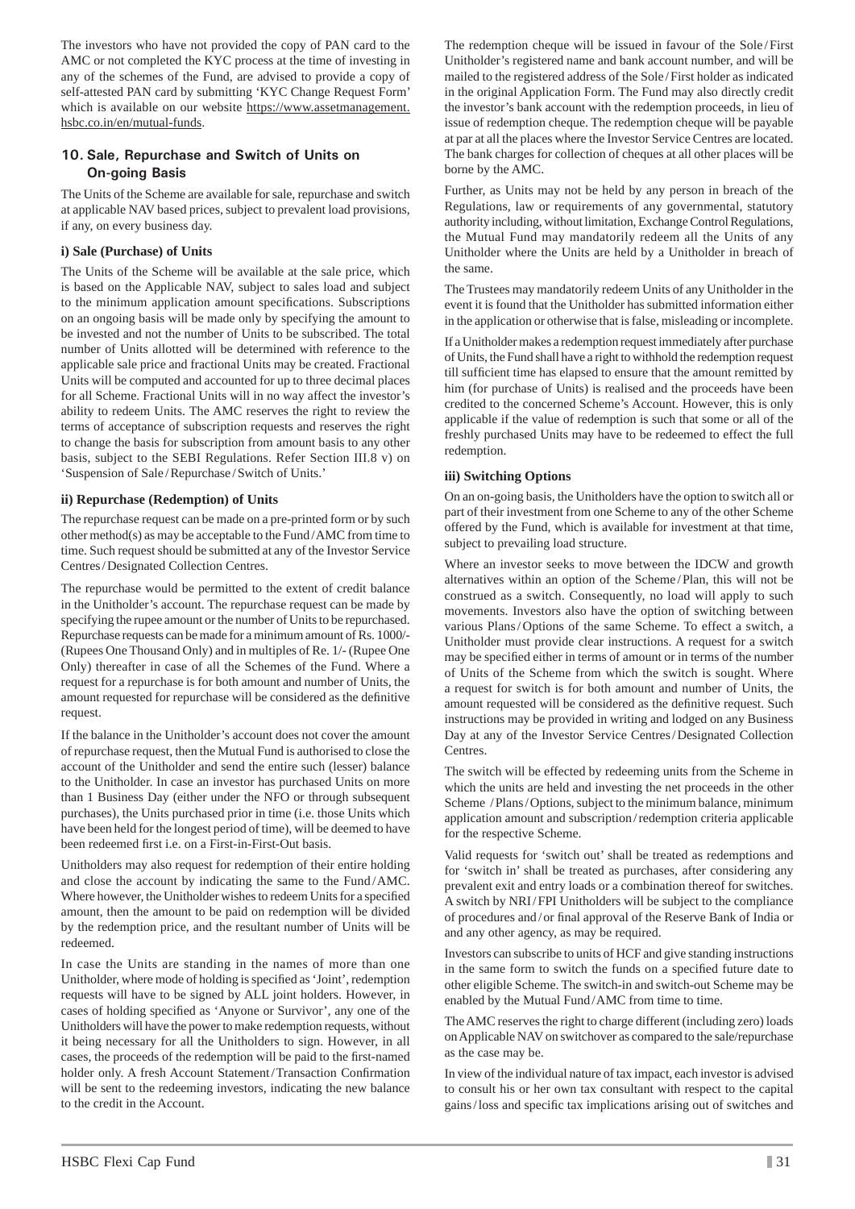The investors who have not provided the copy of PAN card to the AMC or not completed the KYC process at the time of investing in any of the schemes of the Fund, are advised to provide a copy of self-attested PAN card by submitting 'KYC Change Request Form' which is available on our website https://www.assetmanagement.hsbc.co.in/en/mutual-funds.

### 10. Sale, Repurchase and Switch of Units on On-going Basis

The Units of the Scheme are available for sale, repurchase and switch at applicable NAV based prices, subject to prevalent load provisions, if any, on every business day.

**i) Sale (Purchase) of Units**

The Units of the Scheme will be available at the sale price, which is based on the Applicable NAV, subject to sales load and subject to the minimum application amount specifications. Subscriptions on an ongoing basis will be made only by specifying the amount to be invested and not the number of Units to be subscribed. The total number of Units allotted will be determined with reference to the applicable sale price and fractional Units may be created. Fractional Units will be computed and accounted for up to three decimal places for all Scheme. Fractional Units will in no way affect the investor's ability to redeem Units. The AMC reserves the right to review the terms of acceptance of subscription requests and reserves the right to change the basis for subscription from amount basis to any other basis, subject to the SEBI Regulations. Refer Section III.8 v) on 'Suspension of Sale / Repurchase / Switch of Units.'

**ii) Repurchase (Redemption) of Units**

The repurchase request can be made on a pre-printed form or by such other method(s) as may be acceptable to the Fund / AMC from time to time. Such request should be submitted at any of the Investor Service Centres / Designated Collection Centres.

The repurchase would be permitted to the extent of credit balance in the Unitholder's account. The repurchase request can be made by specifying the rupee amount or the number of Units to be repurchased. Repurchase requests can be made for a minimum amount of Rs. 1000/- (Rupees One Thousand Only) and in multiples of Re. 1/- (Rupee One Only) thereafter in case of all the Schemes of the Fund. Where a request for a repurchase is for both amount and number of Units, the amount requested for repurchase will be considered as the definitive request.

If the balance in the Unitholder's account does not cover the amount of repurchase request, then the Mutual Fund is authorised to close the account of the Unitholder and send the entire such (lesser) balance to the Unitholder. In case an investor has purchased Units on more than 1 Business Day (either under the NFO or through subsequent purchases), the Units purchased prior in time (i.e. those Units which have been held for the longest period of time), will be deemed to have been redeemed first i.e. on a First-in-First-Out basis.

Unitholders may also request for redemption of their entire holding and close the account by indicating the same to the Fund / AMC. Where however, the Unitholder wishes to redeem Units for a specified amount, then the amount to be paid on redemption will be divided by the redemption price, and the resultant number of Units will be redeemed.

In case the Units are standing in the names of more than one Unitholder, where mode of holding is specified as 'Joint', redemption requests will have to be signed by ALL joint holders. However, in cases of holding specified as 'Anyone or Survivor', any one of the Unitholders will have the power to make redemption requests, without it being necessary for all the Unitholders to sign. However, in all cases, the proceeds of the redemption will be paid to the first-named holder only. A fresh Account Statement / Transaction Confirmation will be sent to the redeeming investors, indicating the new balance to the credit in the Account.

The redemption cheque will be issued in favour of the Sole / First Unitholder's registered name and bank account number, and will be mailed to the registered address of the Sole / First holder as indicated in the original Application Form. The Fund may also directly credit the investor's bank account with the redemption proceeds, in lieu of issue of redemption cheque. The redemption cheque will be payable at par at all the places where the Investor Service Centres are located. The bank charges for collection of cheques at all other places will be borne by the AMC.

Further, as Units may not be held by any person in breach of the Regulations, law or requirements of any governmental, statutory authority including, without limitation, Exchange Control Regulations, the Mutual Fund may mandatorily redeem all the Units of any Unitholder where the Units are held by a Unitholder in breach of the same.

The Trustees may mandatorily redeem Units of any Unitholder in the event it is found that the Unitholder has submitted information either in the application or otherwise that is false, misleading or incomplete.

If a Unitholder makes a redemption request immediately after purchase of Units, the Fund shall have a right to withhold the redemption request till sufficient time has elapsed to ensure that the amount remitted by him (for purchase of Units) is realised and the proceeds have been credited to the concerned Scheme's Account. However, this is only applicable if the value of redemption is such that some or all of the freshly purchased Units may have to be redeemed to effect the full redemption.

**iii) Switching Options**

On an on-going basis, the Unitholders have the option to switch all or part of their investment from one Scheme to any of the other Scheme offered by the Fund, which is available for investment at that time, subject to prevailing load structure.

Where an investor seeks to move between the IDCW and growth alternatives within an option of the Scheme / Plan, this will not be construed as a switch. Consequently, no load will apply to such movements. Investors also have the option of switching between various Plans / Options of the same Scheme. To effect a switch, a Unitholder must provide clear instructions. A request for a switch may be specified either in terms of amount or in terms of the number of Units of the Scheme from which the switch is sought. Where a request for switch is for both amount and number of Units, the amount requested will be considered as the definitive request. Such instructions may be provided in writing and lodged on any Business Day at any of the Investor Service Centres / Designated Collection Centres.

The switch will be effected by redeeming units from the Scheme in which the units are held and investing the net proceeds in the other Scheme / Plans / Options, subject to the minimum balance, minimum application amount and subscription / redemption criteria applicable for the respective Scheme.

Valid requests for 'switch out' shall be treated as redemptions and for 'switch in' shall be treated as purchases, after considering any prevalent exit and entry loads or a combination thereof for switches. A switch by NRI / FPI Unitholders will be subject to the compliance of procedures and / or final approval of the Reserve Bank of India or and any other agency, as may be required.

Investors can subscribe to units of HCF and give standing instructions in the same form to switch the funds on a specified future date to other eligible Scheme. The switch-in and switch-out Scheme may be enabled by the Mutual Fund / AMC from time to time.

The AMC reserves the right to charge different (including zero) loads on Applicable NAV on switchover as compared to the sale/repurchase as the case may be.

In view of the individual nature of tax impact, each investor is advised to consult his or her own tax consultant with respect to the capital gains / loss and specific tax implications arising out of switches and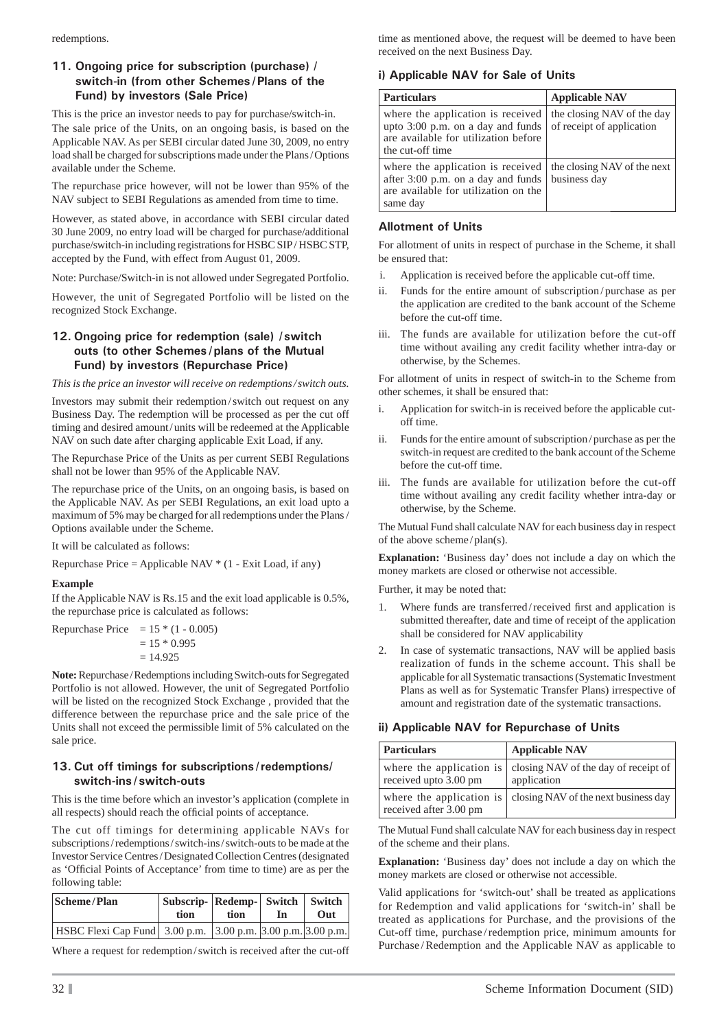redemptions.

### 11. Ongoing price for subscription (purchase) / switch-in (from other Schemes / Plans of the Fund) by investors (Sale Price)

This is the price an investor needs to pay for purchase/switch-in.

The sale price of the Units, on an ongoing basis, is based on the Applicable NAV. As per SEBI circular dated June 30, 2009, no entry load shall be charged for subscriptions made under the Plans / Options available under the Scheme.

The repurchase price however, will not be lower than 95% of the NAV subject to SEBI Regulations as amended from time to time.

However, as stated above, in accordance with SEBI circular dated 30 June 2009, no entry load will be charged for purchase/additional purchase/switch-in including registrations for HSBC SIP / HSBC STP, accepted by the Fund, with effect from August 01, 2009.

Note: Purchase/Switch-in is not allowed under Segregated Portfolio.

However, the unit of Segregated Portfolio will be listed on the recognized Stock Exchange.

### 12. Ongoing price for redemption (sale) / switch outs (to other Schemes / plans of the Mutual Fund) by investors (Repurchase Price)

*This is the price an investor will receive on redemptions / switch outs.*

Investors may submit their redemption / switch out request on any Business Day. The redemption will be processed as per the cut off timing and desired amount / units will be redeemed at the Applicable NAV on such date after charging applicable Exit Load, if any.

The Repurchase Price of the Units as per current SEBI Regulations shall not be lower than 95% of the Applicable NAV.

The repurchase price of the Units, on an ongoing basis, is based on the Applicable NAV. As per SEBI Regulations, an exit load upto a maximum of 5% may be charged for all redemptions under the Plans / Options available under the Scheme.

It will be calculated as follows:

Repurchase Price = Applicable NAV * (1 - Exit Load, if any)

**Example**

If the Applicable NAV is Rs.15 and the exit load applicable is 0.5%, the repurchase price is calculated as follows:

Repurchase Price $= 15 * (1 - 0.005)$
$= 15 * 0.995$
$= 14.925$

**Note:** Repurchase / Redemptions including Switch-outs for Segregated Portfolio is not allowed. However, the unit of Segregated Portfolio will be listed on the recognized Stock Exchange , provided that the difference between the repurchase price and the sale price of the Units shall not exceed the permissible limit of 5% calculated on the sale price.

### 13. Cut off timings for subscriptions / redemptions/ switch-ins / switch-outs

This is the time before which an investor's application (complete in all respects) should reach the official points of acceptance.

The cut off timings for determining applicable NAVs for subscriptions / redemptions / switch-ins / switch-outs to be made at the Investor Service Centres / Designated Collection Centres (designated as 'Official Points of Acceptance' from time to time) are as per the following table:

| Scheme / Plan | Subscription | Redemption | Switch In | Switch Out |
|---|---|---|---|---|
| HSBC Flexi Cap Fund | 3.00 p.m. | 3.00 p.m. | 3.00 p.m. | 3.00 p.m. |

Where a request for redemption / switch is received after the cut-off time as mentioned above, the request will be deemed to have been received on the next Business Day.

#### i) Applicable NAV for Sale of Units

| Particulars | Applicable NAV |
|---|---|
| where the application is received upto 3:00 p.m. on a day and funds are available for utilization before the cut-off time | the closing NAV of the day of receipt of application |
| where the application is received after 3:00 p.m. on a day and funds are available for utilization on the same day | the closing NAV of the next business day |

#### Allotment of Units

For allotment of units in respect of purchase in the Scheme, it shall be ensured that:

i. Application is received before the applicable cut-off time.

ii. Funds for the entire amount of subscription / purchase as per the application are credited to the bank account of the Scheme before the cut-off time.

iii. The funds are available for utilization before the cut-off time without availing any credit facility whether intra-day or otherwise, by the Schemes.

For allotment of units in respect of switch-in to the Scheme from other schemes, it shall be ensured that:

i. Application for switch-in is received before the applicable cut-off time.

ii. Funds for the entire amount of subscription / purchase as per the switch-in request are credited to the bank account of the Scheme before the cut-off time.

iii. The funds are available for utilization before the cut-off time without availing any credit facility whether intra-day or otherwise, by the Scheme.

The Mutual Fund shall calculate NAV for each business day in respect of the above scheme / plan(s).

**Explanation:** 'Business day' does not include a day on which the money markets are closed or otherwise not accessible.

Further, it may be noted that:

1. Where funds are transferred / received first and application is submitted thereafter, date and time of receipt of the application shall be considered for NAV applicability

2. In case of systematic transactions, NAV will be applied basis realization of funds in the scheme account. This shall be applicable for all Systematic transactions (Systematic Investment Plans as well as for Systematic Transfer Plans) irrespective of amount and registration date of the systematic transactions.

#### ii) Applicable NAV for Repurchase of Units

| Particulars | Applicable NAV |
|---|---|
| where the application is received upto 3.00 pm | closing NAV of the day of receipt of application |
| where the application is received after 3.00 pm | closing NAV of the next business day |

The Mutual Fund shall calculate NAV for each business day in respect of the scheme and their plans.

**Explanation:** 'Business day' does not include a day on which the money markets are closed or otherwise not accessible.

Valid applications for 'switch-out' shall be treated as applications for Redemption and valid applications for 'switch-in' shall be treated as applications for Purchase, and the provisions of the Cut-off time, purchase / redemption price, minimum amounts for Purchase / Redemption and the Applicable NAV as applicable to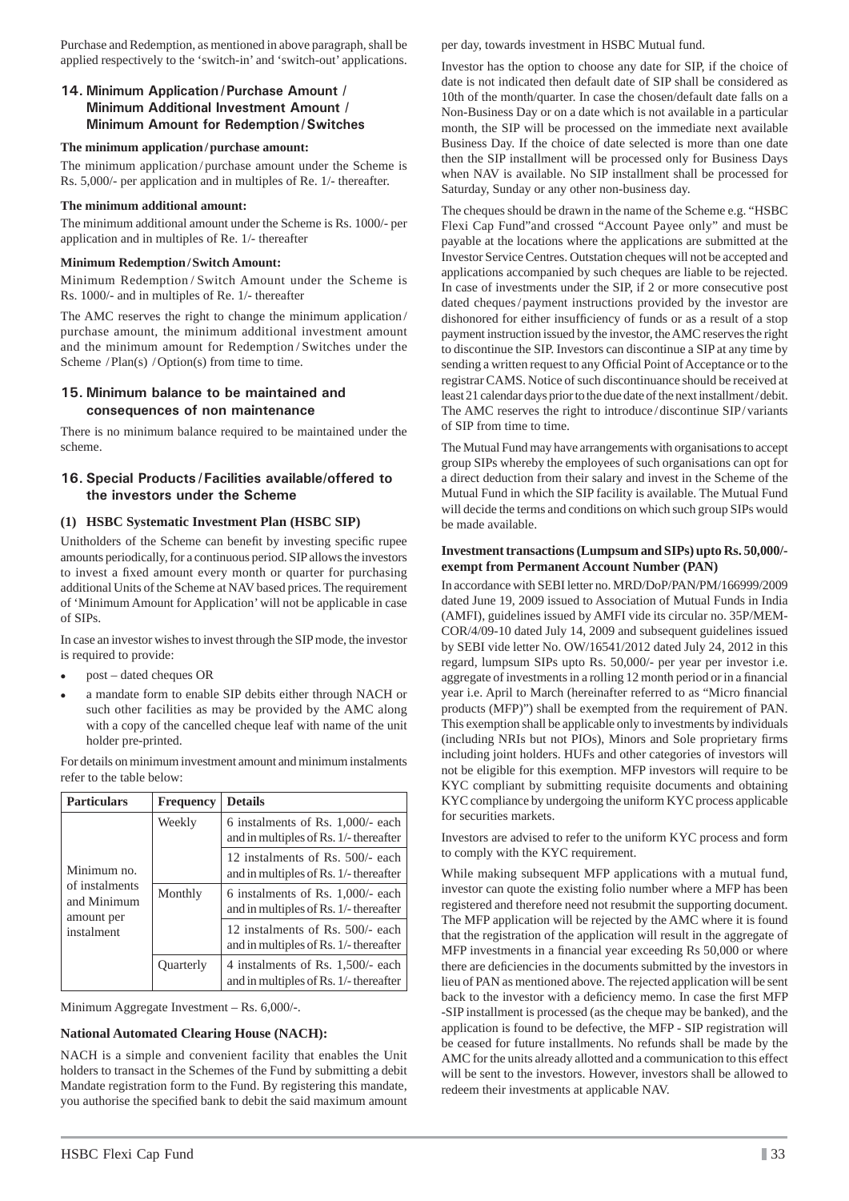Purchase and Redemption, as mentioned in above paragraph, shall be applied respectively to the 'switch-in' and 'switch-out' applications.

## 14. Minimum Application / Purchase Amount / Minimum Additional Investment Amount / Minimum Amount for Redemption / Switches

**The minimum application / purchase amount:**

The minimum application / purchase amount under the Scheme is Rs. 5,000/- per application and in multiples of Re. 1/- thereafter.

**The minimum additional amount:**

The minimum additional amount under the Scheme is Rs. 1000/- per application and in multiples of Re. 1/- thereafter

**Minimum Redemption / Switch Amount:**

Minimum Redemption / Switch Amount under the Scheme is Rs. 1000/- and in multiples of Re. 1/- thereafter

The AMC reserves the right to change the minimum application / purchase amount, the minimum additional investment amount and the minimum amount for Redemption / Switches under the Scheme / Plan(s) / Option(s) from time to time.

## 15. Minimum balance to be maintained and consequences of non maintenance

There is no minimum balance required to be maintained under the scheme.

## 16. Special Products / Facilities available/offered to the investors under the Scheme

### (1) HSBC Systematic Investment Plan (HSBC SIP)

Unitholders of the Scheme can benefit by investing specific rupee amounts periodically, for a continuous period. SIP allows the investors to invest a fixed amount every month or quarter for purchasing additional Units of the Scheme at NAV based prices. The requirement of 'Minimum Amount for Application' will not be applicable in case of SIPs.

In case an investor wishes to invest through the SIP mode, the investor is required to provide:

- post – dated cheques OR
- a mandate form to enable SIP debits either through NACH or such other facilities as may be provided by the AMC along with a copy of the cancelled cheque leaf with name of the unit holder pre-printed.

For details on minimum investment amount and minimum instalments refer to the table below:

| Particulars | Frequency | Details |
|---|---|---|
| Minimum no. of instalments and Minimum amount per instalment | Weekly | 6 instalments of Rs. 1,000/- each and in multiples of Rs. 1/- thereafter |
| | | 12 instalments of Rs. 500/- each and in multiples of Rs. 1/- thereafter |
| | Monthly | 6 instalments of Rs. 1,000/- each and in multiples of Rs. 1/- thereafter |
| | | 12 instalments of Rs. 500/- each and in multiples of Rs. 1/- thereafter |
| | Quarterly | 4 instalments of Rs. 1,500/- each and in multiples of Rs. 1/- thereafter |

Minimum Aggregate Investment – Rs. 6,000/-.

**National Automated Clearing House (NACH):**

NACH is a simple and convenient facility that enables the Unit holders to transact in the Schemes of the Fund by submitting a debit Mandate registration form to the Fund. By registering this mandate, you authorise the specified bank to debit the said maximum amount per day, towards investment in HSBC Mutual fund.

Investor has the option to choose any date for SIP, if the choice of date is not indicated then default date of SIP shall be considered as 10th of the month/quarter. In case the chosen/default date falls on a Non-Business Day or on a date which is not available in a particular month, the SIP will be processed on the immediate next available Business Day. If the choice of date selected is more than one date then the SIP installment will be processed only for Business Days when NAV is available. No SIP installment shall be processed for Saturday, Sunday or any other non-business day.

The cheques should be drawn in the name of the Scheme e.g. "HSBC Flexi Cap Fund"and crossed "Account Payee only" and must be payable at the locations where the applications are submitted at the Investor Service Centres. Outstation cheques will not be accepted and applications accompanied by such cheques are liable to be rejected. In case of investments under the SIP, if 2 or more consecutive post dated cheques / payment instructions provided by the investor are dishonored for either insufficiency of funds or as a result of a stop payment instruction issued by the investor, the AMC reserves the right to discontinue the SIP. Investors can discontinue a SIP at any time by sending a written request to any Official Point of Acceptance or to the registrar CAMS. Notice of such discontinuance should be received at least 21 calendar days prior to the due date of the next installment / debit. The AMC reserves the right to introduce / discontinue SIP / variants of SIP from time to time.

The Mutual Fund may have arrangements with organisations to accept group SIPs whereby the employees of such organisations can opt for a direct deduction from their salary and invest in the Scheme of the Mutual Fund in which the SIP facility is available. The Mutual Fund will decide the terms and conditions on which such group SIPs would be made available.

**Investment transactions (Lumpsum and SIPs) upto Rs. 50,000/- exempt from Permanent Account Number (PAN)**

In accordance with SEBI letter no. MRD/DoP/PAN/PM/166999/2009 dated June 19, 2009 issued to Association of Mutual Funds in India (AMFI), guidelines issued by AMFI vide its circular no. 35P/MEM-COR/4/09-10 dated July 14, 2009 and subsequent guidelines issued by SEBI vide letter No. OW/16541/2012 dated July 24, 2012 in this regard, lumpsum SIPs upto Rs. 50,000/- per year per investor i.e. aggregate of investments in a rolling 12 month period or in a financial year i.e. April to March (hereinafter referred to as "Micro financial products (MFP)") shall be exempted from the requirement of PAN. This exemption shall be applicable only to investments by individuals (including NRIs but not PIOs), Minors and Sole proprietary firms including joint holders. HUFs and other categories of investors will not be eligible for this exemption. MFP investors will require to be KYC compliant by submitting requisite documents and obtaining KYC compliance by undergoing the uniform KYC process applicable for securities markets.

Investors are advised to refer to the uniform KYC process and form to comply with the KYC requirement.

While making subsequent MFP applications with a mutual fund, investor can quote the existing folio number where a MFP has been registered and therefore need not resubmit the supporting document. The MFP application will be rejected by the AMC where it is found that the registration of the application will result in the aggregate of MFP investments in a financial year exceeding Rs 50,000 or where there are deficiencies in the documents submitted by the investors in lieu of PAN as mentioned above. The rejected application will be sent back to the investor with a deficiency memo. In case the first MFP -SIP installment is processed (as the cheque may be banked), and the application is found to be defective, the MFP - SIP registration will be ceased for future installments. No refunds shall be made by the AMC for the units already allotted and a communication to this effect will be sent to the investors. However, investors shall be allowed to redeem their investments at applicable NAV.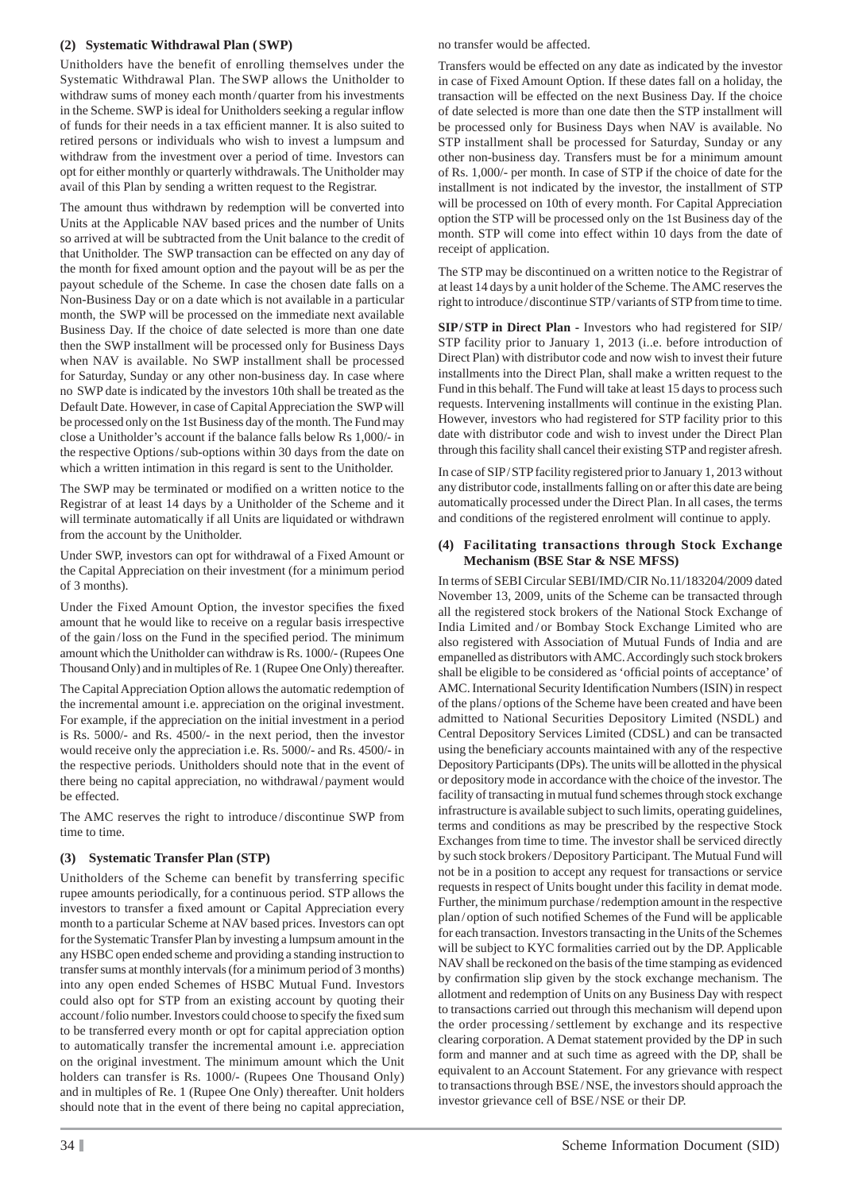### (2) Systematic Withdrawal Plan (SWP)

Unitholders have the benefit of enrolling themselves under the Systematic Withdrawal Plan. The SWP allows the Unitholder to withdraw sums of money each month / quarter from his investments in the Scheme. SWP is ideal for Unitholders seeking a regular inflow of funds for their needs in a tax efficient manner. It is also suited to retired persons or individuals who wish to invest a lumpsum and withdraw from the investment over a period of time. Investors can opt for either monthly or quarterly withdrawals. The Unitholder may avail of this Plan by sending a written request to the Registrar.

The amount thus withdrawn by redemption will be converted into Units at the Applicable NAV based prices and the number of Units so arrived at will be subtracted from the Unit balance to the credit of that Unitholder. The SWP transaction can be effected on any day of the month for fixed amount option and the payout will be as per the payout schedule of the Scheme. In case the chosen date falls on a Non-Business Day or on a date which is not available in a particular month, the SWP will be processed on the immediate next available Business Day. If the choice of date selected is more than one date then the SWP installment will be processed only for Business Days when NAV is available. No SWP installment shall be processed for Saturday, Sunday or any other non-business day. In case where no SWP date is indicated by the investors 10th shall be treated as the Default Date. However, in case of Capital Appreciation the SWP will be processed only on the 1st Business day of the month. The Fund may close a Unitholder's account if the balance falls below Rs 1,000/- in the respective Options / sub-options within 30 days from the date on which a written intimation in this regard is sent to the Unitholder.

The SWP may be terminated or modified on a written notice to the Registrar of at least 14 days by a Unitholder of the Scheme and it will terminate automatically if all Units are liquidated or withdrawn from the account by the Unitholder.

Under SWP, investors can opt for withdrawal of a Fixed Amount or the Capital Appreciation on their investment (for a minimum period of 3 months).

Under the Fixed Amount Option, the investor specifies the fixed amount that he would like to receive on a regular basis irrespective of the gain / loss on the Fund in the specified period. The minimum amount which the Unitholder can withdraw is Rs. 1000/- (Rupees One Thousand Only) and in multiples of Re. 1 (Rupee One Only) thereafter.

The Capital Appreciation Option allows the automatic redemption of the incremental amount i.e. appreciation on the original investment. For example, if the appreciation on the initial investment in a period is Rs. 5000/- and Rs. 4500/- in the next period, then the investor would receive only the appreciation i.e. Rs. 5000/- and Rs. 4500/- in the respective periods. Unitholders should note that in the event of there being no capital appreciation, no withdrawal / payment would be effected.

The AMC reserves the right to introduce / discontinue SWP from time to time.

### (3) Systematic Transfer Plan (STP)

Unitholders of the Scheme can benefit by transferring specific rupee amounts periodically, for a continuous period. STP allows the investors to transfer a fixed amount or Capital Appreciation every month to a particular Scheme at NAV based prices. Investors can opt for the Systematic Transfer Plan by investing a lumpsum amount in the any HSBC open ended scheme and providing a standing instruction to transfer sums at monthly intervals (for a minimum period of 3 months) into any open ended Schemes of HSBC Mutual Fund. Investors could also opt for STP from an existing account by quoting their account / folio number. Investors could choose to specify the fixed sum to be transferred every month or opt for capital appreciation option to automatically transfer the incremental amount i.e. appreciation on the original investment. The minimum amount which the Unit holders can transfer is Rs. 1000/- (Rupees One Thousand Only) and in multiples of Re. 1 (Rupee One Only) thereafter. Unit holders should note that in the event of there being no capital appreciation, no transfer would be affected.

Transfers would be effected on any date as indicated by the investor in case of Fixed Amount Option. If these dates fall on a holiday, the transaction will be effected on the next Business Day. If the choice of date selected is more than one date then the STP installment will be processed only for Business Days when NAV is available. No STP installment shall be processed for Saturday, Sunday or any other non-business day. Transfers must be for a minimum amount of Rs. 1,000/- per month. In case of STP if the choice of date for the installment is not indicated by the investor, the installment of STP will be processed on 10th of every month. For Capital Appreciation option the STP will be processed only on the 1st Business day of the month. STP will come into effect within 10 days from the date of receipt of application.

The STP may be discontinued on a written notice to the Registrar of at least 14 days by a unit holder of the Scheme. The AMC reserves the right to introduce / discontinue STP / variants of STP from time to time.

**SIP / STP in Direct Plan -** Investors who had registered for SIP/ STP facility prior to January 1, 2013 (i..e. before introduction of Direct Plan) with distributor code and now wish to invest their future installments into the Direct Plan, shall make a written request to the Fund in this behalf. The Fund will take at least 15 days to process such requests. Intervening installments will continue in the existing Plan. However, investors who had registered for STP facility prior to this date with distributor code and wish to invest under the Direct Plan through this facility shall cancel their existing STP and register afresh.

In case of SIP / STP facility registered prior to January 1, 2013 without any distributor code, installments falling on or after this date are being automatically processed under the Direct Plan. In all cases, the terms and conditions of the registered enrolment will continue to apply.

### (4) Facilitating transactions through Stock Exchange Mechanism (BSE Star & NSE MFSS)

In terms of SEBI Circular SEBI/IMD/CIR No.11/183204/2009 dated November 13, 2009, units of the Scheme can be transacted through all the registered stock brokers of the National Stock Exchange of India Limited and / or Bombay Stock Exchange Limited who are also registered with Association of Mutual Funds of India and are empanelled as distributors with AMC. Accordingly such stock brokers shall be eligible to be considered as 'official points of acceptance' of AMC. International Security Identification Numbers (ISIN) in respect of the plans / options of the Scheme have been created and have been admitted to National Securities Depository Limited (NSDL) and Central Depository Services Limited (CDSL) and can be transacted using the beneficiary accounts maintained with any of the respective Depository Participants (DPs). The units will be allotted in the physical or depository mode in accordance with the choice of the investor. The facility of transacting in mutual fund schemes through stock exchange infrastructure is available subject to such limits, operating guidelines, terms and conditions as may be prescribed by the respective Stock Exchanges from time to time. The investor shall be serviced directly by such stock brokers / Depository Participant. The Mutual Fund will not be in a position to accept any request for transactions or service requests in respect of Units bought under this facility in demat mode. Further, the minimum purchase / redemption amount in the respective plan / option of such notified Schemes of the Fund will be applicable for each transaction. Investors transacting in the Units of the Schemes will be subject to KYC formalities carried out by the DP. Applicable NAV shall be reckoned on the basis of the time stamping as evidenced by confirmation slip given by the stock exchange mechanism. The allotment and redemption of Units on any Business Day with respect to transactions carried out through this mechanism will depend upon the order processing / settlement by exchange and its respective clearing corporation. A Demat statement provided by the DP in such form and manner and at such time as agreed with the DP, shall be equivalent to an Account Statement. For any grievance with respect to transactions through BSE / NSE, the investors should approach the investor grievance cell of BSE / NSE or their DP.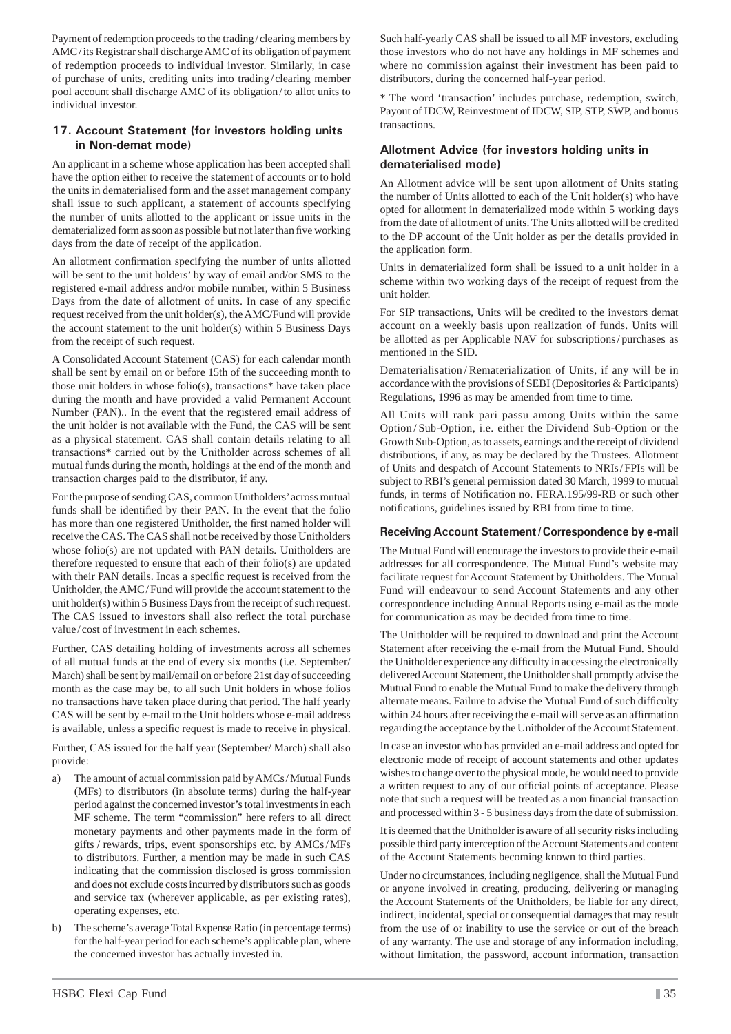Payment of redemption proceeds to the trading / clearing members by AMC / its Registrar shall discharge AMC of its obligation of payment of redemption proceeds to individual investor. Similarly, in case of purchase of units, crediting units into trading / clearing member pool account shall discharge AMC of its obligation / to allot units to individual investor.

### 17. Account Statement (for investors holding units in Non-demat mode)

An applicant in a scheme whose application has been accepted shall have the option either to receive the statement of accounts or to hold the units in dematerialised form and the asset management company shall issue to such applicant, a statement of accounts specifying the number of units allotted to the applicant or issue units in the dematerialized form as soon as possible but not later than five working days from the date of receipt of the application.

An allotment confirmation specifying the number of units allotted will be sent to the unit holders' by way of email and/or SMS to the registered e-mail address and/or mobile number, within 5 Business Days from the date of allotment of units. In case of any specific request received from the unit holder(s), the AMC/Fund will provide the account statement to the unit holder(s) within 5 Business Days from the receipt of such request.

A Consolidated Account Statement (CAS) for each calendar month shall be sent by email on or before 15th of the succeeding month to those unit holders in whose folio(s), transactions* have taken place during the month and have provided a valid Permanent Account Number (PAN).. In the event that the registered email address of the unit holder is not available with the Fund, the CAS will be sent as a physical statement. CAS shall contain details relating to all transactions* carried out by the Unitholder across schemes of all mutual funds during the month, holdings at the end of the month and transaction charges paid to the distributor, if any.

For the purpose of sending CAS, common Unitholders' across mutual funds shall be identified by their PAN. In the event that the folio has more than one registered Unitholder, the first named holder will receive the CAS. The CAS shall not be received by those Unitholders whose folio(s) are not updated with PAN details. Unitholders are therefore requested to ensure that each of their folio(s) are updated with their PAN details. Incas a specific request is received from the Unitholder, the AMC / Fund will provide the account statement to the unit holder(s) within 5 Business Days from the receipt of such request. The CAS issued to investors shall also reflect the total purchase value / cost of investment in each schemes.

Further, CAS detailing holding of investments across all schemes of all mutual funds at the end of every six months (i.e. September/ March) shall be sent by mail/email on or before 21st day of succeeding month as the case may be, to all such Unit holders in whose folios no transactions have taken place during that period. The half yearly CAS will be sent by e-mail to the Unit holders whose e-mail address is available, unless a specific request is made to receive in physical.

Further, CAS issued for the half year (September/ March) shall also provide:

a) The amount of actual commission paid by AMCs / Mutual Funds (MFs) to distributors (in absolute terms) during the half-year period against the concerned investor's total investments in each MF scheme. The term "commission" here refers to all direct monetary payments and other payments made in the form of gifts / rewards, trips, event sponsorships etc. by AMCs / MFs to distributors. Further, a mention may be made in such CAS indicating that the commission disclosed is gross commission and does not exclude costs incurred by distributors such as goods and service tax (wherever applicable, as per existing rates), operating expenses, etc.

b) The scheme's average Total Expense Ratio (in percentage terms) for the half-year period for each scheme's applicable plan, where the concerned investor has actually invested in.

Such half-yearly CAS shall be issued to all MF investors, excluding those investors who do not have any holdings in MF schemes and where no commission against their investment has been paid to distributors, during the concerned half-year period.

* The word 'transaction' includes purchase, redemption, switch, Payout of IDCW, Reinvestment of IDCW, SIP, STP, SWP, and bonus transactions.

### Allotment Advice (for investors holding units in dematerialised mode)

An Allotment advice will be sent upon allotment of Units stating the number of Units allotted to each of the Unit holder(s) who have opted for allotment in dematerialized mode within 5 working days from the date of allotment of units. The Units allotted will be credited to the DP account of the Unit holder as per the details provided in the application form.

Units in dematerialized form shall be issued to a unit holder in a scheme within two working days of the receipt of request from the unit holder.

For SIP transactions, Units will be credited to the investors demat account on a weekly basis upon realization of funds. Units will be allotted as per Applicable NAV for subscriptions / purchases as mentioned in the SID.

Dematerialisation / Rematerialization of Units, if any will be in accordance with the provisions of SEBI (Depositories & Participants) Regulations, 1996 as may be amended from time to time.

All Units will rank pari passu among Units within the same Option / Sub-Option, i.e. either the Dividend Sub-Option or the Growth Sub-Option, as to assets, earnings and the receipt of dividend distributions, if any, as may be declared by the Trustees. Allotment of Units and despatch of Account Statements to NRIs / FPIs will be subject to RBI's general permission dated 30 March, 1999 to mutual funds, in terms of Notification no. FERA.195/99-RB or such other notifications, guidelines issued by RBI from time to time.

### Receiving Account Statement / Correspondence by e-mail

The Mutual Fund will encourage the investors to provide their e-mail addresses for all correspondence. The Mutual Fund's website may facilitate request for Account Statement by Unitholders. The Mutual Fund will endeavour to send Account Statements and any other correspondence including Annual Reports using e-mail as the mode for communication as may be decided from time to time.

The Unitholder will be required to download and print the Account Statement after receiving the e-mail from the Mutual Fund. Should the Unitholder experience any difficulty in accessing the electronically delivered Account Statement, the Unitholder shall promptly advise the Mutual Fund to enable the Mutual Fund to make the delivery through alternate means. Failure to advise the Mutual Fund of such difficulty within 24 hours after receiving the e-mail will serve as an affirmation regarding the acceptance by the Unitholder of the Account Statement.

In case an investor who has provided an e-mail address and opted for electronic mode of receipt of account statements and other updates wishes to change over to the physical mode, he would need to provide a written request to any of our official points of acceptance. Please note that such a request will be treated as a non financial transaction and processed within 3 - 5 business days from the date of submission.

It is deemed that the Unitholder is aware of all security risks including possible third party interception of the Account Statements and content of the Account Statements becoming known to third parties.

Under no circumstances, including negligence, shall the Mutual Fund or anyone involved in creating, producing, delivering or managing the Account Statements of the Unitholders, be liable for any direct, indirect, incidental, special or consequential damages that may result from the use of or inability to use the service or out of the breach of any warranty. The use and storage of any information including, without limitation, the password, account information, transaction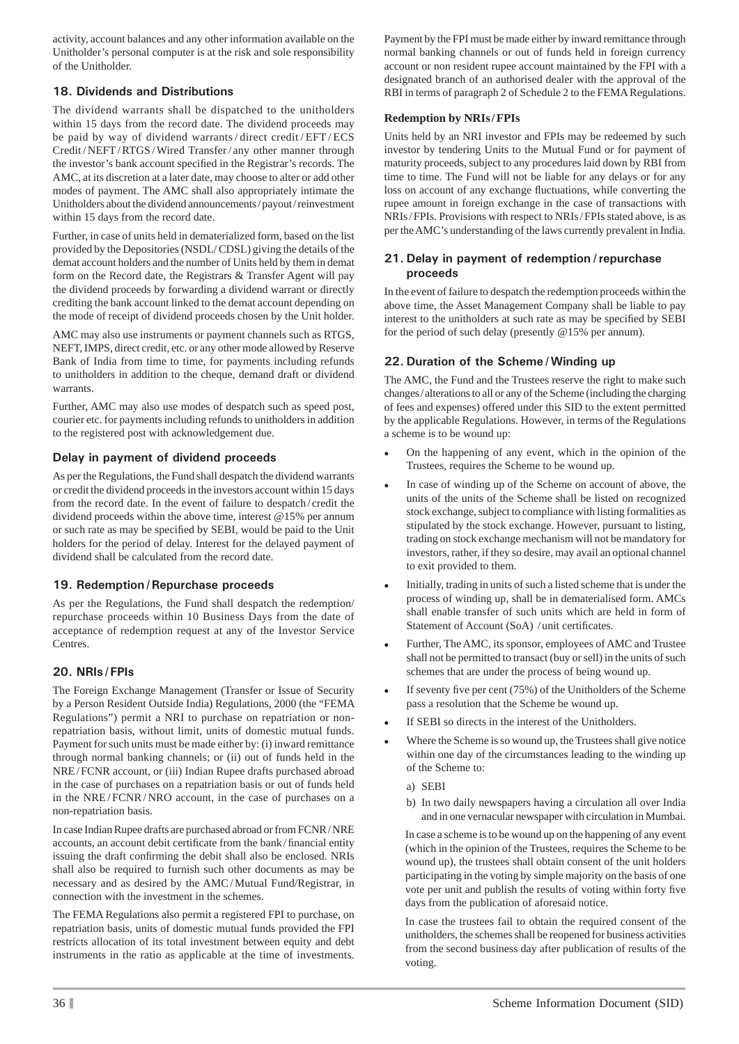activity, account balances and any other information available on the Unitholder's personal computer is at the risk and sole responsibility of the Unitholder.

### 18. Dividends and Distributions

The dividend warrants shall be dispatched to the unitholders within 15 days from the record date. The dividend proceeds may be paid by way of dividend warrants / direct credit / EFT / ECS Credit / NEFT / RTGS / Wired Transfer / any other manner through the investor's bank account specified in the Registrar's records. The AMC, at its discretion at a later date, may choose to alter or add other modes of payment. The AMC shall also appropriately intimate the Unitholders about the dividend announcements / payout / reinvestment within 15 days from the record date.

Further, in case of units held in dematerialized form, based on the list provided by the Depositories (NSDL/ CDSL) giving the details of the demat account holders and the number of Units held by them in demat form on the Record date, the Registrars & Transfer Agent will pay the dividend proceeds by forwarding a dividend warrant or directly crediting the bank account linked to the demat account depending on the mode of receipt of dividend proceeds chosen by the Unit holder.

AMC may also use instruments or payment channels such as RTGS, NEFT, IMPS, direct credit, etc. or any other mode allowed by Reserve Bank of India from time to time, for payments including refunds to unitholders in addition to the cheque, demand draft or dividend warrants.

Further, AMC may also use modes of despatch such as speed post, courier etc. for payments including refunds to unitholders in addition to the registered post with acknowledgement due.

### Delay in payment of dividend proceeds

As per the Regulations, the Fund shall despatch the dividend warrants or credit the dividend proceeds in the investors account within 15 days from the record date. In the event of failure to despatch / credit the dividend proceeds within the above time, interest @15% per annum or such rate as may be specified by SEBI, would be paid to the Unit holders for the period of delay. Interest for the delayed payment of dividend shall be calculated from the record date.

### 19. Redemption / Repurchase proceeds

As per the Regulations, the Fund shall despatch the redemption/ repurchase proceeds within 10 Business Days from the date of acceptance of redemption request at any of the Investor Service Centres.

### 20. NRIs / FPIs

The Foreign Exchange Management (Transfer or Issue of Security by a Person Resident Outside India) Regulations, 2000 (the "FEMA Regulations") permit a NRI to purchase on repatriation or non-repatriation basis, without limit, units of domestic mutual funds. Payment for such units must be made either by: (i) inward remittance through normal banking channels; or (ii) out of funds held in the NRE / FCNR account, or (iii) Indian Rupee drafts purchased abroad in the case of purchases on a repatriation basis or out of funds held in the NRE / FCNR / NRO account, in the case of purchases on a non-repatriation basis.

In case Indian Rupee drafts are purchased abroad or from FCNR / NRE accounts, an account debit certificate from the bank / financial entity issuing the draft confirming the debit shall also be enclosed. NRIs shall also be required to furnish such other documents as may be necessary and as desired by the AMC / Mutual Fund/Registrar, in connection with the investment in the schemes.

The FEMA Regulations also permit a registered FPI to purchase, on repatriation basis, units of domestic mutual funds provided the FPI restricts allocation of its total investment between equity and debt instruments in the ratio as applicable at the time of investments. Payment by the FPI must be made either by inward remittance through normal banking channels or out of funds held in foreign currency account or non resident rupee account maintained by the FPI with a designated branch of an authorised dealer with the approval of the RBI in terms of paragraph 2 of Schedule 2 to the FEMA Regulations.

**Redemption by NRIs / FPIs**

Units held by an NRI investor and FPIs may be redeemed by such investor by tendering Units to the Mutual Fund or for payment of maturity proceeds, subject to any procedures laid down by RBI from time to time. The Fund will not be liable for any delays or for any loss on account of any exchange fluctuations, while converting the rupee amount in foreign exchange in the case of transactions with NRIs / FPIs. Provisions with respect to NRIs / FPIs stated above, is as per the AMC's understanding of the laws currently prevalent in India.

### 21. Delay in payment of redemption / repurchase proceeds

In the event of failure to despatch the redemption proceeds within the above time, the Asset Management Company shall be liable to pay interest to the unitholders at such rate as may be specified by SEBI for the period of such delay (presently @15% per annum).

### 22. Duration of the Scheme / Winding up

The AMC, the Fund and the Trustees reserve the right to make such changes / alterations to all or any of the Scheme (including the charging of fees and expenses) offered under this SID to the extent permitted by the applicable Regulations. However, in terms of the Regulations a scheme is to be wound up:

- On the happening of any event, which in the opinion of the Trustees, requires the Scheme to be wound up.
- In case of winding up of the Scheme on account of above, the units of the units of the Scheme shall be listed on recognized stock exchange, subject to compliance with listing formalities as stipulated by the stock exchange. However, pursuant to listing, trading on stock exchange mechanism will not be mandatory for investors, rather, if they so desire, may avail an optional channel to exit provided to them.
- Initially, trading in units of such a listed scheme that is under the process of winding up, shall be in dematerialised form. AMCs shall enable transfer of such units which are held in form of Statement of Account (SoA) / unit certificates.
- Further, The AMC, its sponsor, employees of AMC and Trustee shall not be permitted to transact (buy or sell) in the units of such schemes that are under the process of being wound up.
- If seventy five per cent (75%) of the Unitholders of the Scheme pass a resolution that the Scheme be wound up.
- If SEBI so directs in the interest of the Unitholders.
- Where the Scheme is so wound up, the Trustees shall give notice within one day of the circumstances leading to the winding up of the Scheme to:
  a) SEBI
  b) In two daily newspapers having a circulation all over India and in one vernacular newspaper with circulation in Mumbai.

  In case a scheme is to be wound up on the happening of any event (which in the opinion of the Trustees, requires the Scheme to be wound up), the trustees shall obtain consent of the unit holders participating in the voting by simple majority on the basis of one vote per unit and publish the results of voting within forty five days from the publication of aforesaid notice.

  In case the trustees fail to obtain the required consent of the unitholders, the schemes shall be reopened for business activities from the second business day after publication of results of the voting.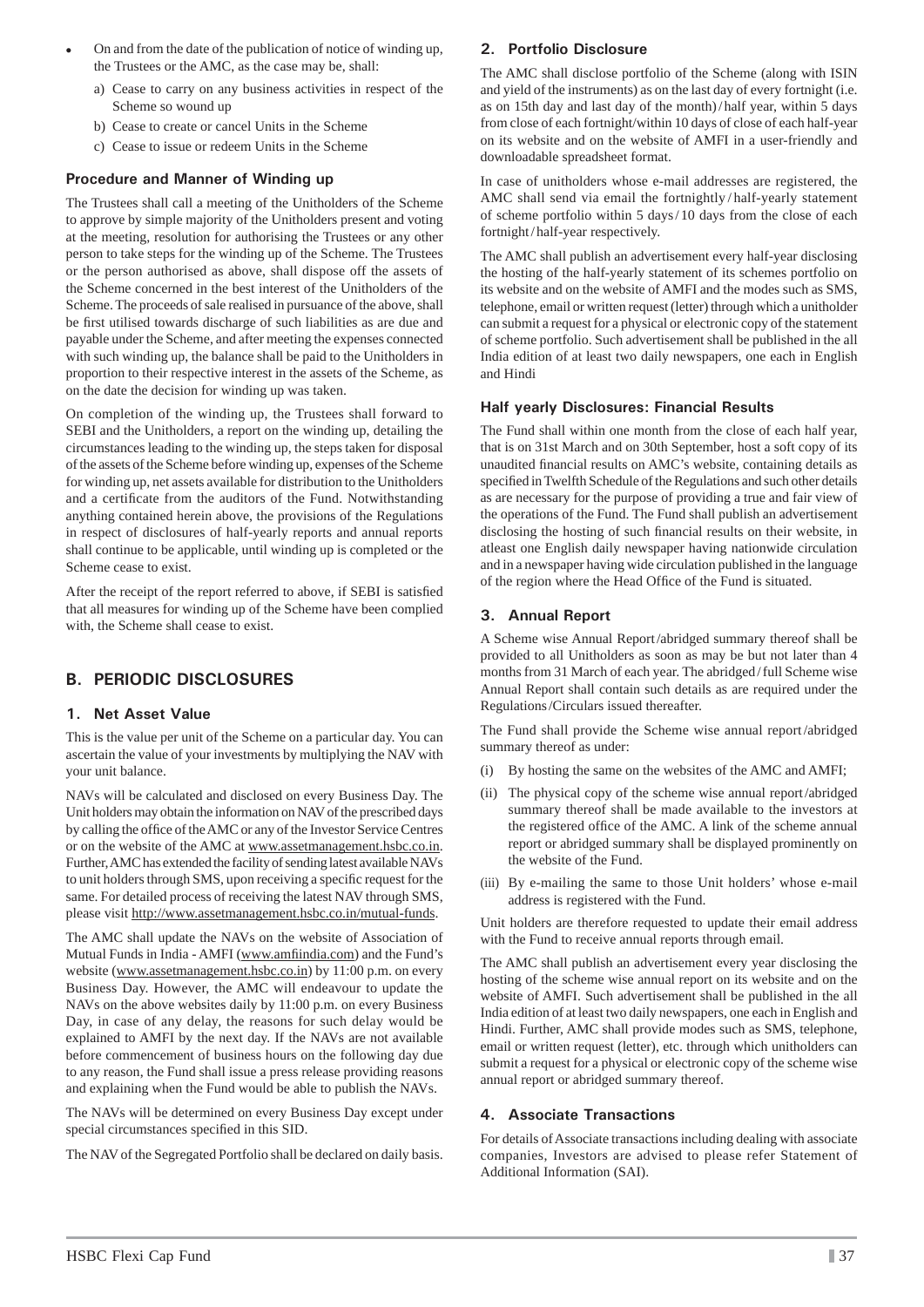- On and from the date of the publication of notice of winding up, the Trustees or the AMC, as the case may be, shall:
    a) Cease to carry on any business activities in respect of the Scheme so wound up
    b) Cease to create or cancel Units in the Scheme
    c) Cease to issue or redeem Units in the Scheme

### Procedure and Manner of Winding up

The Trustees shall call a meeting of the Unitholders of the Scheme to approve by simple majority of the Unitholders present and voting at the meeting, resolution for authorising the Trustees or any other person to take steps for the winding up of the Scheme. The Trustees or the person authorised as above, shall dispose off the assets of the Scheme concerned in the best interest of the Unitholders of the Scheme. The proceeds of sale realised in pursuance of the above, shall be first utilised towards discharge of such liabilities as are due and payable under the Scheme, and after meeting the expenses connected with such winding up, the balance shall be paid to the Unitholders in proportion to their respective interest in the assets of the Scheme, as on the date the decision for winding up was taken.

On completion of the winding up, the Trustees shall forward to SEBI and the Unitholders, a report on the winding up, detailing the circumstances leading to the winding up, the steps taken for disposal of the assets of the Scheme before winding up, expenses of the Scheme for winding up, net assets available for distribution to the Unitholders and a certificate from the auditors of the Fund. Notwithstanding anything contained herein above, the provisions of the Regulations in respect of disclosures of half-yearly reports and annual reports shall continue to be applicable, until winding up is completed or the Scheme cease to exist.

After the receipt of the report referred to above, if SEBI is satisfied that all measures for winding up of the Scheme have been complied with, the Scheme shall cease to exist.

## B. PERIODIC DISCLOSURES

### 1. Net Asset Value

This is the value per unit of the Scheme on a particular day. You can ascertain the value of your investments by multiplying the NAV with your unit balance.

NAVs will be calculated and disclosed on every Business Day. The Unit holders may obtain the information on NAV of the prescribed days by calling the office of the AMC or any of the Investor Service Centres or on the website of the AMC at www.assetmanagement.hsbc.co.in. Further, AMC has extended the facility of sending latest available NAVs to unit holders through SMS, upon receiving a specific request for the same. For detailed process of receiving the latest NAV through SMS, please visit http://www.assetmanagement.hsbc.co.in/mutual-funds.

The AMC shall update the NAVs on the website of Association of Mutual Funds in India - AMFI (www.amfiindia.com) and the Fund's website (www.assetmanagement.hsbc.co.in) by 11:00 p.m. on every Business Day. However, the AMC will endeavour to update the NAVs on the above websites daily by 11:00 p.m. on every Business Day, in case of any delay, the reasons for such delay would be explained to AMFI by the next day. If the NAVs are not available before commencement of business hours on the following day due to any reason, the Fund shall issue a press release providing reasons and explaining when the Fund would be able to publish the NAVs.

The NAVs will be determined on every Business Day except under special circumstances specified in this SID.

The NAV of the Segregated Portfolio shall be declared on daily basis.

### 2. Portfolio Disclosure

The AMC shall disclose portfolio of the Scheme (along with ISIN and yield of the instruments) as on the last day of every fortnight (i.e. as on 15th day and last day of the month) / half year, within 5 days from close of each fortnight/within 10 days of close of each half-year on its website and on the website of AMFI in a user-friendly and downloadable spreadsheet format.

In case of unitholders whose e-mail addresses are registered, the AMC shall send via email the fortnightly / half-yearly statement of scheme portfolio within 5 days / 10 days from the close of each fortnight / half-year respectively.

The AMC shall publish an advertisement every half-year disclosing the hosting of the half-yearly statement of its schemes portfolio on its website and on the website of AMFI and the modes such as SMS, telephone, email or written request (letter) through which a unitholder can submit a request for a physical or electronic copy of the statement of scheme portfolio. Such advertisement shall be published in the all India edition of at least two daily newspapers, one each in English and Hindi

### Half yearly Disclosures: Financial Results

The Fund shall within one month from the close of each half year, that is on 31st March and on 30th September, host a soft copy of its unaudited financial results on AMC's website, containing details as specified in Twelfth Schedule of the Regulations and such other details as are necessary for the purpose of providing a true and fair view of the operations of the Fund. The Fund shall publish an advertisement disclosing the hosting of such financial results on their website, in atleast one English daily newspaper having nationwide circulation and in a newspaper having wide circulation published in the language of the region where the Head Office of the Fund is situated.

### 3. Annual Report

A Scheme wise Annual Report /abridged summary thereof shall be provided to all Unitholders as soon as may be but not later than 4 months from 31 March of each year. The abridged / full Scheme wise Annual Report shall contain such details as are required under the Regulations /Circulars issued thereafter.

The Fund shall provide the Scheme wise annual report /abridged summary thereof as under:

(i) By hosting the same on the websites of the AMC and AMFI;

(ii) The physical copy of the scheme wise annual report /abridged summary thereof shall be made available to the investors at the registered office of the AMC. A link of the scheme annual report or abridged summary shall be displayed prominently on the website of the Fund.

(iii) By e-mailing the same to those Unit holders' whose e-mail address is registered with the Fund.

Unit holders are therefore requested to update their email address with the Fund to receive annual reports through email.

The AMC shall publish an advertisement every year disclosing the hosting of the scheme wise annual report on its website and on the website of AMFI. Such advertisement shall be published in the all India edition of at least two daily newspapers, one each in English and Hindi. Further, AMC shall provide modes such as SMS, telephone, email or written request (letter), etc. through which unitholders can submit a request for a physical or electronic copy of the scheme wise annual report or abridged summary thereof.

### 4. Associate Transactions

For details of Associate transactions including dealing with associate companies, Investors are advised to please refer Statement of Additional Information (SAI).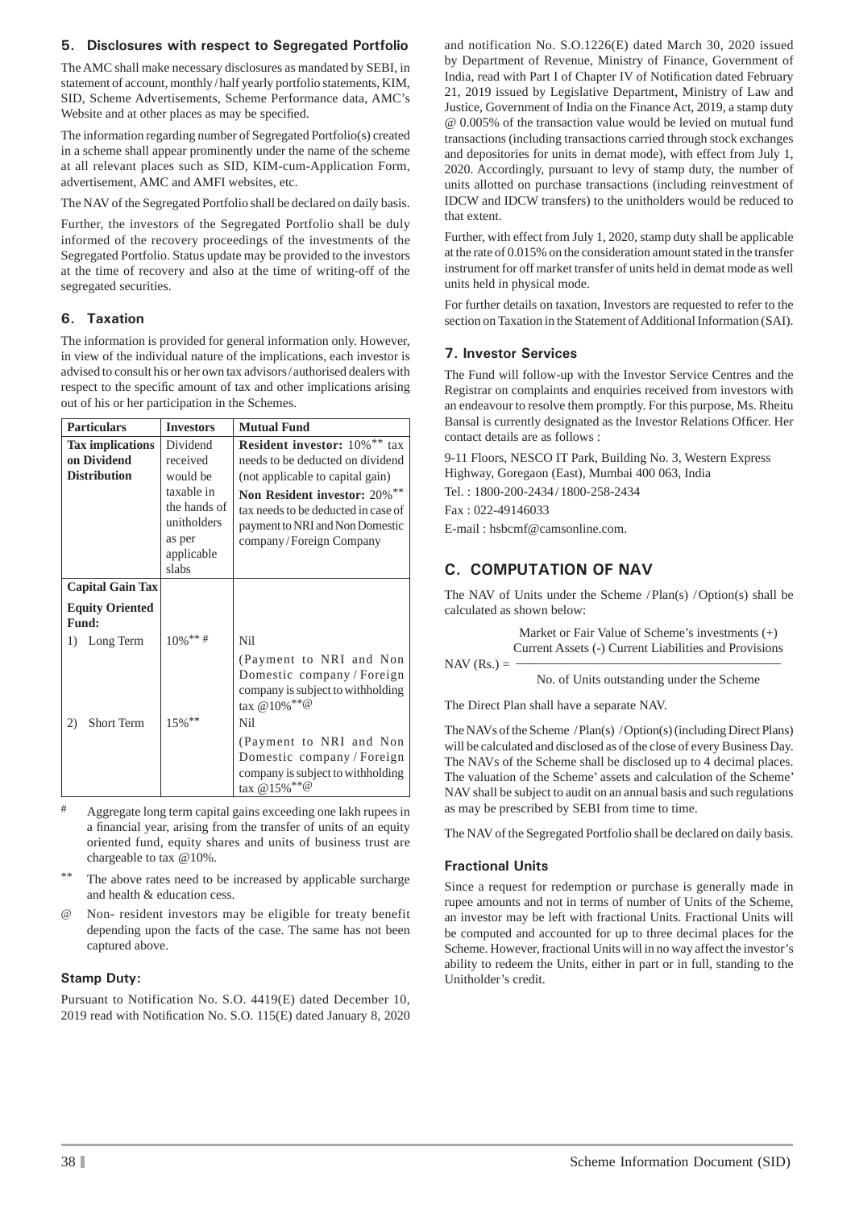## 5. Disclosures with respect to Segregated Portfolio

The AMC shall make necessary disclosures as mandated by SEBI, in statement of account, monthly / half yearly portfolio statements, KIM, SID, Scheme Advertisements, Scheme Performance data, AMC's Website and at other places as may be specified.

The information regarding number of Segregated Portfolio(s) created in a scheme shall appear prominently under the name of the scheme at all relevant places such as SID, KIM-cum-Application Form, advertisement, AMC and AMFI websites, etc.

The NAV of the Segregated Portfolio shall be declared on daily basis.

Further, the investors of the Segregated Portfolio shall be duly informed of the recovery proceedings of the investments of the Segregated Portfolio. Status update may be provided to the investors at the time of recovery and also at the time of writing-off of the segregated securities.

## 6. Taxation

The information is provided for general information only. However, in view of the individual nature of the implications, each investor is advised to consult his or her own tax advisors / authorised dealers with respect to the specific amount of tax and other implications arising out of his or her participation in the Schemes.

| Particulars | Investors | Mutual Fund |
|---|---|---|
| **Tax implications on Dividend Distribution** | Dividend received would be taxable in the hands of unitholders as per applicable slabs | **Resident investor:** 10%** tax needs to be deducted on dividend (not applicable to capital gain)<br>**Non Resident investor:** 20%** tax needs to be deducted in case of payment to NRI and Non Domestic company / Foreign Company |
| **Capital Gain Tax** | | |
| **Equity Oriented Fund:** | | |
| 1) Long Term | 10%** # | Nil<br>(Payment to NRI and Non Domestic company / Foreign company is subject to withholding tax @10%**@ |
| 2) Short Term | 15%** | Nil<br>(Payment to NRI and Non Domestic company / Foreign company is subject to withholding tax @15%**@ |

\# Aggregate long term capital gains exceeding one lakh rupees in a financial year, arising from the transfer of units of an equity oriented fund, equity shares and units of business trust are chargeable to tax @10%.

** The above rates need to be increased by applicable surcharge and health & education cess.

@ Non- resident investors may be eligible for treaty benefit depending upon the facts of the case. The same has not been captured above.

### Stamp Duty:

Pursuant to Notification No. S.O. 4419(E) dated December 10, 2019 read with Notification No. S.O. 115(E) dated January 8, 2020 and notification No. S.O.1226(E) dated March 30, 2020 issued by Department of Revenue, Ministry of Finance, Government of India, read with Part I of Chapter IV of Notification dated February 21, 2019 issued by Legislative Department, Ministry of Law and Justice, Government of India on the Finance Act, 2019, a stamp duty @ 0.005% of the transaction value would be levied on mutual fund transactions (including transactions carried through stock exchanges and depositories for units in demat mode), with effect from July 1, 2020. Accordingly, pursuant to levy of stamp duty, the number of units allotted on purchase transactions (including reinvestment of IDCW and IDCW transfers) to the unitholders would be reduced to that extent.

Further, with effect from July 1, 2020, stamp duty shall be applicable at the rate of 0.015% on the consideration amount stated in the transfer instrument for off market transfer of units held in demat mode as well units held in physical mode.

For further details on taxation, Investors are requested to refer to the section on Taxation in the Statement of Additional Information (SAI).

## 7. Investor Services

The Fund will follow-up with the Investor Service Centres and the Registrar on complaints and enquiries received from investors with an endeavour to resolve them promptly. For this purpose, Ms. Rheitu Bansal is currently designated as the Investor Relations Officer. Her contact details are as follows :

9-11 Floors, NESCO IT Park, Building No. 3, Western Express Highway, Goregaon (East), Mumbai 400 063, India

Tel. : 1800-200-2434 / 1800-258-2434

Fax : 022-49146033

E-mail : hsbcmf@camsonline.com.

# C. COMPUTATION OF NAV

The NAV of Units under the Scheme / Plan(s) / Option(s) shall be calculated as shown below:

$$\text{NAV (Rs.)} = \frac{\text{Market or Fair Value of Scheme's investments (+) Current Assets (-) Current Liabilities and Provisions}}{\text{No. of Units outstanding under the Scheme}}$$

The Direct Plan shall have a separate NAV.

The NAVs of the Scheme / Plan(s) / Option(s) (including Direct Plans) will be calculated and disclosed as of the close of every Business Day. The NAVs of the Scheme shall be disclosed up to 4 decimal places. The valuation of the Scheme' assets and calculation of the Scheme' NAV shall be subject to audit on an annual basis and such regulations as may be prescribed by SEBI from time to time.

The NAV of the Segregated Portfolio shall be declared on daily basis.

### Fractional Units

Since a request for redemption or purchase is generally made in rupee amounts and not in terms of number of Units of the Scheme, an investor may be left with fractional Units. Fractional Units will be computed and accounted for up to three decimal places for the Scheme. However, fractional Units will in no way affect the investor's ability to redeem the Units, either in part or in full, standing to the Unitholder's credit.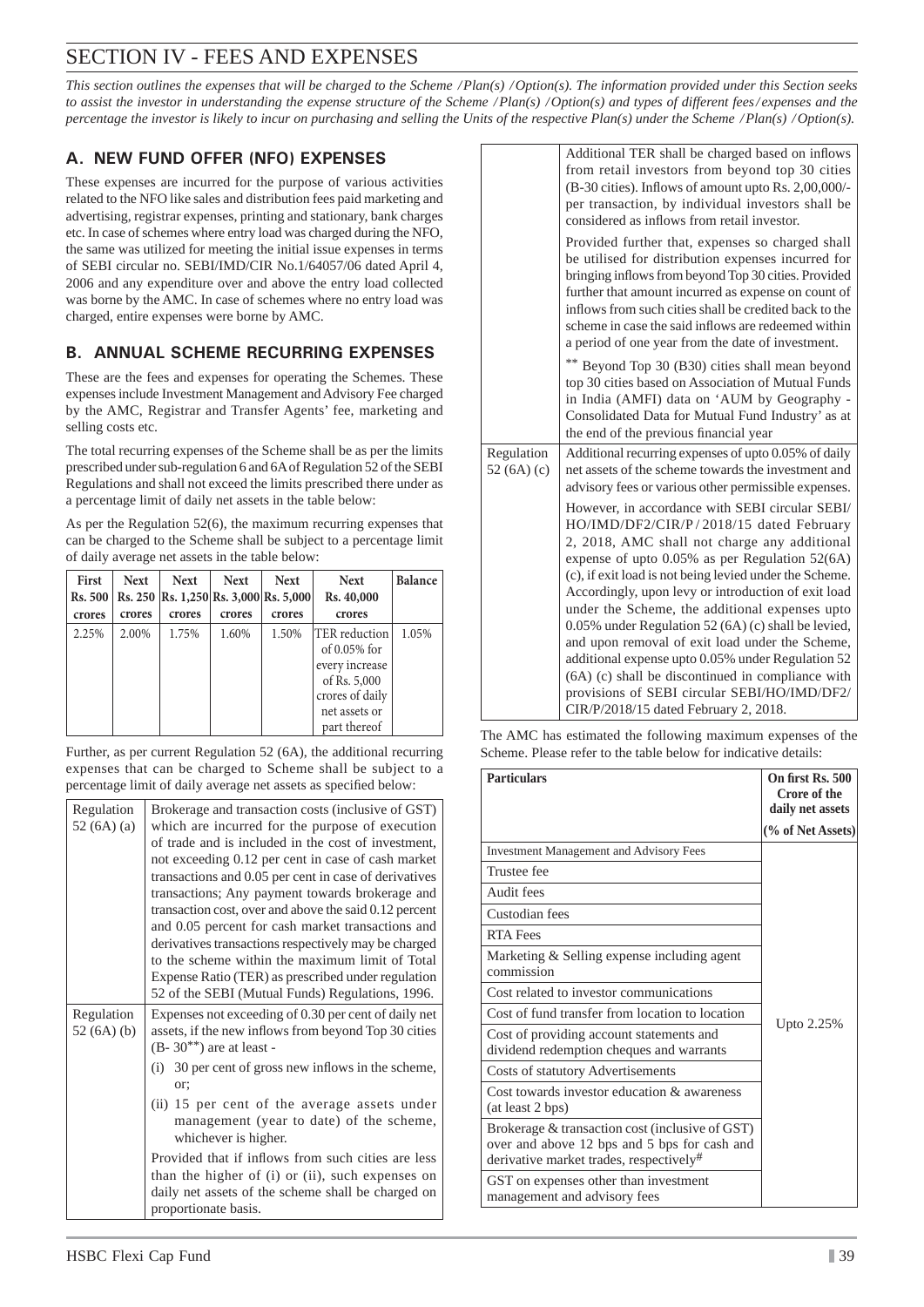# SECTION IV - FEES AND EXPENSES

*This section outlines the expenses that will be charged to the Scheme / Plan(s) / Option(s). The information provided under this Section seeks to assist the investor in understanding the expense structure of the Scheme / Plan(s) / Option(s) and types of different fees / expenses and the percentage the investor is likely to incur on purchasing and selling the Units of the respective Plan(s) under the Scheme / Plan(s) / Option(s).*

## A. NEW FUND OFFER (NFO) EXPENSES

These expenses are incurred for the purpose of various activities related to the NFO like sales and distribution fees paid marketing and advertising, registrar expenses, printing and stationary, bank charges etc. In case of schemes where entry load was charged during the NFO, the same was utilized for meeting the initial issue expenses in terms of SEBI circular no. SEBI/IMD/CIR No.1/64057/06 dated April 4, 2006 and any expenditure over and above the entry load collected was borne by the AMC. In case of schemes where no entry load was charged, entire expenses were borne by AMC.

## B. ANNUAL SCHEME RECURRING EXPENSES

These are the fees and expenses for operating the Schemes. These expenses include Investment Management and Advisory Fee charged by the AMC, Registrar and Transfer Agents' fee, marketing and selling costs etc.

The total recurring expenses of the Scheme shall be as per the limits prescribed under sub-regulation 6 and 6A of Regulation 52 of the SEBI Regulations and shall not exceed the limits prescribed there under as a percentage limit of daily net assets in the table below:

As per the Regulation 52(6), the maximum recurring expenses that can be charged to the Scheme shall be subject to a percentage limit of daily average net assets in the table below:

| First Rs. 500 crores | Next Rs. 250 crores | Next Rs. 1,250 crores | Next Rs. 3,000 crores | Next Rs. 5,000 crores | Next Rs. 40,000 crores | Balance |
|---|---|---|---|---|---|---|
| 2.25% | 2.00% | 1.75% | 1.60% | 1.50% | TER reduction of 0.05% for every increase of Rs. 5,000 crores of daily net assets or part thereof | 1.05% |

Further, as per current Regulation 52 (6A), the additional recurring expenses that can be charged to Scheme shall be subject to a percentage limit of daily average net assets as specified below:

| | |
|---|---|
| Regulation 52 (6A) (a) | Brokerage and transaction costs (inclusive of GST) which are incurred for the purpose of execution of trade and is included in the cost of investment, not exceeding 0.12 per cent in case of cash market transactions and 0.05 per cent in case of derivatives transactions; Any payment towards brokerage and transaction cost, over and above the said 0.12 percent and 0.05 percent for cash market transactions and derivatives transactions respectively may be charged to the scheme within the maximum limit of Total Expense Ratio (TER) as prescribed under regulation 52 of the SEBI (Mutual Funds) Regulations, 1996. |
| Regulation 52 (6A) (b) | Expenses not exceeding of 0.30 per cent of daily net assets, if the new inflows from beyond Top 30 cities (B- 30**) are at least -<br>(i) 30 per cent of gross new inflows in the scheme, or;<br>(ii) 15 per cent of the average assets under management (year to date) of the scheme, whichever is higher.<br>Provided that if inflows from such cities are less than the higher of (i) or (ii), such expenses on daily net assets of the scheme shall be charged on proportionate basis.<br>Additional TER shall be charged based on inflows from retail investors from beyond top 30 cities (B-30 cities). Inflows of amount upto Rs. 2,00,000/- per transaction, by individual investors shall be considered as inflows from retail investor.<br>Provided further that, expenses so charged shall be utilised for distribution expenses incurred for bringing inflows from beyond Top 30 cities. Provided further that amount incurred as expense on count of inflows from such cities shall be credited back to the scheme in case the said inflows are redeemed within a period of one year from the date of investment.<br>** Beyond Top 30 (B30) cities shall mean beyond top 30 cities based on Association of Mutual Funds in India (AMFI) data on 'AUM by Geography - Consolidated Data for Mutual Fund Industry' as at the end of the previous financial year |
| Regulation 52 (6A) (c) | Additional recurring expenses of upto 0.05% of daily net assets of the scheme towards the investment and advisory fees or various other permissible expenses.<br>However, in accordance with SEBI circular SEBI/HO/IMD/DF2/CIR/P/2018/15 dated February 2, 2018, AMC shall not charge any additional expense of upto 0.05% as per Regulation 52(6A) (c), if exit load is not being levied under the Scheme. Accordingly, upon levy or introduction of exit load under the Scheme, the additional expenses upto 0.05% under Regulation 52 (6A) (c) shall be levied, and upon removal of exit load under the Scheme, additional expense upto 0.05% under Regulation 52 (6A) (c) shall be discontinued in compliance with provisions of SEBI circular SEBI/HO/IMD/DF2/CIR/P/2018/15 dated February 2, 2018. |

The AMC has estimated the following maximum expenses of the Scheme. Please refer to the table below for indicative details:

| Particulars | On first Rs. 500 Crore of the daily net assets (% of Net Assets) |
|---|---|
| Investment Management and Advisory Fees | Upto 2.25% |
| Trustee fee | |
| Audit fees | |
| Custodian fees | |
| RTA Fees | |
| Marketing & Selling expense including agent commission | |
| Cost related to investor communications | |
| Cost of fund transfer from location to location | |
| Cost of providing account statements and dividend redemption cheques and warrants | |
| Costs of statutory Advertisements | |
| Cost towards investor education & awareness (at least 2 bps) | |
| Brokerage & transaction cost (inclusive of GST) over and above 12 bps and 5 bps for cash and derivative market trades, respectively# | |
| GST on expenses other than investment management and advisory fees | |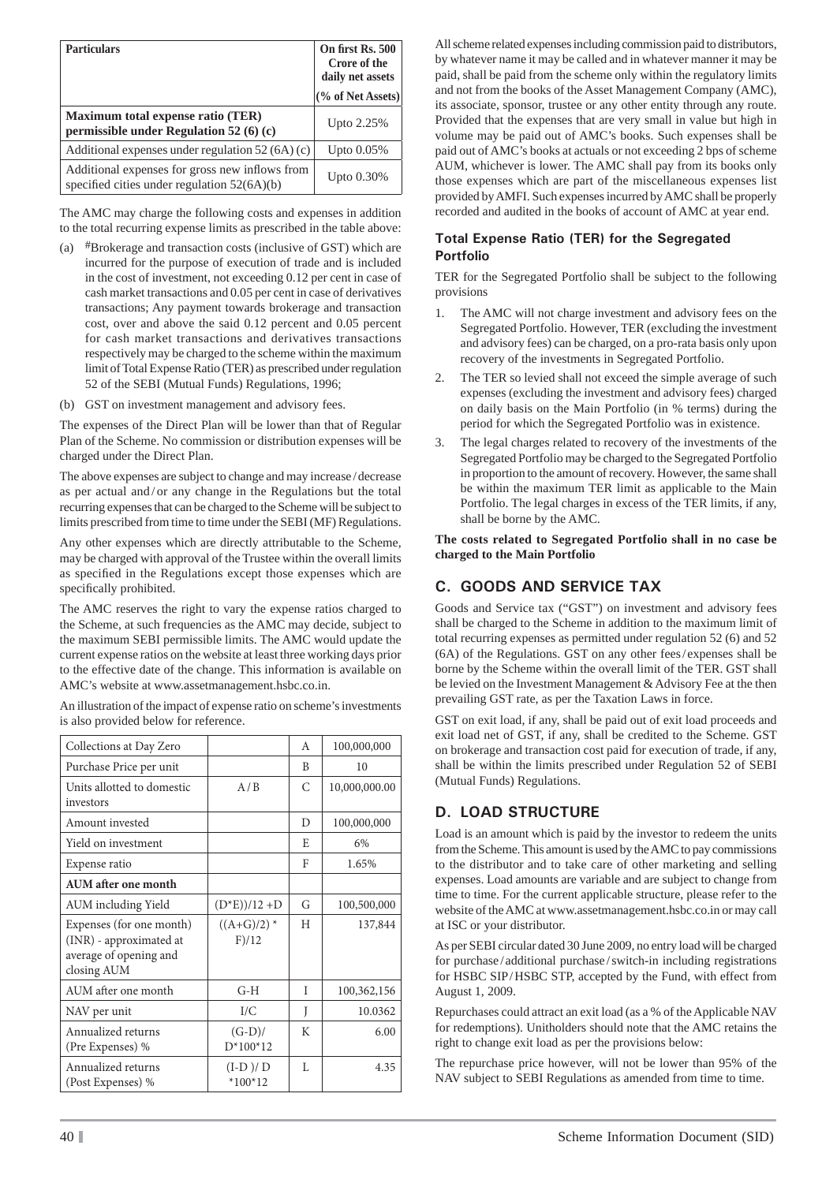| Particulars | On first Rs. 500 Crore of the daily net assets |
|---|---|
| | (% of Net Assets) |
| **Maximum total expense ratio (TER) permissible under Regulation 52 (6) (c)** | Upto 2.25% |
| Additional expenses under regulation 52 (6A) (c) | Upto 0.05% |
| Additional expenses for gross new inflows from specified cities under regulation 52(6A)(b) | Upto 0.30% |

The AMC may charge the following costs and expenses in addition to the total recurring expense limits as prescribed in the table above:

(a) #Brokerage and transaction costs (inclusive of GST) which are incurred for the purpose of execution of trade and is included in the cost of investment, not exceeding 0.12 per cent in case of cash market transactions and 0.05 per cent in case of derivatives transactions; Any payment towards brokerage and transaction cost, over and above the said 0.12 percent and 0.05 percent for cash market transactions and derivatives transactions respectively may be charged to the scheme within the maximum limit of Total Expense Ratio (TER) as prescribed under regulation 52 of the SEBI (Mutual Funds) Regulations, 1996;

(b) GST on investment management and advisory fees.

The expenses of the Direct Plan will be lower than that of Regular Plan of the Scheme. No commission or distribution expenses will be charged under the Direct Plan.

The above expenses are subject to change and may increase / decrease as per actual and / or any change in the Regulations but the total recurring expenses that can be charged to the Scheme will be subject to limits prescribed from time to time under the SEBI (MF) Regulations.

Any other expenses which are directly attributable to the Scheme, may be charged with approval of the Trustee within the overall limits as specified in the Regulations except those expenses which are specifically prohibited.

The AMC reserves the right to vary the expense ratios charged to the Scheme, at such frequencies as the AMC may decide, subject to the maximum SEBI permissible limits. The AMC would update the current expense ratios on the website at least three working days prior to the effective date of the change. This information is available on AMC's website at www.assetmanagement.hsbc.co.in.

An illustration of the impact of expense ratio on scheme's investments is also provided below for reference.

| Collections at Day Zero | | A | 100,000,000 |
|---|---|---|---|
| Purchase Price per unit | | B | 10 |
| Units allotted to domestic investors | A / B | C | 10,000,000.00 |
| Amount invested | | D | 100,000,000 |
| Yield on investment | | E | 6% |
| Expense ratio | | F | 1.65% |
| **AUM after one month** | | | |
| AUM including Yield | (D*E))/12 +D | G | 100,500,000 |
| Expenses (for one month) (INR) - approximated at average of opening and closing AUM | ((A+G)/2) * F)/12 | H | 137,844 |
| AUM after one month | G-H | I | 100,362,156 |
| NAV per unit | I/C | J | 10.0362 |
| Annualized returns (Pre Expenses) % | (G-D)/ D*100*12 | K | 6.00 |
| Annualized returns (Post Expenses) % | (I-D ) / D *100*12 | L | 4.35 |

All scheme related expenses including commission paid to distributors, by whatever name it may be called and in whatever manner it may be paid, shall be paid from the scheme only within the regulatory limits and not from the books of the Asset Management Company (AMC), its associate, sponsor, trustee or any other entity through any route. Provided that the expenses that are very small in value but high in volume may be paid out of AMC's books. Such expenses shall be paid out of AMC's books at actuals or not exceeding 2 bps of scheme AUM, whichever is lower. The AMC shall pay from its books only those expenses which are part of the miscellaneous expenses list provided by AMFI. Such expenses incurred by AMC shall be properly recorded and audited in the books of account of AMC at year end.

### Total Expense Ratio (TER) for the Segregated Portfolio

TER for the Segregated Portfolio shall be subject to the following provisions

1. The AMC will not charge investment and advisory fees on the Segregated Portfolio. However, TER (excluding the investment and advisory fees) can be charged, on a pro-rata basis only upon recovery of the investments in Segregated Portfolio.
2. The TER so levied shall not exceed the simple average of such expenses (excluding the investment and advisory fees) charged on daily basis on the Main Portfolio (in % terms) during the period for which the Segregated Portfolio was in existence.
3. The legal charges related to recovery of the investments of the Segregated Portfolio may be charged to the Segregated Portfolio in proportion to the amount of recovery. However, the same shall be within the maximum TER limit as applicable to the Main Portfolio. The legal charges in excess of the TER limits, if any, shall be borne by the AMC.

**The costs related to Segregated Portfolio shall in no case be charged to the Main Portfolio**

## C. GOODS AND SERVICE TAX

Goods and Service tax ("GST") on investment and advisory fees shall be charged to the Scheme in addition to the maximum limit of total recurring expenses as permitted under regulation 52 (6) and 52 (6A) of the Regulations. GST on any other fees / expenses shall be borne by the Scheme within the overall limit of the TER. GST shall be levied on the Investment Management & Advisory Fee at the then prevailing GST rate, as per the Taxation Laws in force.

GST on exit load, if any, shall be paid out of exit load proceeds and exit load net of GST, if any, shall be credited to the Scheme. GST on brokerage and transaction cost paid for execution of trade, if any, shall be within the limits prescribed under Regulation 52 of SEBI (Mutual Funds) Regulations.

## D. LOAD STRUCTURE

Load is an amount which is paid by the investor to redeem the units from the Scheme. This amount is used by the AMC to pay commissions to the distributor and to take care of other marketing and selling expenses. Load amounts are variable and are subject to change from time to time. For the current applicable structure, please refer to the website of the AMC at www.assetmanagement.hsbc.co.in or may call at ISC or your distributor.

As per SEBI circular dated 30 June 2009, no entry load will be charged for purchase / additional purchase / switch-in including registrations for HSBC SIP / HSBC STP, accepted by the Fund, with effect from August 1, 2009.

Repurchases could attract an exit load (as a % of the Applicable NAV for redemptions). Unitholders should note that the AMC retains the right to change exit load as per the provisions below:

The repurchase price however, will not be lower than 95% of the NAV subject to SEBI Regulations as amended from time to time.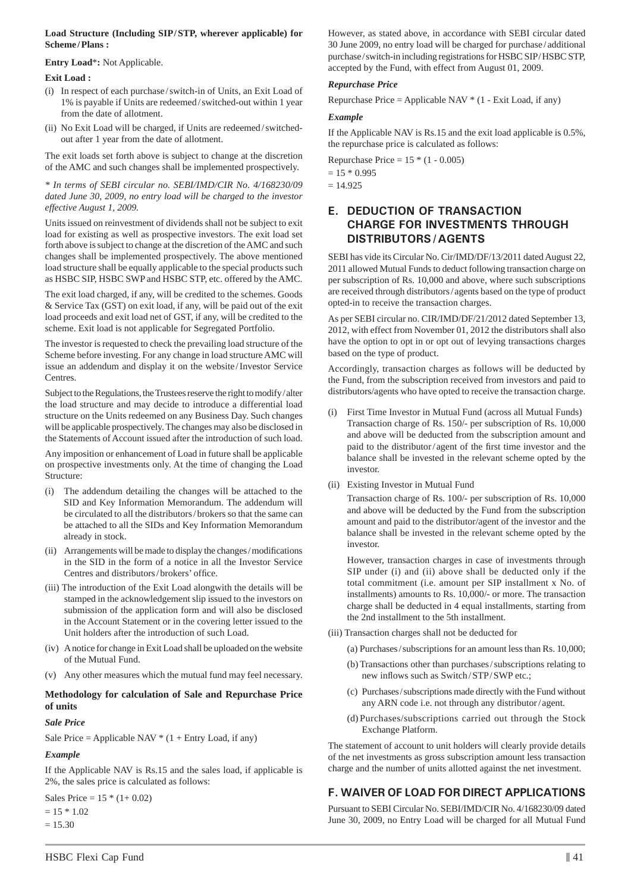**Load Structure (Including SIP/STP, wherever applicable) for Scheme/Plans :**

**Entry Load*:** Not Applicable.

**Exit Load :**

(i) In respect of each purchase/switch-in of Units, an Exit Load of 1% is payable if Units are redeemed/switched-out within 1 year from the date of allotment.

(ii) No Exit Load will be charged, if Units are redeemed/switched-out after 1 year from the date of allotment.

The exit loads set forth above is subject to change at the discretion of the AMC and such changes shall be implemented prospectively.

*\* In terms of SEBI circular no. SEBI/IMD/CIR No. 4/168230/09 dated June 30, 2009, no entry load will be charged to the investor effective August 1, 2009.*

Units issued on reinvestment of dividends shall not be subject to exit load for existing as well as prospective investors. The exit load set forth above is subject to change at the discretion of the AMC and such changes shall be implemented prospectively. The above mentioned load structure shall be equally applicable to the special products such as HSBC SIP, HSBC SWP and HSBC STP, etc. offered by the AMC.

The exit load charged, if any, will be credited to the schemes. Goods & Service Tax (GST) on exit load, if any, will be paid out of the exit load proceeds and exit load net of GST, if any, will be credited to the scheme. Exit load is not applicable for Segregated Portfolio.

The investor is requested to check the prevailing load structure of the Scheme before investing. For any change in load structure AMC will issue an addendum and display it on the website/Investor Service Centres.

Subject to the Regulations, the Trustees reserve the right to modify/alter the load structure and may decide to introduce a differential load structure on the Units redeemed on any Business Day. Such changes will be applicable prospectively. The changes may also be disclosed in the Statements of Account issued after the introduction of such load.

Any imposition or enhancement of Load in future shall be applicable on prospective investments only. At the time of changing the Load Structure:

(i) The addendum detailing the changes will be attached to the SID and Key Information Memorandum. The addendum will be circulated to all the distributors/brokers so that the same can be attached to all the SIDs and Key Information Memorandum already in stock.

(ii) Arrangements will be made to display the changes/modifications in the SID in the form of a notice in all the Investor Service Centres and distributors/brokers' office.

(iii) The introduction of the Exit Load alongwith the details will be stamped in the acknowledgement slip issued to the investors on submission of the application form and will also be disclosed in the Account Statement or in the covering letter issued to the Unit holders after the introduction of such Load.

(iv) A notice for change in Exit Load shall be uploaded on the website of the Mutual Fund.

(v) Any other measures which the mutual fund may feel necessary.

**Methodology for calculation of Sale and Repurchase Price of units**

***Sale Price***

Sale Price = Applicable NAV * (1 + Entry Load, if any)

***Example***

If the Applicable NAV is Rs.15 and the sales load, if applicable is 2%, the sales price is calculated as follows:

Sales Price = 15 * (1+ 0.02)
= 15 * 1.02
= 15.30

However, as stated above, in accordance with SEBI circular dated 30 June 2009, no entry load will be charged for purchase/additional purchase/switch-in including registrations for HSBC SIP/HSBC STP, accepted by the Fund, with effect from August 01, 2009.

***Repurchase Price***

Repurchase Price = Applicable NAV * (1 - Exit Load, if any)

***Example***

If the Applicable NAV is Rs.15 and the exit load applicable is 0.5%, the repurchase price is calculated as follows:

Repurchase Price = 15 * (1 - 0.005)
= 15 * 0.995
= 14.925

## E. DEDUCTION OF TRANSACTION CHARGE FOR INVESTMENTS THROUGH DISTRIBUTORS/AGENTS

SEBI has vide its Circular No. Cir/IMD/DF/13/2011 dated August 22, 2011 allowed Mutual Funds to deduct following transaction charge on per subscription of Rs. 10,000 and above, where such subscriptions are received through distributors/agents based on the type of product opted-in to receive the transaction charges.

As per SEBI circular no. CIR/IMD/DF/21/2012 dated September 13, 2012, with effect from November 01, 2012 the distributors shall also have the option to opt in or opt out of levying transactions charges based on the type of product.

Accordingly, transaction charges as follows will be deducted by the Fund, from the subscription received from investors and paid to distributors/agents who have opted to receive the transaction charge.

(i) First Time Investor in Mutual Fund (across all Mutual Funds)
Transaction charge of Rs. 150/- per subscription of Rs. 10,000 and above will be deducted from the subscription amount and paid to the distributor/agent of the first time investor and the balance shall be invested in the relevant scheme opted by the investor.

(ii) Existing Investor in Mutual Fund

Transaction charge of Rs. 100/- per subscription of Rs. 10,000 and above will be deducted by the Fund from the subscription amount and paid to the distributor/agent of the investor and the balance shall be invested in the relevant scheme opted by the investor.

However, transaction charges in case of investments through SIP under (i) and (ii) above shall be deducted only if the total commitment (i.e. amount per SIP installment x No. of installments) amounts to Rs. 10,000/- or more. The transaction charge shall be deducted in 4 equal installments, starting from the 2nd installment to the 5th installment.

(iii) Transaction charges shall not be deducted for

(a) Purchases/subscriptions for an amount less than Rs. 10,000;

(b) Transactions other than purchases/subscriptions relating to new inflows such as Switch/STP/SWP etc.;

(c) Purchases/subscriptions made directly with the Fund without any ARN code i.e. not through any distributor/agent.

(d) Purchases/subscriptions carried out through the Stock Exchange Platform.

The statement of account to unit holders will clearly provide details of the net investments as gross subscription amount less transaction charge and the number of units allotted against the net investment.

## F. WAIVER OF LOAD FOR DIRECT APPLICATIONS

Pursuant to SEBI Circular No. SEBI/IMD/CIR No. 4/168230/09 dated June 30, 2009, no Entry Load will be charged for all Mutual Fund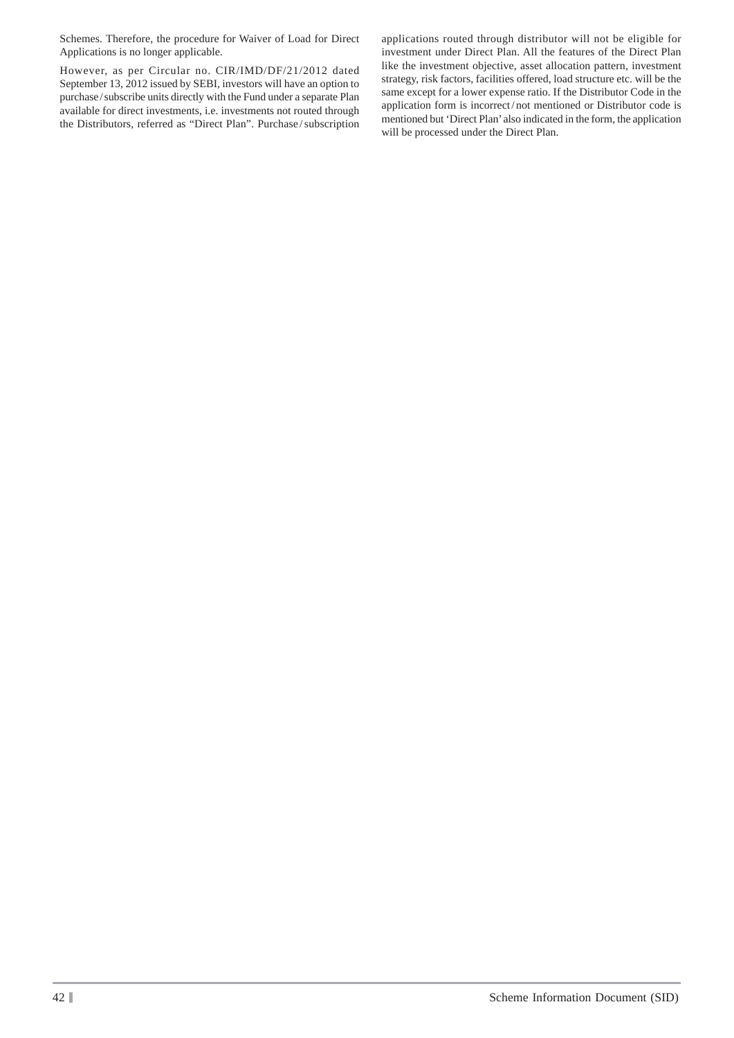Schemes. Therefore, the procedure for Waiver of Load for Direct Applications is no longer applicable.

However, as per Circular no. CIR/IMD/DF/21/2012 dated September 13, 2012 issued by SEBI, investors will have an option to purchase / subscribe units directly with the Fund under a separate Plan available for direct investments, i.e. investments not routed through the Distributors, referred as "Direct Plan". Purchase / subscription applications routed through distributor will not be eligible for investment under Direct Plan. All the features of the Direct Plan like the investment objective, asset allocation pattern, investment strategy, risk factors, facilities offered, load structure etc. will be the same except for a lower expense ratio. If the Distributor Code in the application form is incorrect / not mentioned or Distributor code is mentioned but 'Direct Plan' also indicated in the form, the application will be processed under the Direct Plan.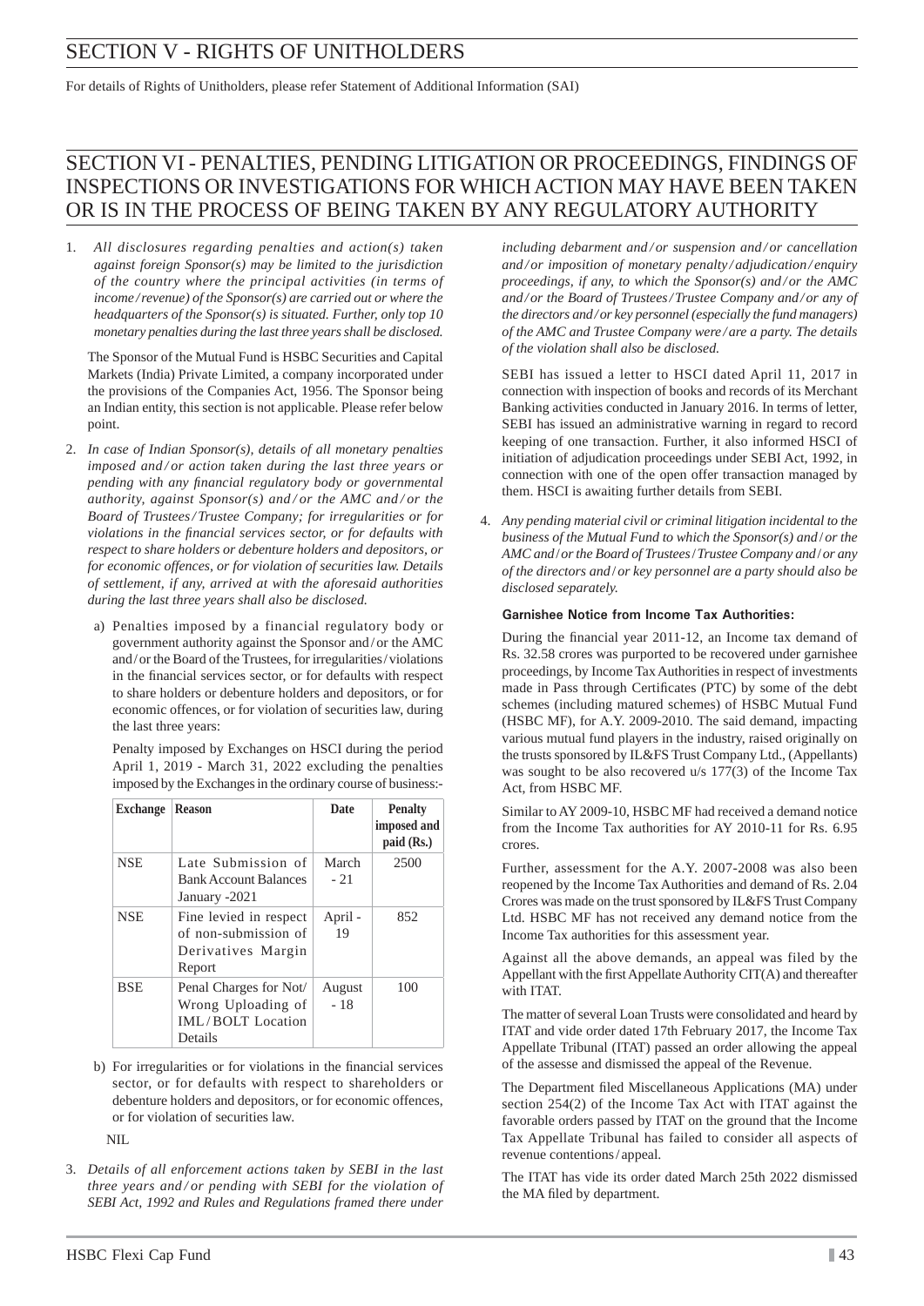# SECTION V - RIGHTS OF UNITHOLDERS

For details of Rights of Unitholders, please refer Statement of Additional Information (SAI)

# SECTION VI - PENALTIES, PENDING LITIGATION OR PROCEEDINGS, FINDINGS OF INSPECTIONS OR INVESTIGATIONS FOR WHICH ACTION MAY HAVE BEEN TAKEN OR IS IN THE PROCESS OF BEING TAKEN BY ANY REGULATORY AUTHORITY

1. *All disclosures regarding penalties and action(s) taken against foreign Sponsor(s) may be limited to the jurisdiction of the country where the principal activities (in terms of income / revenue) of the Sponsor(s) are carried out or where the headquarters of the Sponsor(s) is situated. Further, only top 10 monetary penalties during the last three years shall be disclosed.*

   The Sponsor of the Mutual Fund is HSBC Securities and Capital Markets (India) Private Limited, a company incorporated under the provisions of the Companies Act, 1956. The Sponsor being an Indian entity, this section is not applicable. Please refer below point.

2. *In case of Indian Sponsor(s), details of all monetary penalties imposed and / or action taken during the last three years or pending with any financial regulatory body or governmental authority, against Sponsor(s) and / or the AMC and / or the Board of Trustees / Trustee Company; for irregularities or for violations in the financial services sector, or for defaults with respect to share holders or debenture holders and depositors, or for economic offences, or for violation of securities law. Details of settlement, if any, arrived at with the aforesaid authorities during the last three years shall also be disclosed.*

   a) Penalties imposed by a financial regulatory body or government authority against the Sponsor and / or the AMC and / or the Board of the Trustees, for irregularities / violations in the financial services sector, or for defaults with respect to share holders or debenture holders and depositors, or for economic offences, or for violation of securities law, during the last three years:

   Penalty imposed by Exchanges on HSCI during the period April 1, 2019 - March 31, 2022 excluding the penalties imposed by the Exchanges in the ordinary course of business:-

| Exchange | Reason | Date | Penalty imposed and paid (Rs.) |
|---|---|---|---|
| NSE | Late Submission of Bank Account Balances January -2021 | March - 21 | 2500 |
| NSE | Fine levied in respect of non-submission of Derivatives Margin Report | April - 19 | 852 |
| BSE | Penal Charges for Not/ Wrong Uploading of IML / BOLT Location Details | August - 18 | 100 |

   b) For irregularities or for violations in the financial services sector, or for defaults with respect to shareholders or debenture holders and depositors, or for economic offences, or for violation of securities law.

   NIL

3. *Details of all enforcement actions taken by SEBI in the last three years and / or pending with SEBI for the violation of SEBI Act, 1992 and Rules and Regulations framed there under including debarment and / or suspension and / or cancellation and / or imposition of monetary penalty / adjudication / enquiry proceedings, if any, to which the Sponsor(s) and / or the AMC and / or the Board of Trustees / Trustee Company and / or any of the directors and / or key personnel (especially the fund managers) of the AMC and Trustee Company were / are a party. The details of the violation shall also be disclosed.*

   SEBI has issued a letter to HSCI dated April 11, 2017 in connection with inspection of books and records of its Merchant Banking activities conducted in January 2016. In terms of letter, SEBI has issued an administrative warning in regard to record keeping of one transaction. Further, it also informed HSCI of initiation of adjudication proceedings under SEBI Act, 1992, in connection with one of the open offer transaction managed by them. HSCI is awaiting further details from SEBI.

4. *Any pending material civil or criminal litigation incidental to the business of the Mutual Fund to which the Sponsor(s) and / or the AMC and / or the Board of Trustees / Trustee Company and / or any of the directors and / or key personnel are a party should also be disclosed separately.*

   **Garnishee Notice from Income Tax Authorities:**

   During the financial year 2011-12, an Income tax demand of Rs. 32.58 crores was purported to be recovered under garnishee proceedings, by Income Tax Authorities in respect of investments made in Pass through Certificates (PTC) by some of the debt schemes (including matured schemes) of HSBC Mutual Fund (HSBC MF), for A.Y. 2009-2010. The said demand, impacting various mutual fund players in the industry, raised originally on the trusts sponsored by IL&FS Trust Company Ltd., (Appellants) was sought to be also recovered u/s 177(3) of the Income Tax Act, from HSBC MF.

   Similar to AY 2009-10, HSBC MF had received a demand notice from the Income Tax authorities for AY 2010-11 for Rs. 6.95 crores.

   Further, assessment for the A.Y. 2007-2008 was also been reopened by the Income Tax Authorities and demand of Rs. 2.04 Crores was made on the trust sponsored by IL&FS Trust Company Ltd. HSBC MF has not received any demand notice from the Income Tax authorities for this assessment year.

   Against all the above demands, an appeal was filed by the Appellant with the first Appellate Authority CIT(A) and thereafter with ITAT.

   The matter of several Loan Trusts were consolidated and heard by ITAT and vide order dated 17th February 2017, the Income Tax Appellate Tribunal (ITAT) passed an order allowing the appeal of the assesse and dismissed the appeal of the Revenue.

   The Department filed Miscellaneous Applications (MA) under section 254(2) of the Income Tax Act with ITAT against the favorable orders passed by ITAT on the ground that the Income Tax Appellate Tribunal has failed to consider all aspects of revenue contentions / appeal.

   The ITAT has vide its order dated March 25th 2022 dismissed the MA filed by department.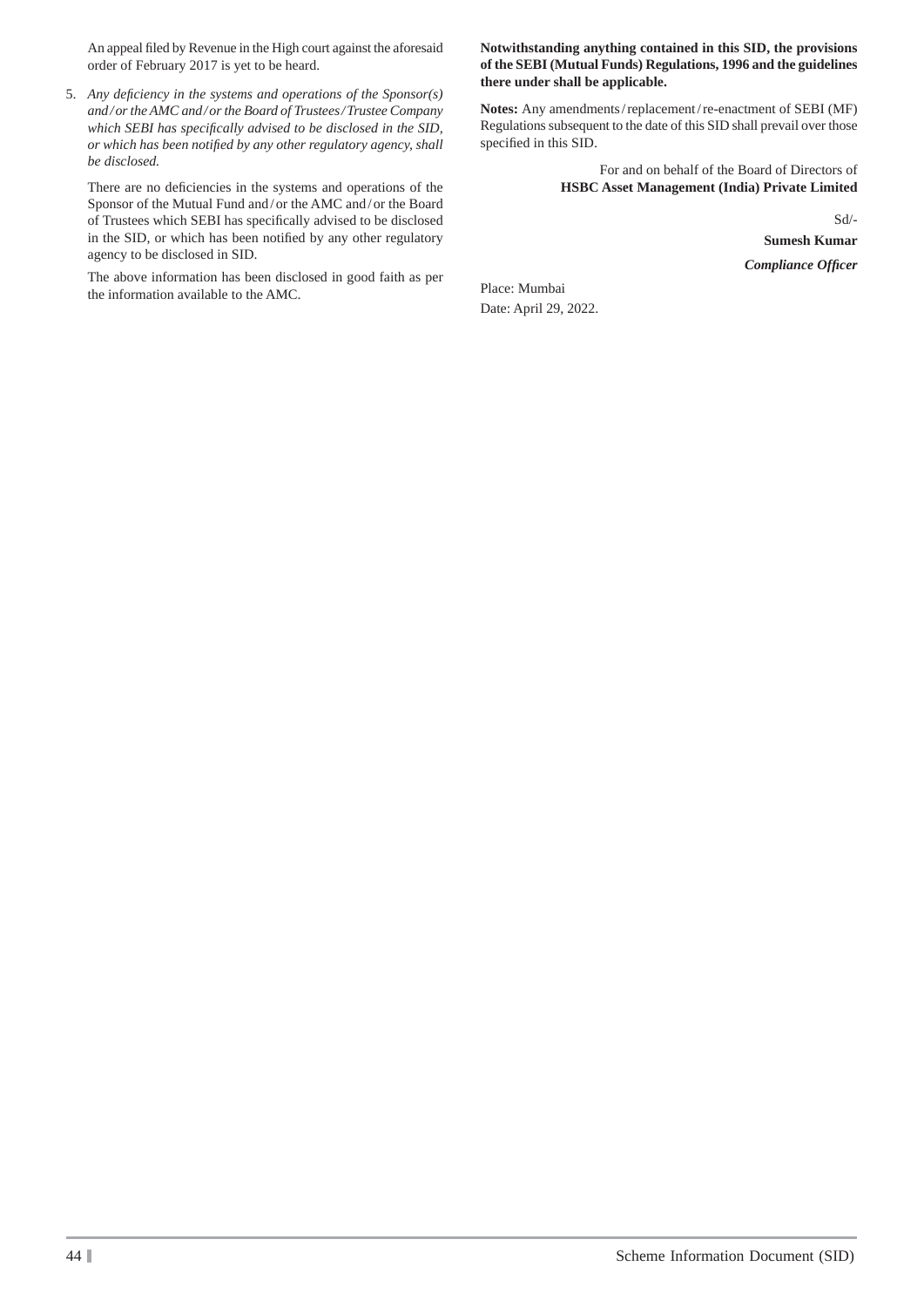An appeal filed by Revenue in the High court against the aforesaid order of February 2017 is yet to be heard.

5. *Any deficiency in the systems and operations of the Sponsor(s) and / or the AMC and / or the Board of Trustees / Trustee Company which SEBI has specifically advised to be disclosed in the SID, or which has been notified by any other regulatory agency, shall be disclosed.*

   There are no deficiencies in the systems and operations of the Sponsor of the Mutual Fund and / or the AMC and / or the Board of Trustees which SEBI has specifically advised to be disclosed in the SID, or which has been notified by any other regulatory agency to be disclosed in SID.

   The above information has been disclosed in good faith as per the information available to the AMC.

**Notwithstanding anything contained in this SID, the provisions of the SEBI (Mutual Funds) Regulations, 1996 and the guidelines there under shall be applicable.**

**Notes:** Any amendments / replacement / re-enactment of SEBI (MF) Regulations subsequent to the date of this SID shall prevail over those specified in this SID.

For and on behalf of the Board of Directors of
**HSBC Asset Management (India) Private Limited**

Sd/-

**Sumesh Kumar**

***Compliance Officer***

Place: Mumbai
Date: April 29, 2022.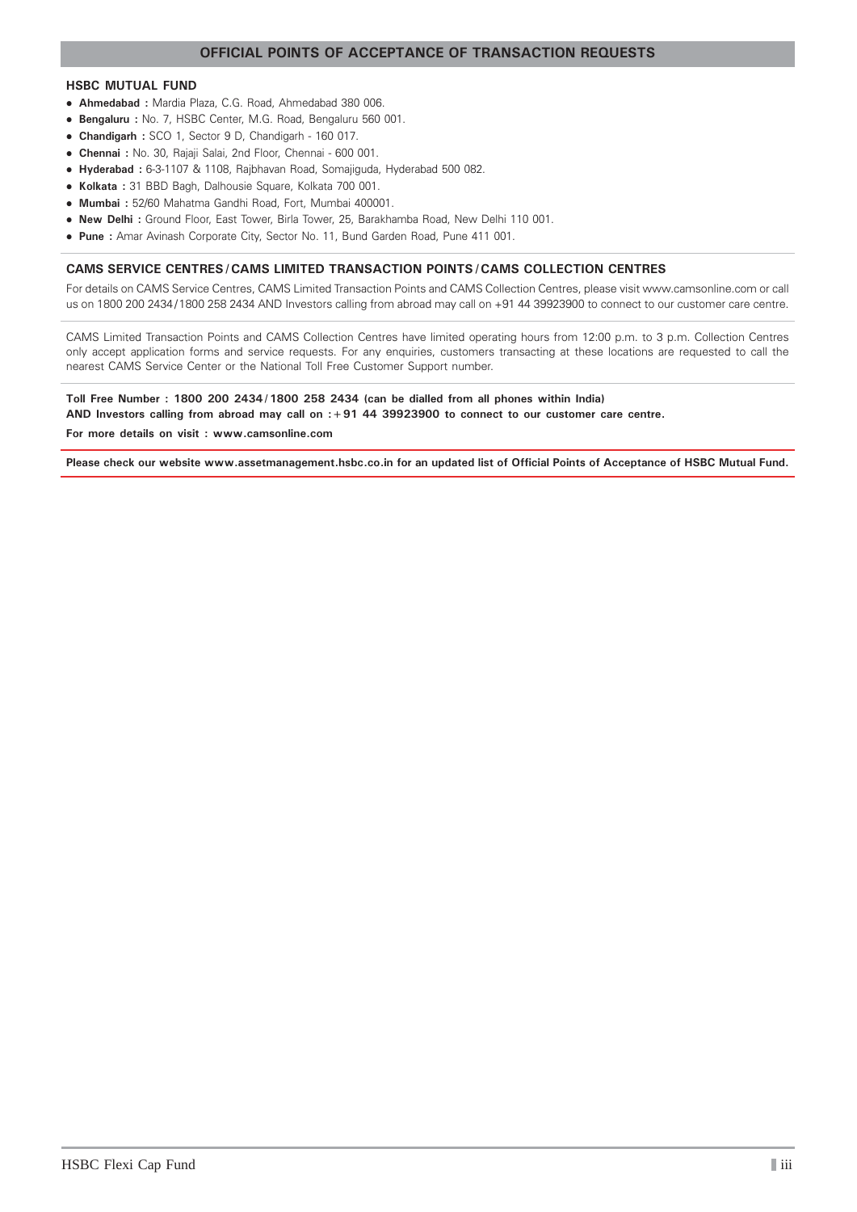# OFFICIAL POINTS OF ACCEPTANCE OF TRANSACTION REQUESTS

## HSBC MUTUAL FUND

- **Ahmedabad :** Mardia Plaza, C.G. Road, Ahmedabad 380 006.
- **Bengaluru :** No. 7, HSBC Center, M.G. Road, Bengaluru 560 001.
- **Chandigarh :** SCO 1, Sector 9 D, Chandigarh - 160 017.
- **Chennai :** No. 30, Rajaji Salai, 2nd Floor, Chennai - 600 001.
- **Hyderabad :** 6-3-1107 & 1108, Rajbhavan Road, Somajiguda, Hyderabad 500 082.
- **Kolkata :** 31 BBD Bagh, Dalhousie Square, Kolkata 700 001.
- **Mumbai :** 52/60 Mahatma Gandhi Road, Fort, Mumbai 400001.
- **New Delhi :** Ground Floor, East Tower, Birla Tower, 25, Barakhamba Road, New Delhi 110 001.
- **Pune :** Amar Avinash Corporate City, Sector No. 11, Bund Garden Road, Pune 411 001.

## CAMS SERVICE CENTRES / CAMS LIMITED TRANSACTION POINTS / CAMS COLLECTION CENTRES

For details on CAMS Service Centres, CAMS Limited Transaction Points and CAMS Collection Centres, please visit www.camsonline.com or call us on 1800 200 2434/1800 258 2434 AND Investors calling from abroad may call on +91 44 39923900 to connect to our customer care centre.

CAMS Limited Transaction Points and CAMS Collection Centres have limited operating hours from 12:00 p.m. to 3 p.m. Collection Centres only accept application forms and service requests. For any enquiries, customers transacting at these locations are requested to call the nearest CAMS Service Center or the National Toll Free Customer Support number.

**Toll Free Number : 1800 200 2434 / 1800 258 2434 (can be dialled from all phones within India)**
**AND Investors calling from abroad may call on : +91 44 39923900 to connect to our customer care centre.**

**For more details on visit : www.camsonline.com**

**Please check our website www.assetmanagement.hsbc.co.in for an updated list of Official Points of Acceptance of HSBC Mutual Fund.**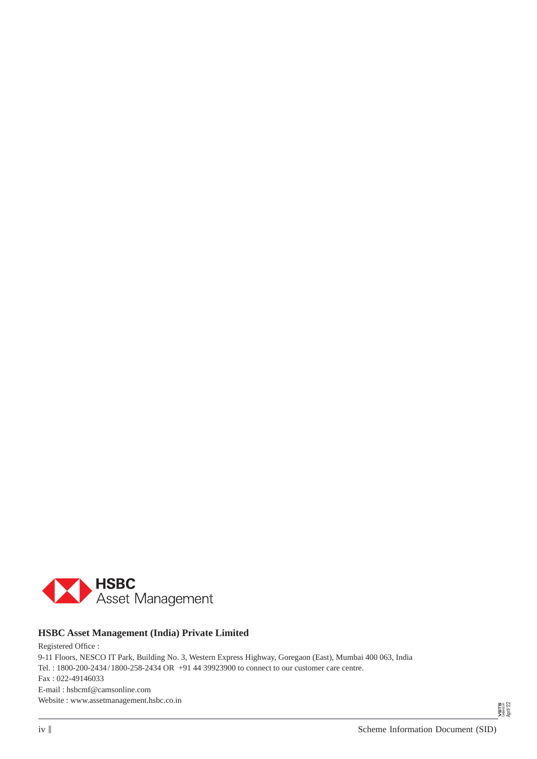HSBC
Asset Management

**HSBC Asset Management (India) Private Limited**

Registered Office :
9-11 Floors, NESCO IT Park, Building No. 3, Western Express Highway, Goregaon (East), Mumbai 400 063, India
Tel. : 1800-200-2434 / 1800-258-2434 OR +91 44 39923900 to connect to our customer care centre.
Fax : 022-49146033
E-mail : hsbcmf@camsonline.com
Website : www.assetmanagement.hsbc.co.in